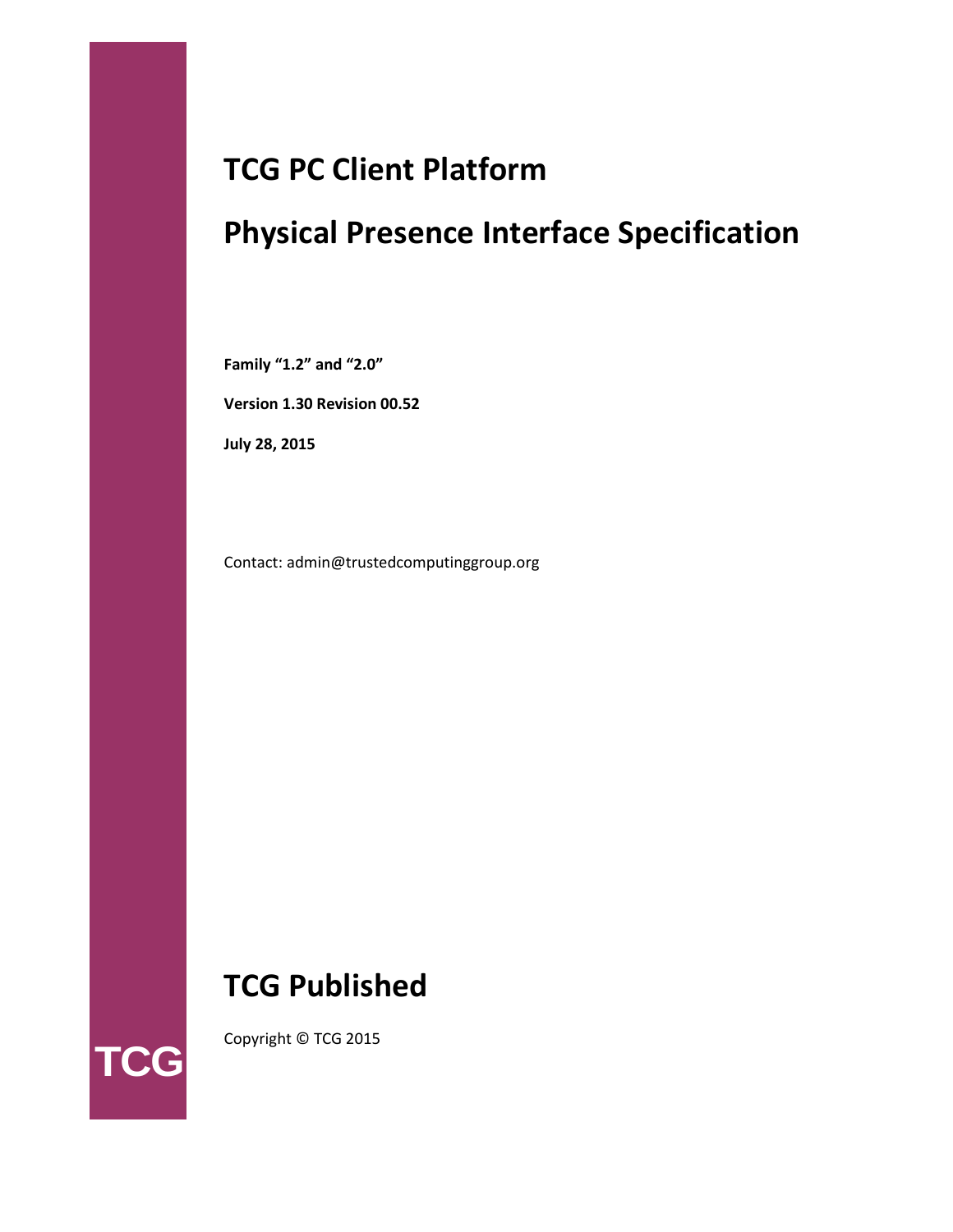TCG

# TCG PC Client Platform

# Physical Presence Interface Specification

**Family "1.2" and "2.0"**

**Version 1.30 Revision 00.52**

**July 28, 2015**

Contact: admin@trustedcomputinggroup.org

## TCG Published

Copyright © TCG 2015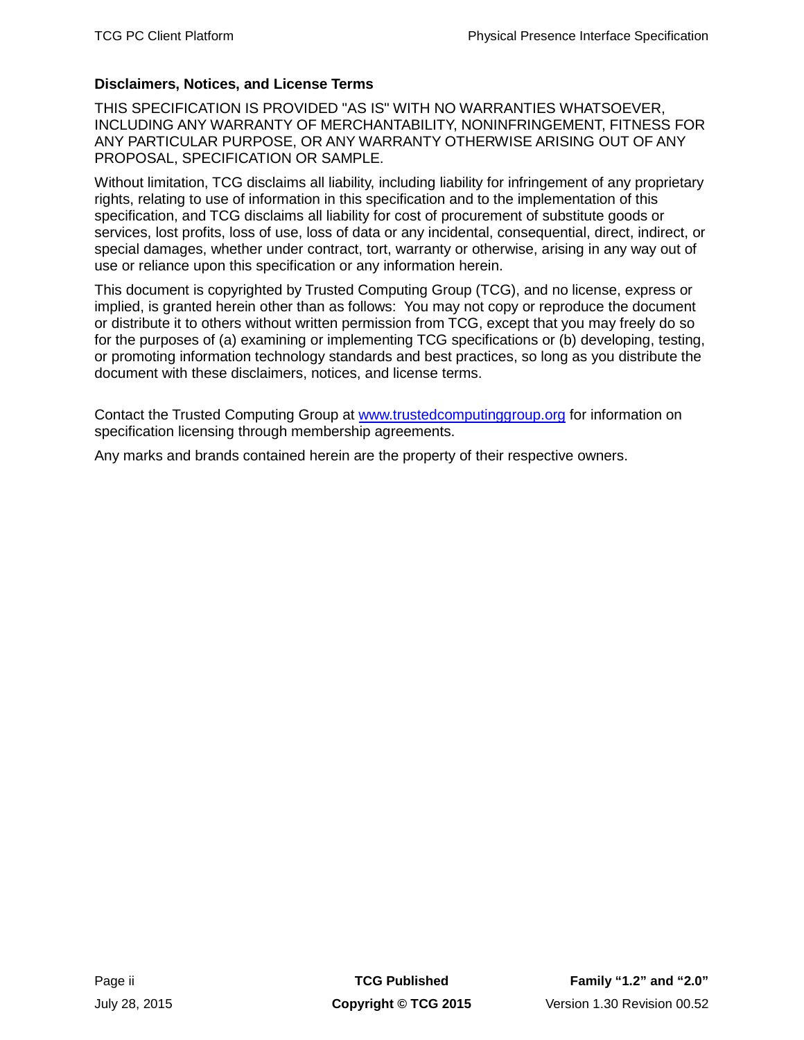**Disclaimers, Notices, and License Terms**

THIS SPECIFICATION IS PROVIDED "AS IS" WITH NO WARRANTIES WHATSOEVER, INCLUDING ANY WARRANTY OF MERCHANTABILITY, NONINFRINGEMENT, FITNESS FOR ANY PARTICULAR PURPOSE, OR ANY WARRANTY OTHERWISE ARISING OUT OF ANY PROPOSAL, SPECIFICATION OR SAMPLE.

Without limitation, TCG disclaims all liability, including liability for infringement of any proprietary rights, relating to use of information in this specification and to the implementation of this specification, and TCG disclaims all liability for cost of procurement of substitute goods or services, lost profits, loss of use, loss of data or any incidental, consequential, direct, indirect, or special damages, whether under contract, tort, warranty or otherwise, arising in any way out of use or reliance upon this specification or any information herein.

This document is copyrighted by Trusted Computing Group (TCG), and no license, express or implied, is granted herein other than as follows: You may not copy or reproduce the document or distribute it to others without written permission from TCG, except that you may freely do so for the purposes of (a) examining or implementing TCG specifications or (b) developing, testing, or promoting information technology standards and best practices, so long as you distribute the document with these disclaimers, notices, and license terms.

Contact the Trusted Computing Group at [www.trustedcomputinggroup.org](http://www.trustedcomputinggroup.org) for information on specification licensing through membership agreements.

Any marks and brands contained herein are the property of their respective owners.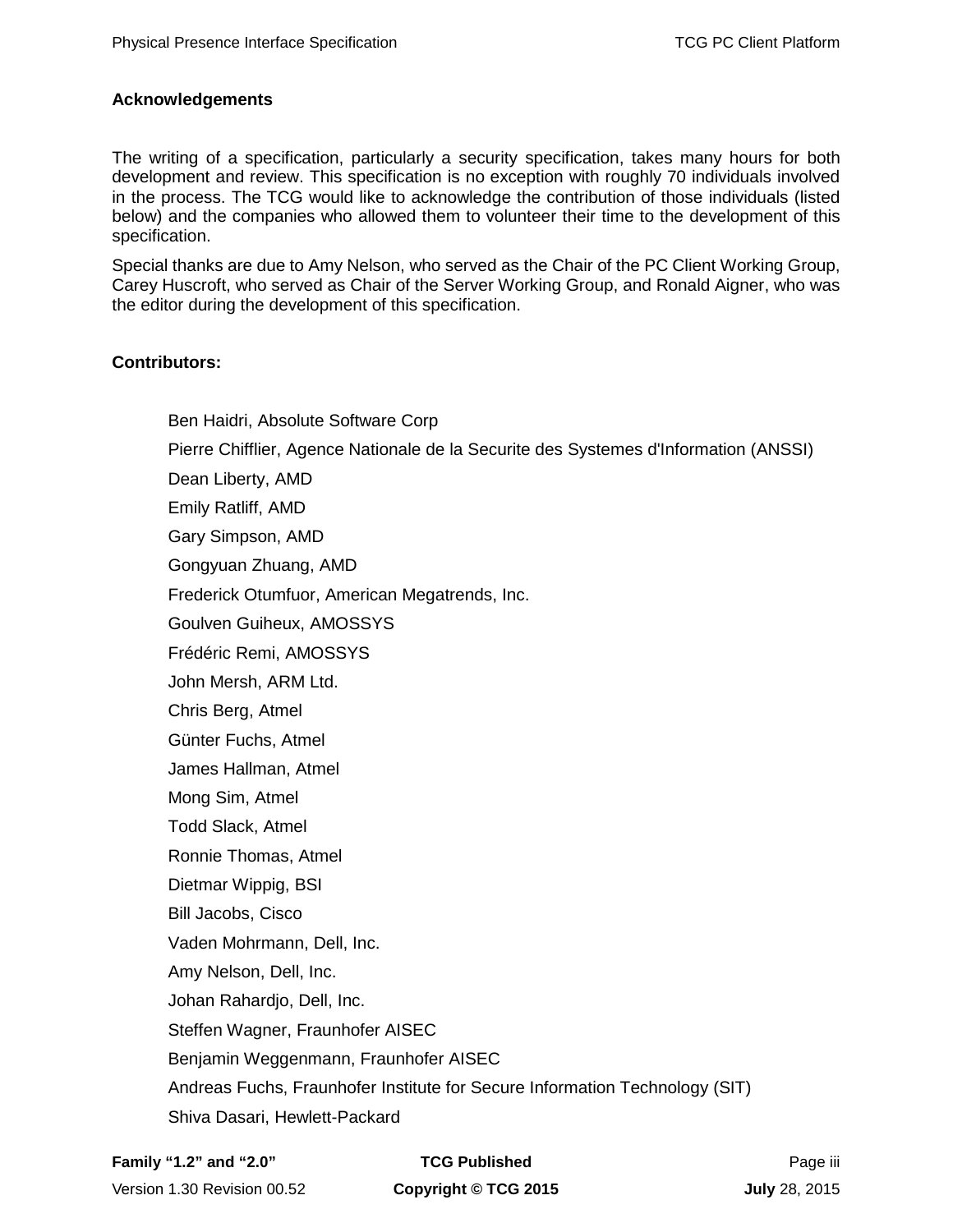## Acknowledgements

The writing of a specification, particularly a security specification, takes many hours for both development and review. This specification is no exception with roughly 70 individuals involved in the process. The TCG would like to acknowledge the contribution of those individuals (listed below) and the companies who allowed them to volunteer their time to the development of this specification.

Special thanks are due to Amy Nelson, who served as the Chair of the PC Client Working Group, Carey Huscroft, who served as Chair of the Server Working Group, and Ronald Aigner, who was the editor during the development of this specification.

## Contributors:

Ben Haidri, Absolute Software Corp

Pierre Chifflier, Agence Nationale de la Securite des Systemes d'Information (ANSSI)

Dean Liberty, AMD

Emily Ratliff, AMD

Gary Simpson, AMD

Gongyuan Zhuang, AMD

Frederick Otumfuor, American Megatrends, Inc.

Goulven Guiheux, AMOSSYS

Frédéric Remi, AMOSSYS

John Mersh, ARM Ltd.

Chris Berg, Atmel

Günter Fuchs, Atmel

James Hallman, Atmel

Mong Sim, Atmel

Todd Slack, Atmel

Ronnie Thomas, Atmel

Dietmar Wippig, BSI

Bill Jacobs, Cisco

Vaden Mohrmann, Dell, Inc.

Amy Nelson, Dell, Inc.

Johan Rahardjo, Dell, Inc.

Steffen Wagner, Fraunhofer AISEC

Benjamin Weggenmann, Fraunhofer AISEC

Andreas Fuchs, Fraunhofer Institute for Secure Information Technology (SIT)

Shiva Dasari, Hewlett-Packard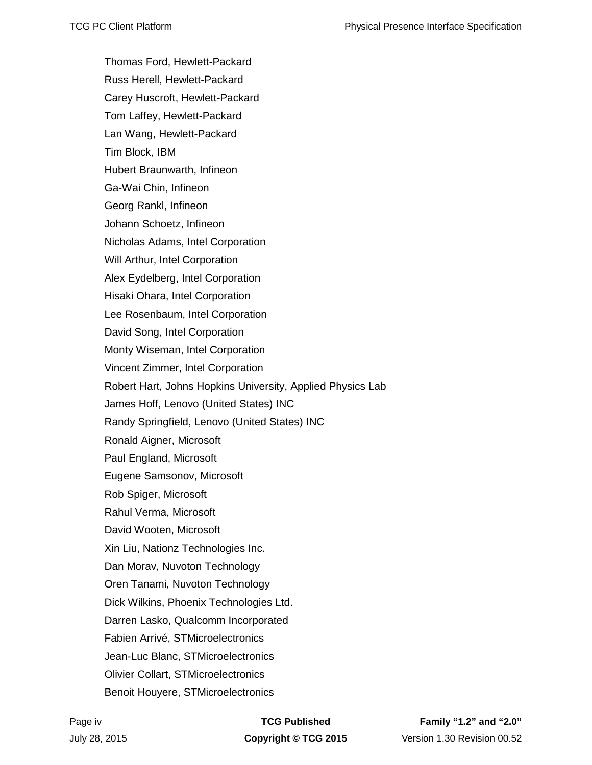Thomas Ford, Hewlett-Packard

Russ Herell, Hewlett-Packard

Carey Huscroft, Hewlett-Packard

Tom Laffey, Hewlett-Packard

Lan Wang, Hewlett-Packard

Tim Block, IBM

Hubert Braunwarth, Infineon

Ga-Wai Chin, Infineon

Georg Rankl, Infineon

Johann Schoetz, Infineon

Nicholas Adams, Intel Corporation

Will Arthur, Intel Corporation

Alex Eydelberg, Intel Corporation

Hisaki Ohara, Intel Corporation

Lee Rosenbaum, Intel Corporation

David Song, Intel Corporation

Monty Wiseman, Intel Corporation

Vincent Zimmer, Intel Corporation

Robert Hart, Johns Hopkins University, Applied Physics Lab

James Hoff, Lenovo (United States) INC

Randy Springfield, Lenovo (United States) INC

Ronald Aigner, Microsoft

Paul England, Microsoft

Eugene Samsonov, Microsoft

Rob Spiger, Microsoft

Rahul Verma, Microsoft

David Wooten, Microsoft

Xin Liu, Nationz Technologies Inc.

Dan Morav, Nuvoton Technology

Oren Tanami, Nuvoton Technology

Dick Wilkins, Phoenix Technologies Ltd.

Darren Lasko, Qualcomm Incorporated

Fabien Arrivé, STMicroelectronics

Jean-Luc Blanc, STMicroelectronics

Olivier Collart, STMicroelectronics

Benoit Houyere, STMicroelectronics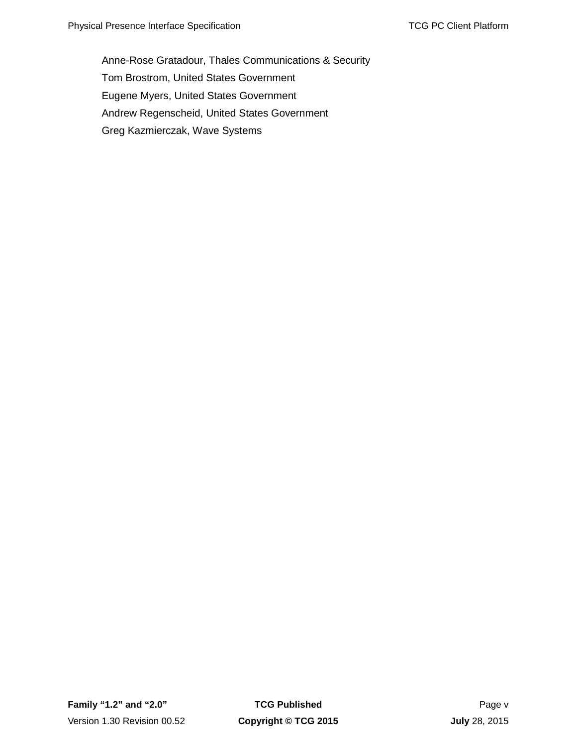Anne-Rose Gratadour, Thales Communications & Security

Tom Brostrom, United States Government

Eugene Myers, United States Government

Andrew Regenscheid, United States Government

Greg Kazmierczak, Wave Systems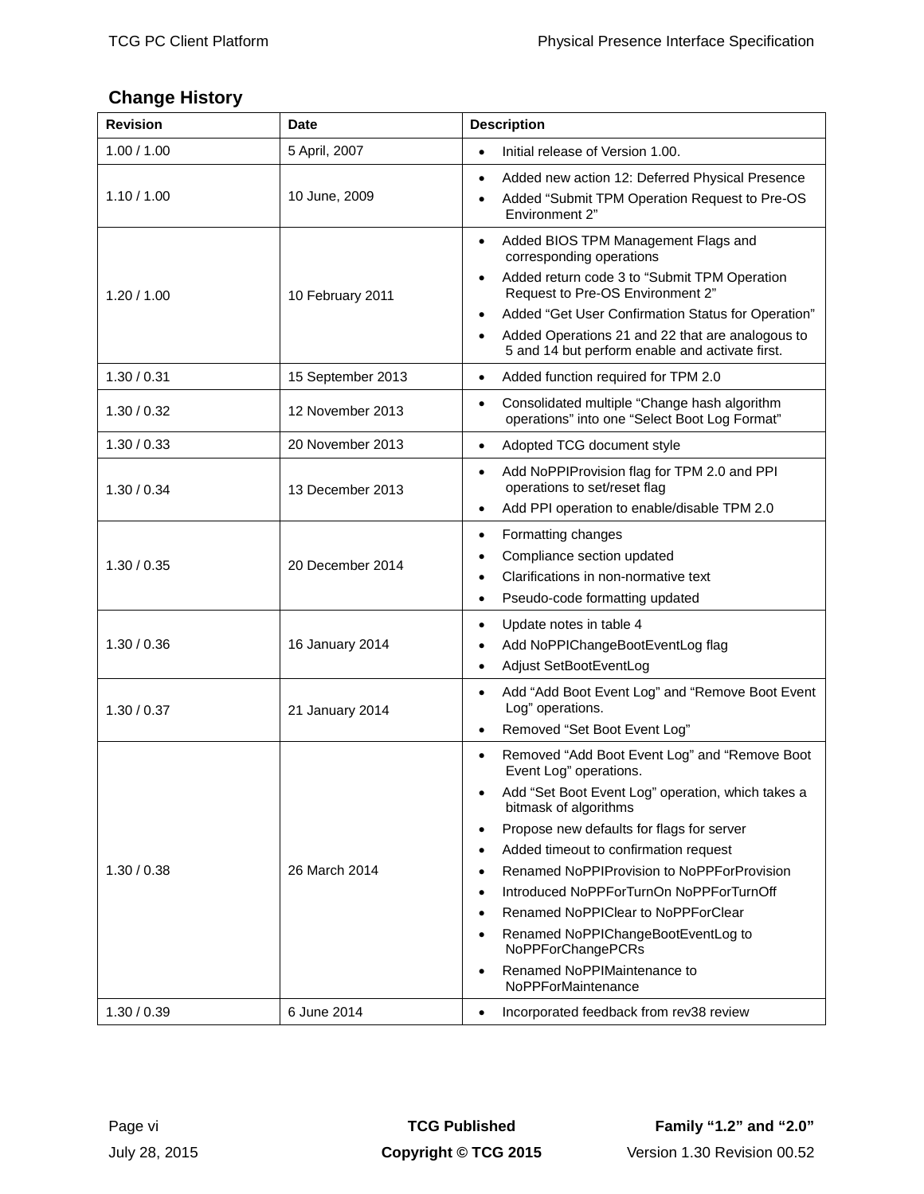## Change History

| Revision | Date | Description |
|---|---|---|
| 1.00 / 1.00 | 5 April, 2007 | • Initial release of Version 1.00. |
| 1.10 / 1.00 | 10 June, 2009 | • Added new action 12: Deferred Physical Presence<br>• Added “Submit TPM Operation Request to Pre-OS Environment 2” |
| 1.20 / 1.00 | 10 February 2011 | • Added BIOS TPM Management Flags and corresponding operations<br>• Added return code 3 to “Submit TPM Operation Request to Pre-OS Environment 2”<br>• Added “Get User Confirmation Status for Operation”<br>• Added Operations 21 and 22 that are analogous to 5 and 14 but perform enable and activate first. |
| 1.30 / 0.31 | 15 September 2013 | • Added function required for TPM 2.0 |
| 1.30 / 0.32 | 12 November 2013 | • Consolidated multiple “Change hash algorithm operations” into one “Select Boot Log Format” |
| 1.30 / 0.33 | 20 November 2013 | • Adopted TCG document style |
| 1.30 / 0.34 | 13 December 2013 | • Add NoPPIProvision flag for TPM 2.0 and PPI operations to set/reset flag<br>• Add PPI operation to enable/disable TPM 2.0 |
| 1.30 / 0.35 | 20 December 2014 | • Formatting changes<br>• Compliance section updated<br>• Clarifications in non-normative text<br>• Pseudo-code formatting updated |
| 1.30 / 0.36 | 16 January 2014 | • Update notes in table 4<br>• Add NoPPIChangeBootEventLog flag<br>• Adjust SetBootEventLog |
| 1.30 / 0.37 | 21 January 2014 | • Add “Add Boot Event Log” and “Remove Boot Event Log” operations.<br>• Removed “Set Boot Event Log” |
| 1.30 / 0.38 | 26 March 2014 | • Removed “Add Boot Event Log” and “Remove Boot Event Log” operations.<br>• Add “Set Boot Event Log” operation, which takes a bitmask of algorithms<br>• Propose new defaults for flags for server<br>• Added timeout to confirmation request<br>• Renamed NoPPIProvision to NoPPForProvision<br>• Introduced NoPPForTurnOn NoPPForTurnOff<br>• Renamed NoPPIClear to NoPPForClear<br>• Renamed NoPPIChangeBootEventLog to NoPPForChangePCRs<br>• Renamed NoPPIMaintenance to NoPPForMaintenance |
| 1.30 / 0.39 | 6 June 2014 | • Incorporated feedback from rev38 review |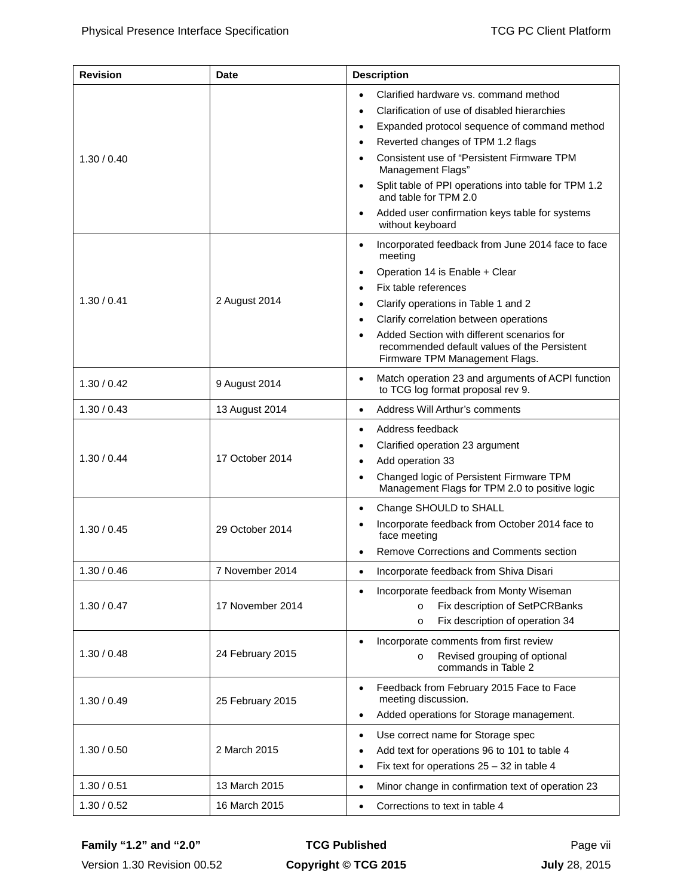| Revision | Date | Description |
|---|---|---|
| 1.30 / 0.40 | | • Clarified hardware vs. command method<br>• Clarification of use of disabled hierarchies<br>• Expanded protocol sequence of command method<br>• Reverted changes of TPM 1.2 flags<br>• Consistent use of “Persistent Firmware TPM Management Flags”<br>• Split table of PPI operations into table for TPM 1.2 and table for TPM 2.0<br>• Added user confirmation keys table for systems without keyboard |
| 1.30 / 0.41 | 2 August 2014 | • Incorporated feedback from June 2014 face to face meeting<br>• Operation 14 is Enable + Clear<br>• Fix table references<br>• Clarify operations in Table 1 and 2<br>• Clarify correlation between operations<br>• Added Section with different scenarios for recommended default values of the Persistent Firmware TPM Management Flags. |
| 1.30 / 0.42 | 9 August 2014 | • Match operation 23 and arguments of ACPI function to TCG log format proposal rev 9. |
| 1.30 / 0.43 | 13 August 2014 | • Address Will Arthur’s comments |
| 1.30 / 0.44 | 17 October 2014 | • Address feedback<br>• Clarified operation 23 argument<br>• Add operation 33<br>• Changed logic of Persistent Firmware TPM Management Flags for TPM 2.0 to positive logic |
| 1.30 / 0.45 | 29 October 2014 | • Change SHOULD to SHALL<br>• Incorporate feedback from October 2014 face to face meeting<br>• Remove Corrections and Comments section |
| 1.30 / 0.46 | 7 November 2014 | • Incorporate feedback from Shiva Disari |
| 1.30 / 0.47 | 17 November 2014 | • Incorporate feedback from Monty Wiseman<br>  o Fix description of SetPCRBanks<br>  o Fix description of operation 34 |
| 1.30 / 0.48 | 24 February 2015 | • Incorporate comments from first review<br>  o Revised grouping of optional commands in Table 2 |
| 1.30 / 0.49 | 25 February 2015 | • Feedback from February 2015 Face to Face meeting discussion.<br>• Added operations for Storage management. |
| 1.30 / 0.50 | 2 March 2015 | • Use correct name for Storage spec<br>• Add text for operations 96 to 101 to table 4<br>• Fix text for operations 25 – 32 in table 4 |
| 1.30 / 0.51 | 13 March 2015 | • Minor change in confirmation text of operation 23 |
| 1.30 / 0.52 | 16 March 2015 | • Corrections to text in table 4 |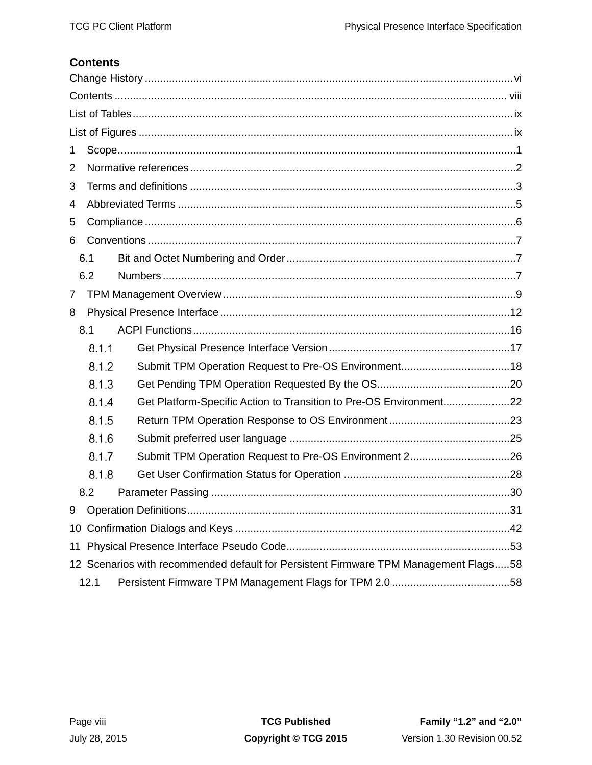# Contents

Change History ........................................................................................................................vi
Contents ................................................................................................................................ viii
List of Tables............................................................................................................................ix
List of Figures ..........................................................................................................................ix
1 Scope..................................................................................................................................1
2 Normative references ..........................................................................................................2
3 Terms and definitions ..........................................................................................................3
4 Abbreviated Terms ..............................................................................................................5
5 Compliance .........................................................................................................................6
6 Conventions ........................................................................................................................7
  6.1 Bit and Octet Numbering and Order ...........................................................................7
  6.2 Numbers ....................................................................................................................7
7 TPM Management Overview ................................................................................................9
8 Physical Presence Interface ...............................................................................................12
  8.1 ACPI Functions .........................................................................................................16
    8.1.1 Get Physical Presence Interface Version ...........................................................17
    8.1.2 Submit TPM Operation Request to Pre-OS Environment....................................18
    8.1.3 Get Pending TPM Operation Requested By the OS............................................20
    8.1.4 Get Platform-Specific Action to Transition to Pre-OS Environment......................22
    8.1.5 Return TPM Operation Response to OS Environment ........................................23
    8.1.6 Submit preferred user language .........................................................................25
    8.1.7 Submit TPM Operation Request to Pre-OS Environment 2.................................26
    8.1.8 Get User Confirmation Status for Operation .......................................................28
  8.2 Parameter Passing ..................................................................................................30
9 Operation Definitions..........................................................................................................31
10 Confirmation Dialogs and Keys .........................................................................................42
11 Physical Presence Interface Pseudo Code.........................................................................53
12 Scenarios with recommended default for Persistent Firmware TPM Management Flags.....58
  12.1 Persistent Firmware TPM Management Flags for TPM 2.0 .......................................58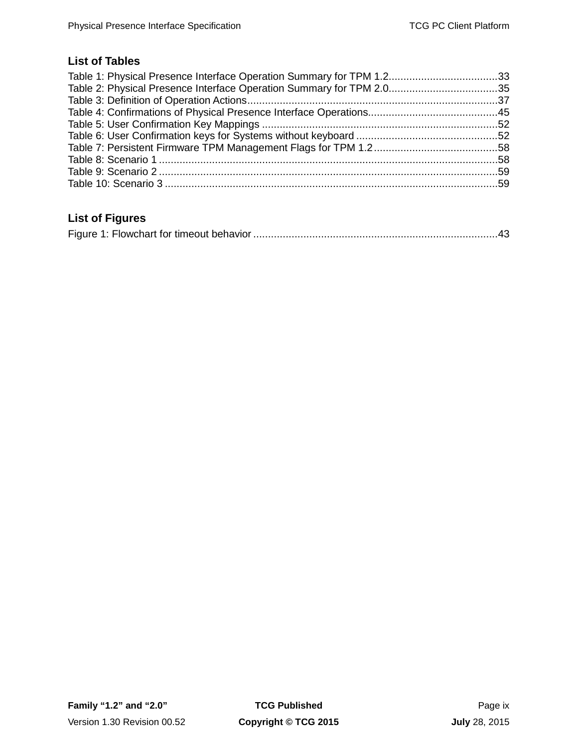## List of Tables

Table 1: Physical Presence Interface Operation Summary for TPM 1.2.....................................33
Table 2: Physical Presence Interface Operation Summary for TPM 2.0.....................................35
Table 3: Definition of Operation Actions.....................................................................................37
Table 4: Confirmations of Physical Presence Interface Operations............................................45
Table 5: User Confirmation Key Mappings ................................................................................52
Table 6: User Confirmation keys for Systems without keyboard ................................................52
Table 7: Persistent Firmware TPM Management Flags for TPM 1.2..........................................58
Table 8: Scenario 1 ...................................................................................................................58
Table 9: Scenario 2 ...................................................................................................................59
Table 10: Scenario 3 .................................................................................................................59

## List of Figures

Figure 1: Flowchart for timeout behavior ...................................................................................43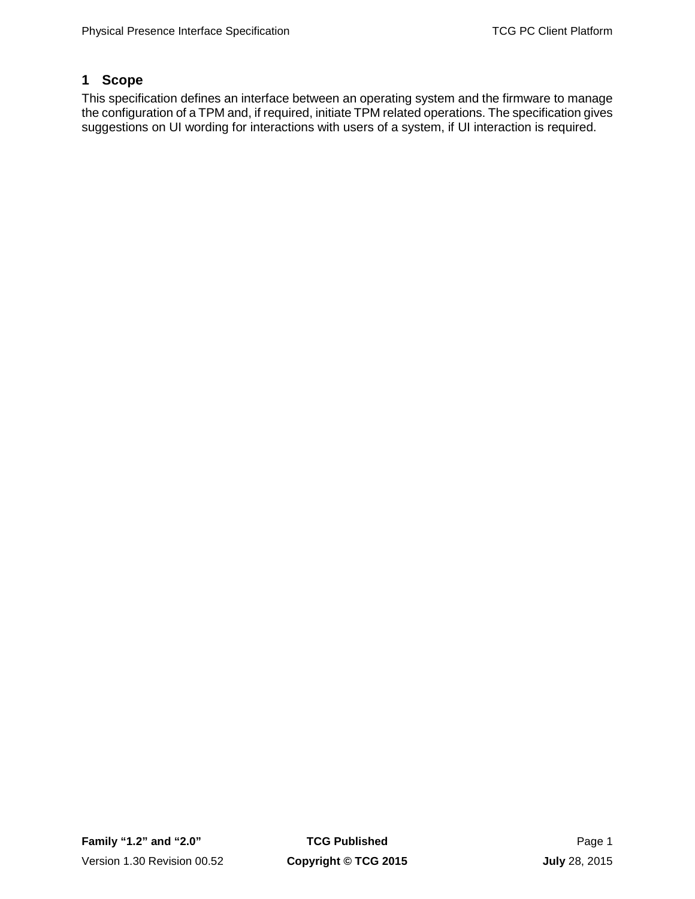# 1 Scope

This specification defines an interface between an operating system and the firmware to manage the configuration of a TPM and, if required, initiate TPM related operations. The specification gives suggestions on UI wording for interactions with users of a system, if UI interaction is required.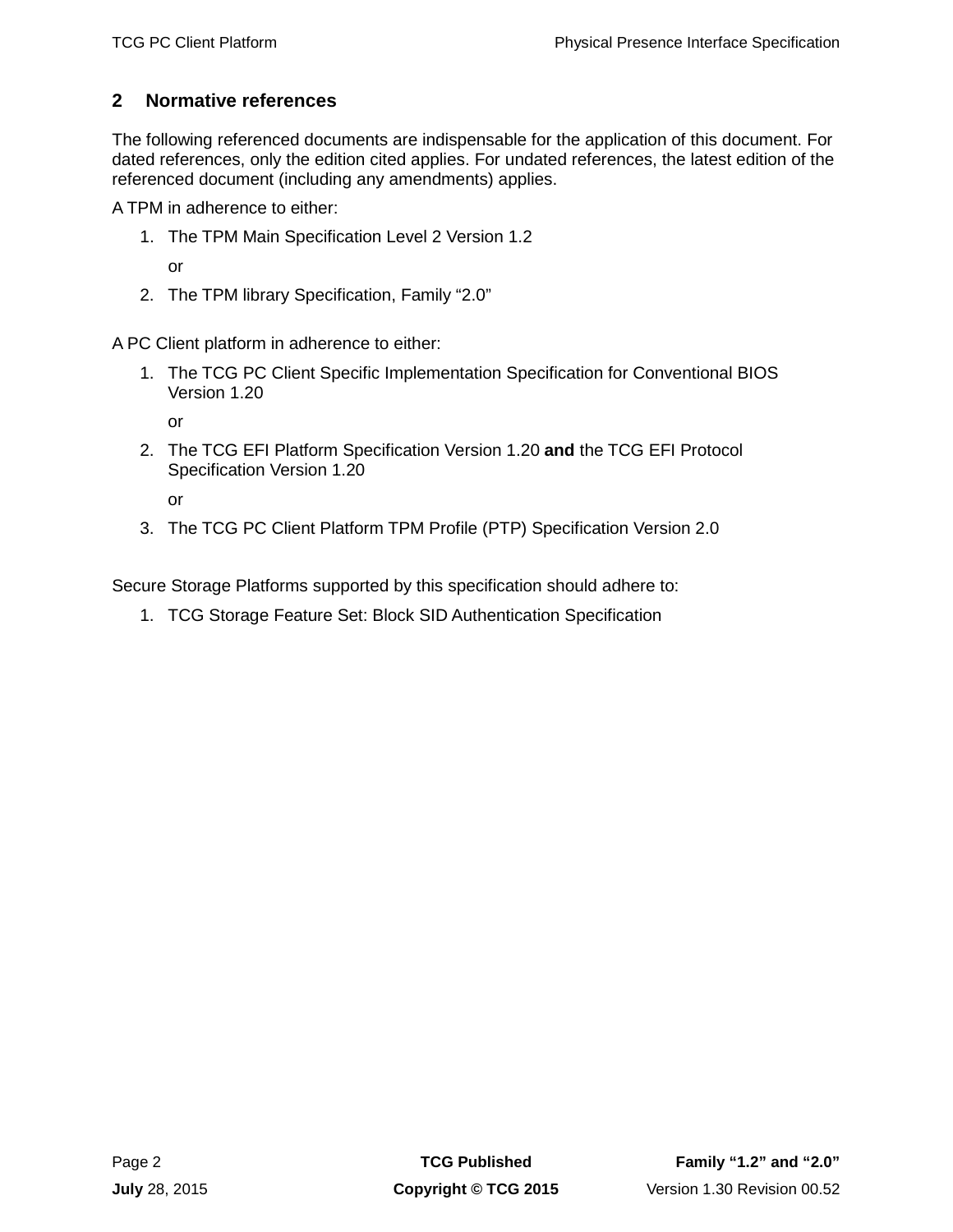## 2 Normative references

The following referenced documents are indispensable for the application of this document. For dated references, only the edition cited applies. For undated references, the latest edition of the referenced document (including any amendments) applies.

A TPM in adherence to either:

1. The TPM Main Specification Level 2 Version 1.2

   or

2. The TPM library Specification, Family “2.0”

A PC Client platform in adherence to either:

1. The TCG PC Client Specific Implementation Specification for Conventional BIOS Version 1.20

   or

2. The TCG EFI Platform Specification Version 1.20 **and** the TCG EFI Protocol Specification Version 1.20

   or

3. The TCG PC Client Platform TPM Profile (PTP) Specification Version 2.0

Secure Storage Platforms supported by this specification should adhere to:

1. TCG Storage Feature Set: Block SID Authentication Specification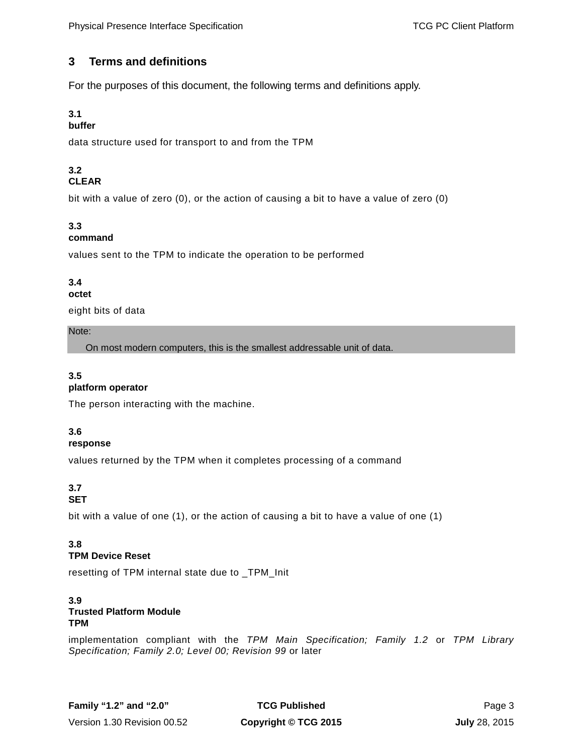# 3 Terms and definitions

For the purposes of this document, the following terms and definitions apply.

**3.1**
**buffer**

data structure used for transport to and from the TPM

**3.2**
**CLEAR**

bit with a value of zero (0), or the action of causing a bit to have a value of zero (0)

**3.3**
**command**

values sent to the TPM to indicate the operation to be performed

**3.4**
**octet**

eight bits of data

> Note:
>
> On most modern computers, this is the smallest addressable unit of data.

**3.5**
**platform operator**

The person interacting with the machine.

**3.6**
**response**

values returned by the TPM when it completes processing of a command

**3.7**
**SET**

bit with a value of one (1), or the action of causing a bit to have a value of one (1)

**3.8**
**TPM Device Reset**

resetting of TPM internal state due to _TPM_Init

**3.9**
**Trusted Platform Module**
**TPM**

implementation compliant with the *TPM Main Specification; Family 1.2* or *TPM Library Specification; Family 2.0; Level 00; Revision 99* or later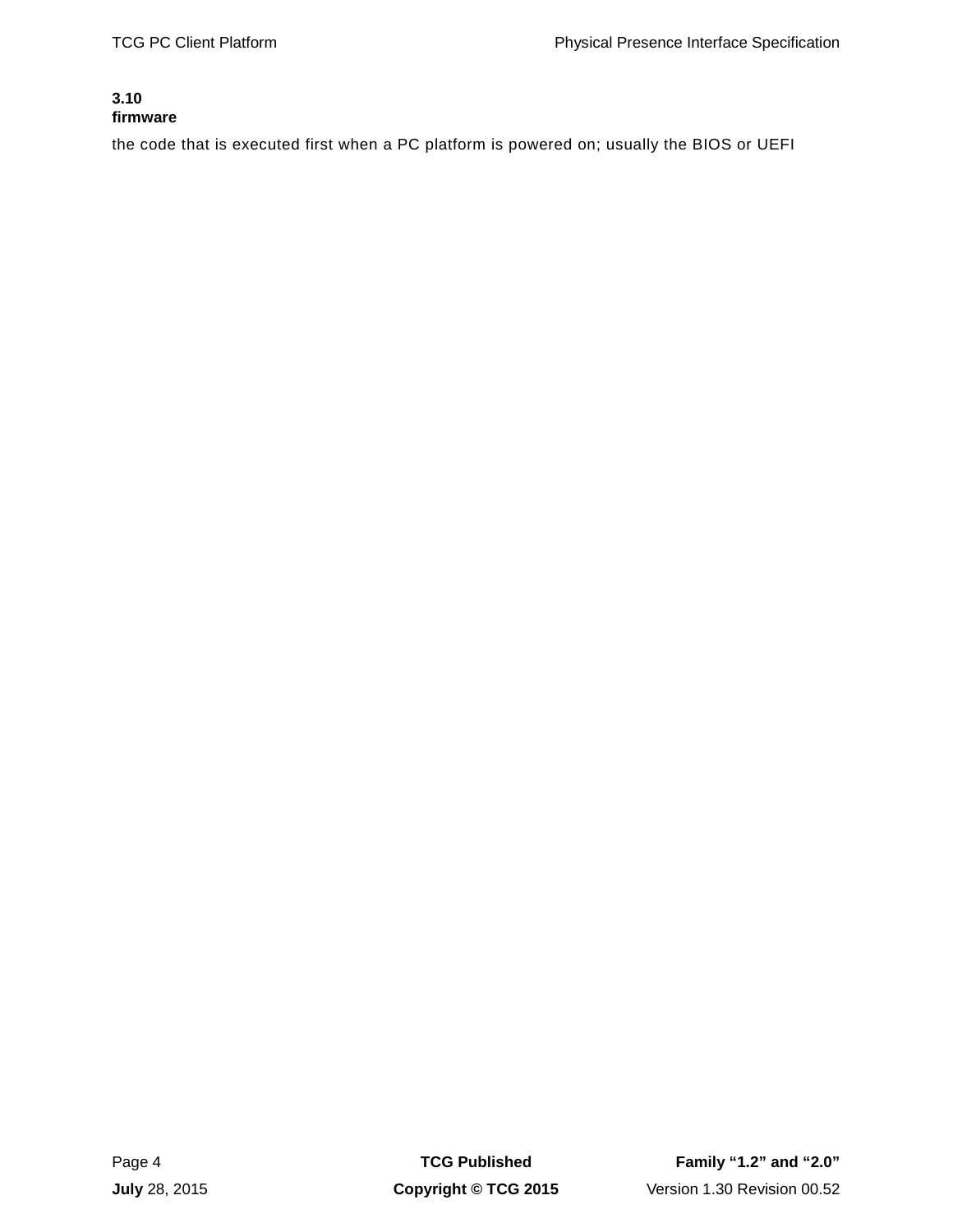### 3.10
### firmware

the code that is executed first when a PC platform is powered on; usually the BIOS or UEFI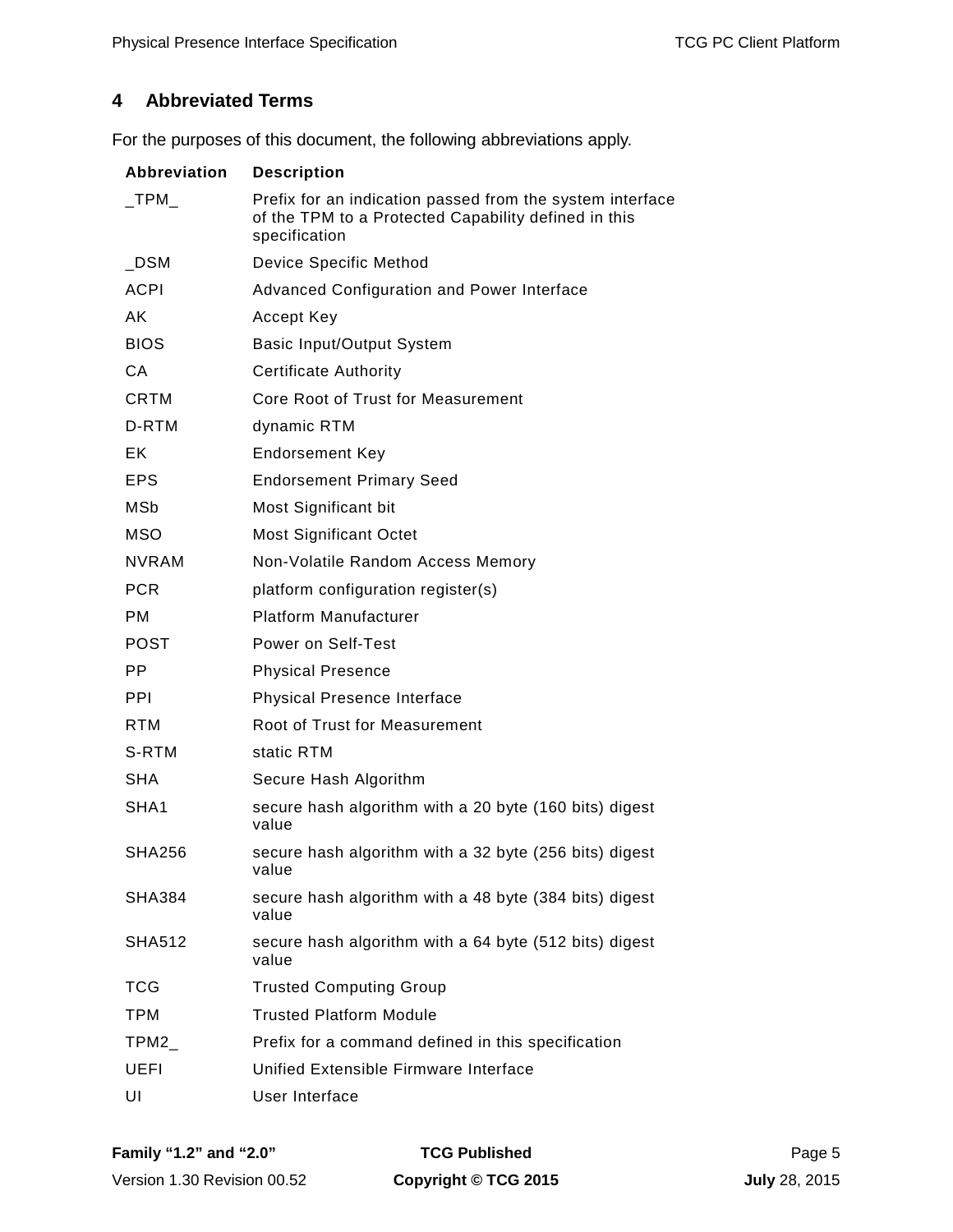# 4 Abbreviated Terms

For the purposes of this document, the following abbreviations apply.

| Abbreviation | Description |
|---|---|
| _TPM_ | Prefix for an indication passed from the system interface of the TPM to a Protected Capability defined in this specification |
| _DSM | Device Specific Method |
| ACPI | Advanced Configuration and Power Interface |
| AK | Accept Key |
| BIOS | Basic Input/Output System |
| CA | Certificate Authority |
| CRTM | Core Root of Trust for Measurement |
| D-RTM | dynamic RTM |
| EK | Endorsement Key |
| EPS | Endorsement Primary Seed |
| MSb | Most Significant bit |
| MSO | Most Significant Octet |
| NVRAM | Non-Volatile Random Access Memory |
| PCR | platform configuration register(s) |
| PM | Platform Manufacturer |
| POST | Power on Self-Test |
| PP | Physical Presence |
| PPI | Physical Presence Interface |
| RTM | Root of Trust for Measurement |
| S-RTM | static RTM |
| SHA | Secure Hash Algorithm |
| SHA1 | secure hash algorithm with a 20 byte (160 bits) digest value |
| SHA256 | secure hash algorithm with a 32 byte (256 bits) digest value |
| SHA384 | secure hash algorithm with a 48 byte (384 bits) digest value |
| SHA512 | secure hash algorithm with a 64 byte (512 bits) digest value |
| TCG | Trusted Computing Group |
| TPM | Trusted Platform Module |
| TPM2_ | Prefix for a command defined in this specification |
| UEFI | Unified Extensible Firmware Interface |
| UI | User Interface |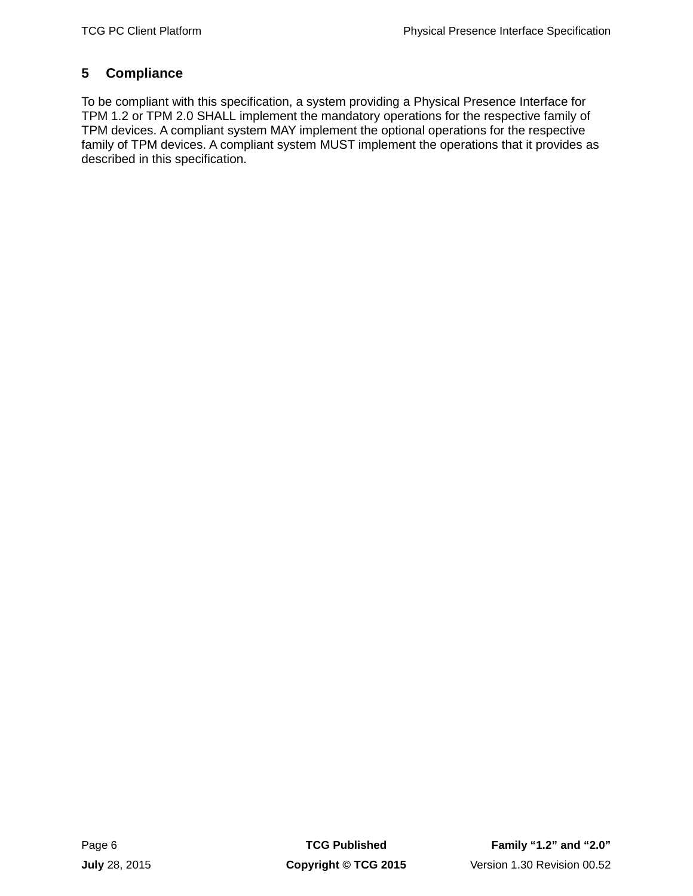# 5 Compliance

To be compliant with this specification, a system providing a Physical Presence Interface for TPM 1.2 or TPM 2.0 SHALL implement the mandatory operations for the respective family of TPM devices. A compliant system MAY implement the optional operations for the respective family of TPM devices. A compliant system MUST implement the operations that it provides as described in this specification.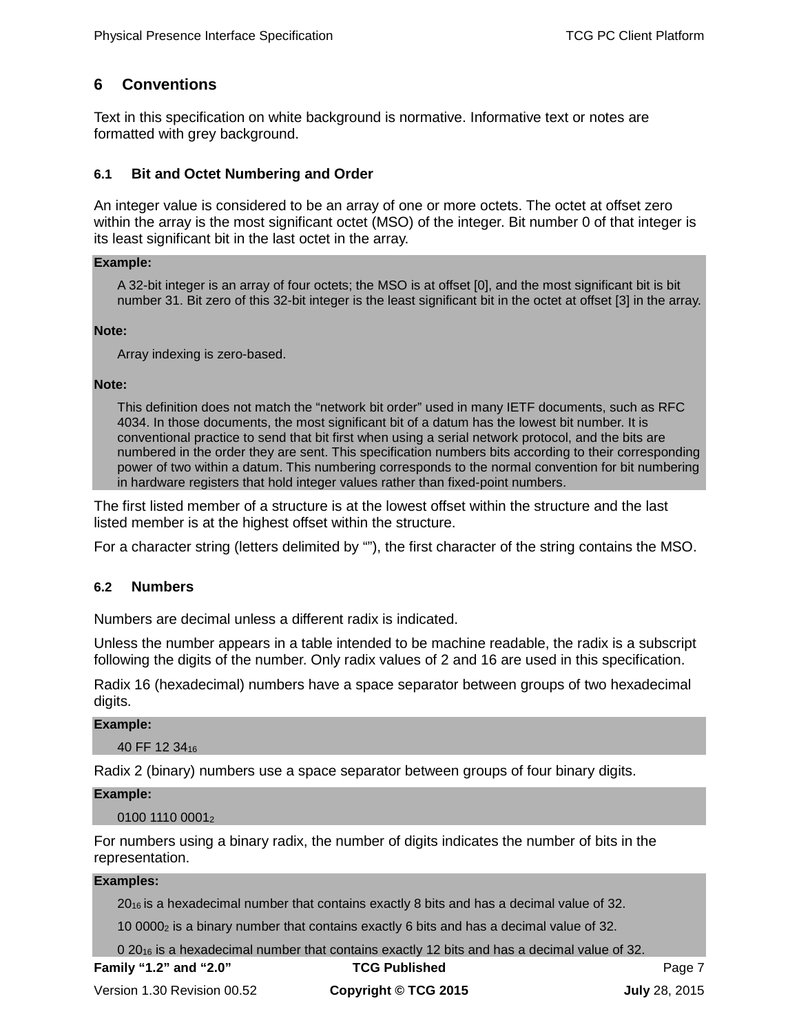# 6 Conventions

Text in this specification on white background is normative. Informative text or notes are formatted with grey background.

## 6.1 Bit and Octet Numbering and Order

An integer value is considered to be an array of one or more octets. The octet at offset zero within the array is the most significant octet (MSO) of the integer. Bit number 0 of that integer is its least significant bit in the last octet in the array.

**Example:**

A 32-bit integer is an array of four octets; the MSO is at offset [0], and the most significant bit is bit number 31. Bit zero of this 32-bit integer is the least significant bit in the octet at offset [3] in the array.

**Note:**

Array indexing is zero-based.

**Note:**

This definition does not match the “network bit order” used in many IETF documents, such as RFC 4034. In those documents, the most significant bit of a datum has the lowest bit number. It is conventional practice to send that bit first when using a serial network protocol, and the bits are numbered in the order they are sent. This specification numbers bits according to their corresponding power of two within a datum. This numbering corresponds to the normal convention for bit numbering in hardware registers that hold integer values rather than fixed-point numbers.

The first listed member of a structure is at the lowest offset within the structure and the last listed member is at the highest offset within the structure.

For a character string (letters delimited by “”), the first character of the string contains the MSO.

## 6.2 Numbers

Numbers are decimal unless a different radix is indicated.

Unless the number appears in a table intended to be machine readable, the radix is a subscript following the digits of the number. Only radix values of 2 and 16 are used in this specification.

Radix 16 (hexadecimal) numbers have a space separator between groups of two hexadecimal digits.

**Example:**

40 FF 12 $34_{16}$

Radix 2 (binary) numbers use a space separator between groups of four binary digits.

**Example:**

0100 1110 $0001_{2}$

For numbers using a binary radix, the number of digits indicates the number of bits in the representation.

**Examples:**

$20_{16}$ is a hexadecimal number that contains exactly 8 bits and has a decimal value of 32.

10 $0000_{2}$ is a binary number that contains exactly 6 bits and has a decimal value of 32.

0 $20_{16}$ is a hexadecimal number that contains exactly 12 bits and has a decimal value of 32.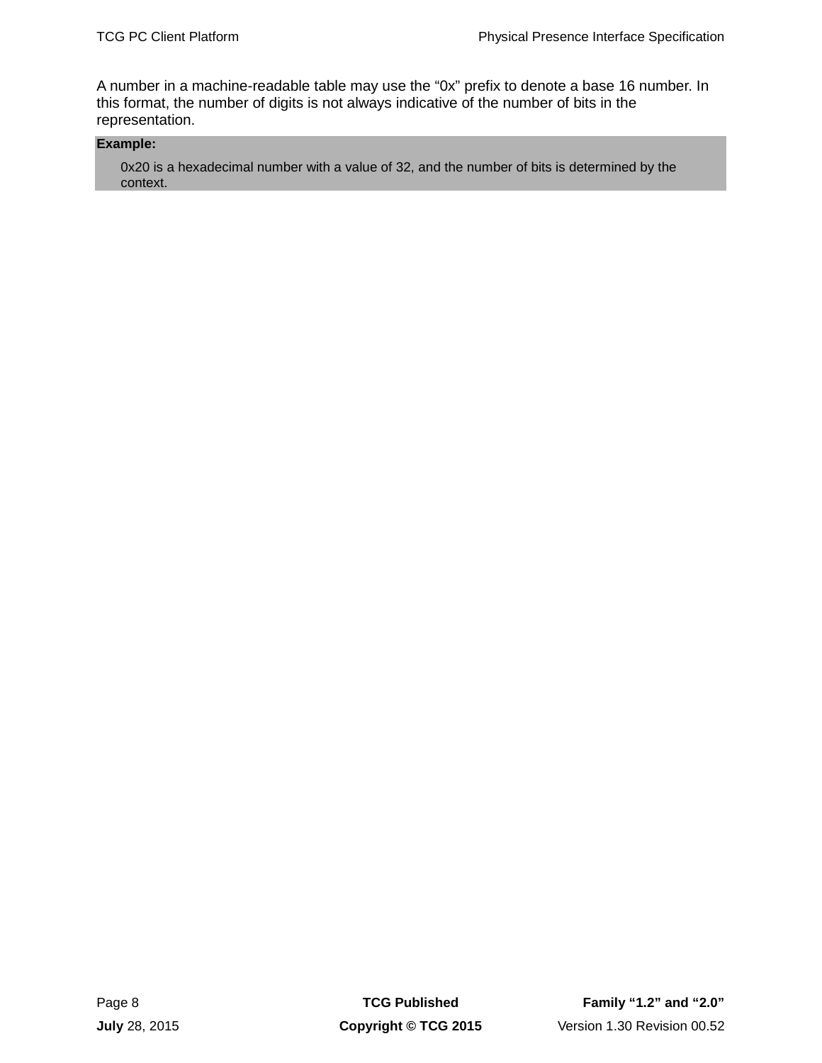A number in a machine-readable table may use the “0x” prefix to denote a base 16 number. In this format, the number of digits is not always indicative of the number of bits in the representation.

**Example:**

> 0x20 is a hexadecimal number with a value of 32, and the number of bits is determined by the context.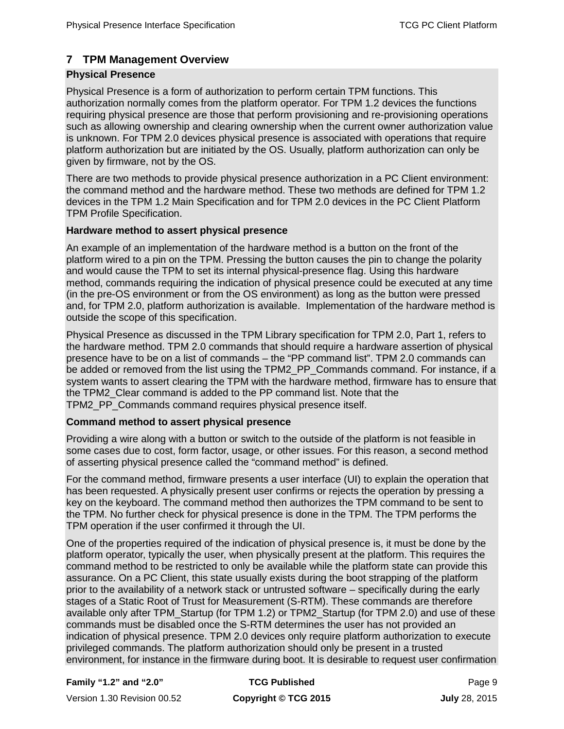# 7 TPM Management Overview

**Physical Presence**

Physical Presence is a form of authorization to perform certain TPM functions. This authorization normally comes from the platform operator. For TPM 1.2 devices the functions requiring physical presence are those that perform provisioning and re-provisioning operations such as allowing ownership and clearing ownership when the current owner authorization value is unknown. For TPM 2.0 devices physical presence is associated with operations that require platform authorization but are initiated by the OS. Usually, platform authorization can only be given by firmware, not by the OS.

There are two methods to provide physical presence authorization in a PC Client environment: the command method and the hardware method. These two methods are defined for TPM 1.2 devices in the TPM 1.2 Main Specification and for TPM 2.0 devices in the PC Client Platform TPM Profile Specification.

**Hardware method to assert physical presence**

An example of an implementation of the hardware method is a button on the front of the platform wired to a pin on the TPM. Pressing the button causes the pin to change the polarity and would cause the TPM to set its internal physical-presence flag. Using this hardware method, commands requiring the indication of physical presence could be executed at any time (in the pre-OS environment or from the OS environment) as long as the button were pressed and, for TPM 2.0, platform authorization is available. Implementation of the hardware method is outside the scope of this specification.

Physical Presence as discussed in the TPM Library specification for TPM 2.0, Part 1, refers to the hardware method. TPM 2.0 commands that should require a hardware assertion of physical presence have to be on a list of commands – the "PP command list". TPM 2.0 commands can be added or removed from the list using the TPM2_PP_Commands command. For instance, if a system wants to assert clearing the TPM with the hardware method, firmware has to ensure that the TPM2_Clear command is added to the PP command list. Note that the TPM2_PP_Commands command requires physical presence itself.

**Command method to assert physical presence**

Providing a wire along with a button or switch to the outside of the platform is not feasible in some cases due to cost, form factor, usage, or other issues. For this reason, a second method of asserting physical presence called the "command method" is defined.

For the command method, firmware presents a user interface (UI) to explain the operation that has been requested. A physically present user confirms or rejects the operation by pressing a key on the keyboard. The command method then authorizes the TPM command to be sent to the TPM. No further check for physical presence is done in the TPM. The TPM performs the TPM operation if the user confirmed it through the UI.

One of the properties required of the indication of physical presence is, it must be done by the platform operator, typically the user, when physically present at the platform. This requires the command method to be restricted to only be available while the platform state can provide this assurance. On a PC Client, this state usually exists during the boot strapping of the platform prior to the availability of a network stack or untrusted software – specifically during the early stages of a Static Root of Trust for Measurement (S-RTM). These commands are therefore available only after TPM_Startup (for TPM 1.2) or TPM2_Startup (for TPM 2.0) and use of these commands must be disabled once the S-RTM determines the user has not provided an indication of physical presence. TPM 2.0 devices only require platform authorization to execute privileged commands. The platform authorization should only be present in a trusted environment, for instance in the firmware during boot. It is desirable to request user confirmation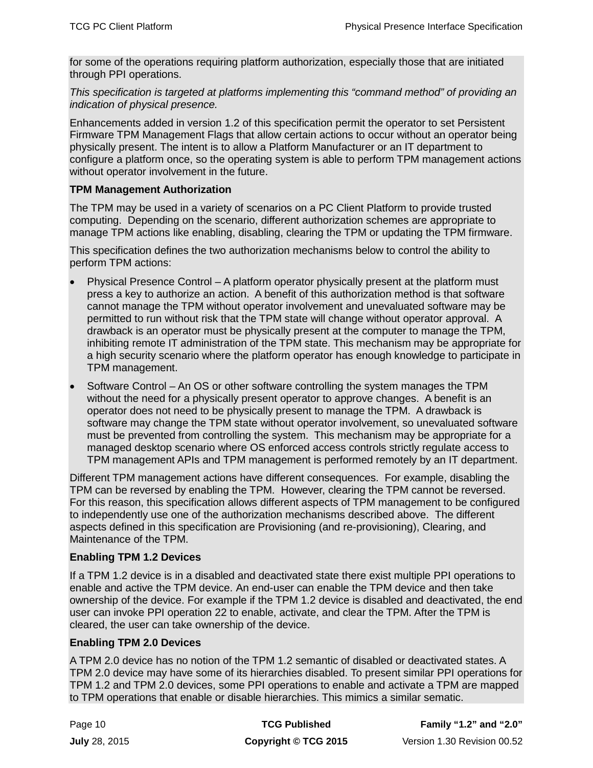for some of the operations requiring platform authorization, especially those that are initiated through PPI operations.

*This specification is targeted at platforms implementing this "command method" of providing an indication of physical presence.*

Enhancements added in version 1.2 of this specification permit the operator to set Persistent Firmware TPM Management Flags that allow certain actions to occur without an operator being physically present. The intent is to allow a Platform Manufacturer or an IT department to configure a platform once, so the operating system is able to perform TPM management actions without operator involvement in the future.

**TPM Management Authorization**

The TPM may be used in a variety of scenarios on a PC Client Platform to provide trusted computing. Depending on the scenario, different authorization schemes are appropriate to manage TPM actions like enabling, disabling, clearing the TPM or updating the TPM firmware.

This specification defines the two authorization mechanisms below to control the ability to perform TPM actions:

- Physical Presence Control – A platform operator physically present at the platform must press a key to authorize an action. A benefit of this authorization method is that software cannot manage the TPM without operator involvement and unevaluated software may be permitted to run without risk that the TPM state will change without operator approval. A drawback is an operator must be physically present at the computer to manage the TPM, inhibiting remote IT administration of the TPM state. This mechanism may be appropriate for a high security scenario where the platform operator has enough knowledge to participate in TPM management.
- Software Control – An OS or other software controlling the system manages the TPM without the need for a physically present operator to approve changes. A benefit is an operator does not need to be physically present to manage the TPM. A drawback is software may change the TPM state without operator involvement, so unevaluated software must be prevented from controlling the system. This mechanism may be appropriate for a managed desktop scenario where OS enforced access controls strictly regulate access to TPM management APIs and TPM management is performed remotely by an IT department.

Different TPM management actions have different consequences. For example, disabling the TPM can be reversed by enabling the TPM. However, clearing the TPM cannot be reversed. For this reason, this specification allows different aspects of TPM management to be configured to independently use one of the authorization mechanisms described above. The different aspects defined in this specification are Provisioning (and re-provisioning), Clearing, and Maintenance of the TPM.

**Enabling TPM 1.2 Devices**

If a TPM 1.2 device is in a disabled and deactivated state there exist multiple PPI operations to enable and active the TPM device. An end-user can enable the TPM device and then take ownership of the device. For example if the TPM 1.2 device is disabled and deactivated, the end user can invoke PPI operation 22 to enable, activate, and clear the TPM. After the TPM is cleared, the user can take ownership of the device.

**Enabling TPM 2.0 Devices**

A TPM 2.0 device has no notion of the TPM 1.2 semantic of disabled or deactivated states. A TPM 2.0 device may have some of its hierarchies disabled. To present similar PPI operations for TPM 1.2 and TPM 2.0 devices, some PPI operations to enable and activate a TPM are mapped to TPM operations that enable or disable hierarchies. This mimics a similar sematic.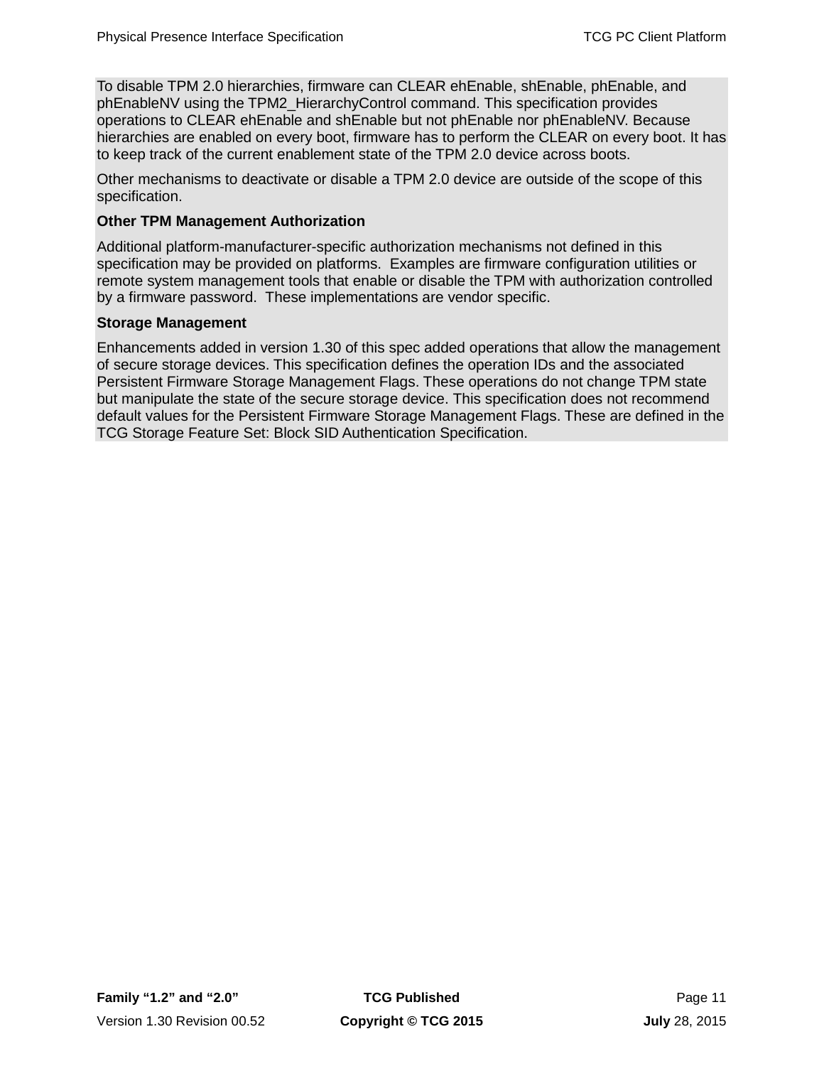To disable TPM 2.0 hierarchies, firmware can CLEAR ehEnable, shEnable, phEnable, and phEnableNV using the TPM2_HierarchyControl command. This specification provides operations to CLEAR ehEnable and shEnable but not phEnable nor phEnableNV. Because hierarchies are enabled on every boot, firmware has to perform the CLEAR on every boot. It has to keep track of the current enablement state of the TPM 2.0 device across boots.

Other mechanisms to deactivate or disable a TPM 2.0 device are outside of the scope of this specification.

**Other TPM Management Authorization**

Additional platform-manufacturer-specific authorization mechanisms not defined in this specification may be provided on platforms.  Examples are firmware configuration utilities or remote system management tools that enable or disable the TPM with authorization controlled by a firmware password.  These implementations are vendor specific.

**Storage Management**

Enhancements added in version 1.30 of this spec added operations that allow the management of secure storage devices. This specification defines the operation IDs and the associated Persistent Firmware Storage Management Flags. These operations do not change TPM state but manipulate the state of the secure storage device. This specification does not recommend default values for the Persistent Firmware Storage Management Flags. These are defined in the TCG Storage Feature Set: Block SID Authentication Specification.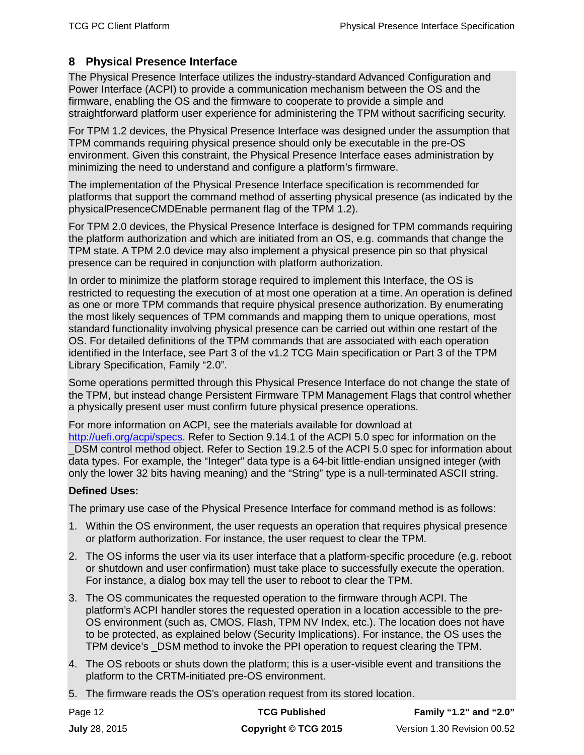# 8 Physical Presence Interface

The Physical Presence Interface utilizes the industry-standard Advanced Configuration and Power Interface (ACPI) to provide a communication mechanism between the OS and the firmware, enabling the OS and the firmware to cooperate to provide a simple and straightforward platform user experience for administering the TPM without sacrificing security.

For TPM 1.2 devices, the Physical Presence Interface was designed under the assumption that TPM commands requiring physical presence should only be executable in the pre-OS environment. Given this constraint, the Physical Presence Interface eases administration by minimizing the need to understand and configure a platform's firmware.

The implementation of the Physical Presence Interface specification is recommended for platforms that support the command method of asserting physical presence (as indicated by the physicalPresenceCMDEnable permanent flag of the TPM 1.2).

For TPM 2.0 devices, the Physical Presence Interface is designed for TPM commands requiring the platform authorization and which are initiated from an OS, e.g. commands that change the TPM state. A TPM 2.0 device may also implement a physical presence pin so that physical presence can be required in conjunction with platform authorization.

In order to minimize the platform storage required to implement this Interface, the OS is restricted to requesting the execution of at most one operation at a time. An operation is defined as one or more TPM commands that require physical presence authorization. By enumerating the most likely sequences of TPM commands and mapping them to unique operations, most standard functionality involving physical presence can be carried out within one restart of the OS. For detailed definitions of the TPM commands that are associated with each operation identified in the Interface, see Part 3 of the v1.2 TCG Main specification or Part 3 of the TPM Library Specification, Family "2.0".

Some operations permitted through this Physical Presence Interface do not change the state of the TPM, but instead change Persistent Firmware TPM Management Flags that control whether a physically present user must confirm future physical presence operations.

For more information on ACPI, see the materials available for download at http://uefi.org/acpi/specs. Refer to Section 9.14.1 of the ACPI 5.0 spec for information on the _DSM control method object. Refer to Section 19.2.5 of the ACPI 5.0 spec for information about data types. For example, the "Integer" data type is a 64-bit little-endian unsigned integer (with only the lower 32 bits having meaning) and the "String" type is a null-terminated ASCII string.

**Defined Uses:**

The primary use case of the Physical Presence Interface for command method is as follows:

1. Within the OS environment, the user requests an operation that requires physical presence or platform authorization. For instance, the user request to clear the TPM.
2. The OS informs the user via its user interface that a platform-specific procedure (e.g. reboot or shutdown and user confirmation) must take place to successfully execute the operation. For instance, a dialog box may tell the user to reboot to clear the TPM.
3. The OS communicates the requested operation to the firmware through ACPI. The platform's ACPI handler stores the requested operation in a location accessible to the pre-OS environment (such as, CMOS, Flash, TPM NV Index, etc.). The location does not have to be protected, as explained below (Security Implications). For instance, the OS uses the TPM device's _DSM method to invoke the PPI operation to request clearing the TPM.
4. The OS reboots or shuts down the platform; this is a user-visible event and transitions the platform to the CRTM-initiated pre-OS environment.
5. The firmware reads the OS's operation request from its stored location.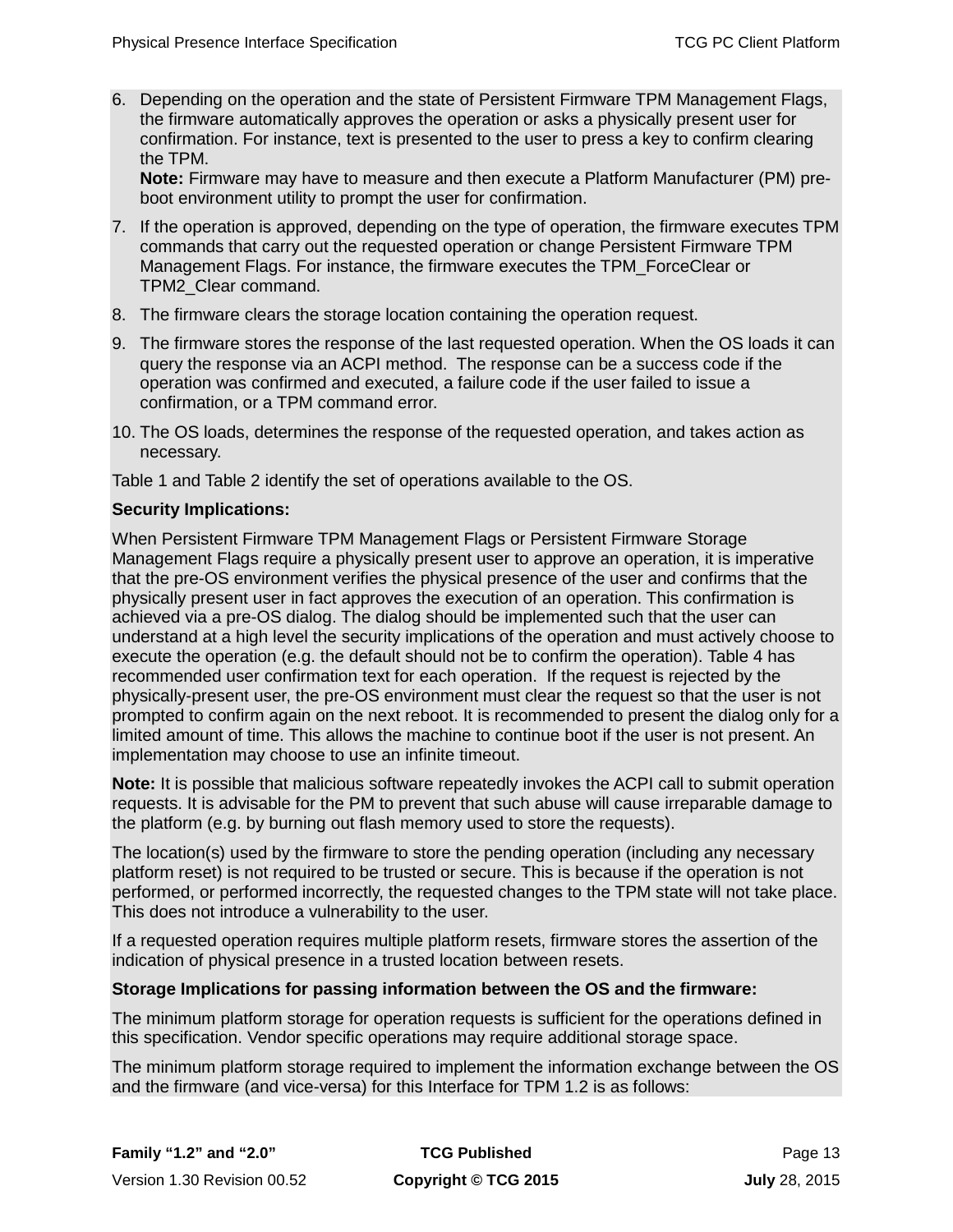6. Depending on the operation and the state of Persistent Firmware TPM Management Flags, the firmware automatically approves the operation or asks a physically present user for confirmation. For instance, text is presented to the user to press a key to confirm clearing the TPM.
   **Note:** Firmware may have to measure and then execute a Platform Manufacturer (PM) pre-boot environment utility to prompt the user for confirmation.
7. If the operation is approved, depending on the type of operation, the firmware executes TPM commands that carry out the requested operation or change Persistent Firmware TPM Management Flags. For instance, the firmware executes the TPM_ForceClear or TPM2_Clear command.
8. The firmware clears the storage location containing the operation request.
9. The firmware stores the response of the last requested operation. When the OS loads it can query the response via an ACPI method. The response can be a success code if the operation was confirmed and executed, a failure code if the user failed to issue a confirmation, or a TPM command error.
10. The OS loads, determines the response of the requested operation, and takes action as necessary.

Table 1 and Table 2 identify the set of operations available to the OS.

**Security Implications:**

When Persistent Firmware TPM Management Flags or Persistent Firmware Storage Management Flags require a physically present user to approve an operation, it is imperative that the pre-OS environment verifies the physical presence of the user and confirms that the physically present user in fact approves the execution of an operation. This confirmation is achieved via a pre-OS dialog. The dialog should be implemented such that the user can understand at a high level the security implications of the operation and must actively choose to execute the operation (e.g. the default should not be to confirm the operation). Table 4 has recommended user confirmation text for each operation. If the request is rejected by the physically-present user, the pre-OS environment must clear the request so that the user is not prompted to confirm again on the next reboot. It is recommended to present the dialog only for a limited amount of time. This allows the machine to continue boot if the user is not present. An implementation may choose to use an infinite timeout.

**Note:** It is possible that malicious software repeatedly invokes the ACPI call to submit operation requests. It is advisable for the PM to prevent that such abuse will cause irreparable damage to the platform (e.g. by burning out flash memory used to store the requests).

The location(s) used by the firmware to store the pending operation (including any necessary platform reset) is not required to be trusted or secure. This is because if the operation is not performed, or performed incorrectly, the requested changes to the TPM state will not take place. This does not introduce a vulnerability to the user.

If a requested operation requires multiple platform resets, firmware stores the assertion of the indication of physical presence in a trusted location between resets.

**Storage Implications for passing information between the OS and the firmware:**

The minimum platform storage for operation requests is sufficient for the operations defined in this specification. Vendor specific operations may require additional storage space.

The minimum platform storage required to implement the information exchange between the OS and the firmware (and vice-versa) for this Interface for TPM 1.2 is as follows: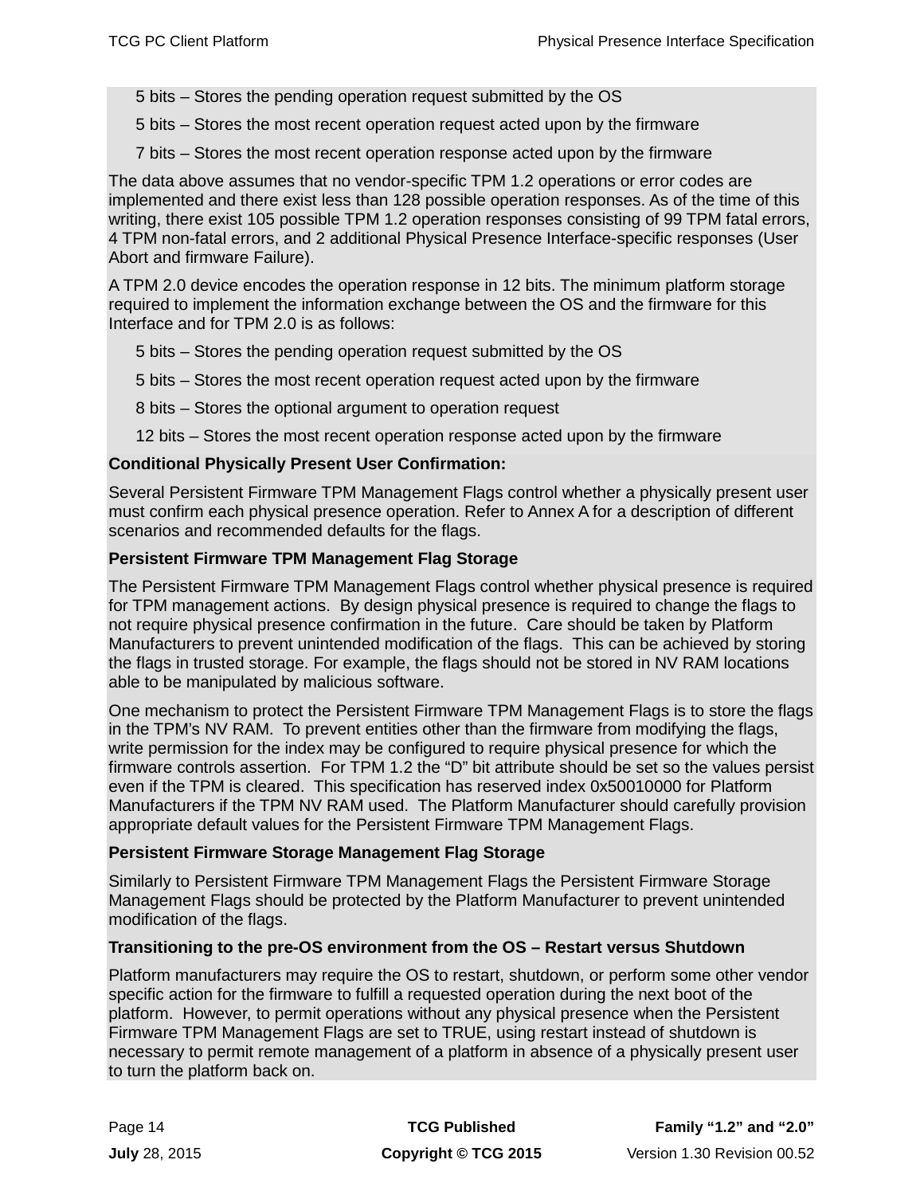5 bits – Stores the pending operation request submitted by the OS

5 bits – Stores the most recent operation request acted upon by the firmware

7 bits – Stores the most recent operation response acted upon by the firmware

The data above assumes that no vendor-specific TPM 1.2 operations or error codes are implemented and there exist less than 128 possible operation responses. As of the time of this writing, there exist 105 possible TPM 1.2 operation responses consisting of 99 TPM fatal errors, 4 TPM non-fatal errors, and 2 additional Physical Presence Interface-specific responses (User Abort and firmware Failure).

A TPM 2.0 device encodes the operation response in 12 bits. The minimum platform storage required to implement the information exchange between the OS and the firmware for this Interface and for TPM 2.0 is as follows:

5 bits – Stores the pending operation request submitted by the OS

5 bits – Stores the most recent operation request acted upon by the firmware

8 bits – Stores the optional argument to operation request

12 bits – Stores the most recent operation response acted upon by the firmware

**Conditional Physically Present User Confirmation:**

Several Persistent Firmware TPM Management Flags control whether a physically present user must confirm each physical presence operation. Refer to Annex A for a description of different scenarios and recommended defaults for the flags.

**Persistent Firmware TPM Management Flag Storage**

The Persistent Firmware TPM Management Flags control whether physical presence is required for TPM management actions.  By design physical presence is required to change the flags to not require physical presence confirmation in the future.  Care should be taken by Platform Manufacturers to prevent unintended modification of the flags.  This can be achieved by storing the flags in trusted storage. For example, the flags should not be stored in NV RAM locations able to be manipulated by malicious software.

One mechanism to protect the Persistent Firmware TPM Management Flags is to store the flags in the TPM's NV RAM.  To prevent entities other than the firmware from modifying the flags, write permission for the index may be configured to require physical presence for which the firmware controls assertion.  For TPM 1.2 the "D" bit attribute should be set so the values persist even if the TPM is cleared.  This specification has reserved index 0x50010000 for Platform Manufacturers if the TPM NV RAM used.  The Platform Manufacturer should carefully provision appropriate default values for the Persistent Firmware TPM Management Flags.

**Persistent Firmware Storage Management Flag Storage**

Similarly to Persistent Firmware TPM Management Flags the Persistent Firmware Storage Management Flags should be protected by the Platform Manufacturer to prevent unintended modification of the flags.

**Transitioning to the pre-OS environment from the OS – Restart versus Shutdown**

Platform manufacturers may require the OS to restart, shutdown, or perform some other vendor specific action for the firmware to fulfill a requested operation during the next boot of the platform.  However, to permit operations without any physical presence when the Persistent Firmware TPM Management Flags are set to TRUE, using restart instead of shutdown is necessary to permit remote management of a platform in absence of a physically present user to turn the platform back on.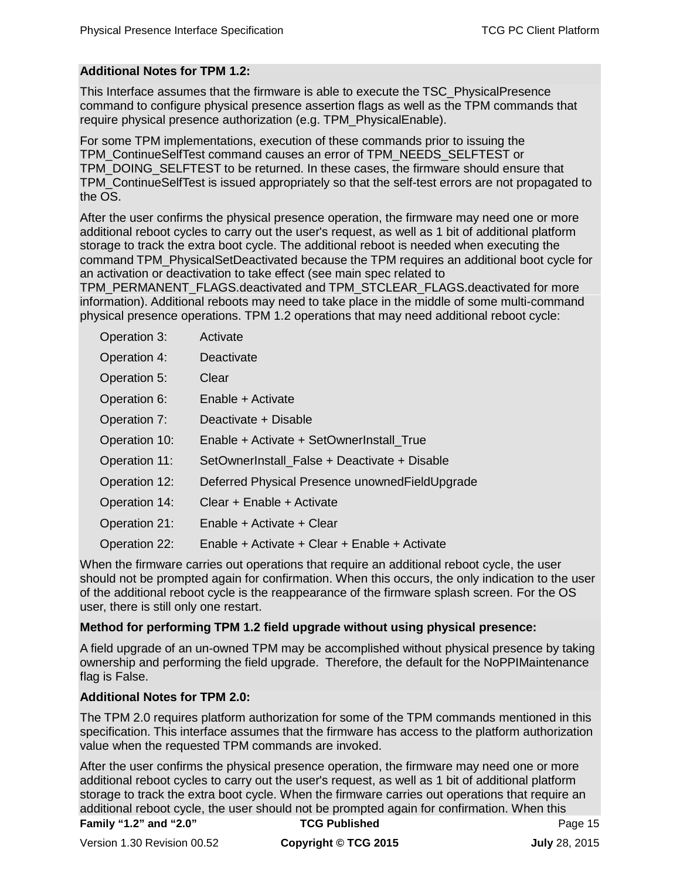**Additional Notes for TPM 1.2:**

This Interface assumes that the firmware is able to execute the TSC_PhysicalPresence command to configure physical presence assertion flags as well as the TPM commands that require physical presence authorization (e.g. TPM_PhysicalEnable).

For some TPM implementations, execution of these commands prior to issuing the TPM_ContinueSelfTest command causes an error of TPM_NEEDS_SELFTEST or TPM_DOING_SELFTEST to be returned. In these cases, the firmware should ensure that TPM_ContinueSelfTest is issued appropriately so that the self-test errors are not propagated to the OS.

After the user confirms the physical presence operation, the firmware may need one or more additional reboot cycles to carry out the user's request, as well as 1 bit of additional platform storage to track the extra boot cycle. The additional reboot is needed when executing the command TPM_PhysicalSetDeactivated because the TPM requires an additional boot cycle for an activation or deactivation to take effect (see main spec related to TPM_PERMANENT_FLAGS.deactivated and TPM_STCLEAR_FLAGS.deactivated for more information). Additional reboots may need to take place in the middle of some multi-command physical presence operations. TPM 1.2 operations that may need additional reboot cycle:

| | |
|---|---|
| Operation 3: | Activate |
| Operation 4: | Deactivate |
| Operation 5: | Clear |
| Operation 6: | Enable + Activate |
| Operation 7: | Deactivate + Disable |
| Operation 10: | Enable + Activate + SetOwnerInstall_True |
| Operation 11: | SetOwnerInstall_False + Deactivate + Disable |
| Operation 12: | Deferred Physical Presence unownedFieldUpgrade |
| Operation 14: | Clear + Enable + Activate |
| Operation 21: | Enable + Activate + Clear |
| Operation 22: | Enable + Activate + Clear + Enable + Activate |

When the firmware carries out operations that require an additional reboot cycle, the user should not be prompted again for confirmation. When this occurs, the only indication to the user of the additional reboot cycle is the reappearance of the firmware splash screen. For the OS user, there is still only one restart.

**Method for performing TPM 1.2 field upgrade without using physical presence:**

A field upgrade of an un-owned TPM may be accomplished without physical presence by taking ownership and performing the field upgrade.  Therefore, the default for the NoPPIMaintenance flag is False.

**Additional Notes for TPM 2.0:**

The TPM 2.0 requires platform authorization for some of the TPM commands mentioned in this specification. This interface assumes that the firmware has access to the platform authorization value when the requested TPM commands are invoked.

After the user confirms the physical presence operation, the firmware may need one or more additional reboot cycles to carry out the user's request, as well as 1 bit of additional platform storage to track the extra boot cycle. When the firmware carries out operations that require an additional reboot cycle, the user should not be prompted again for confirmation. When this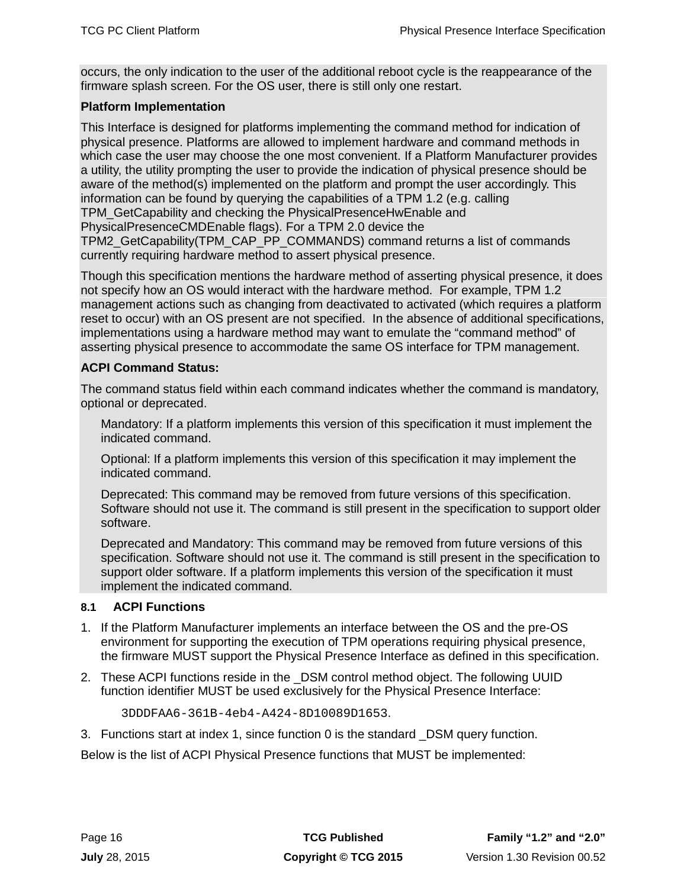occurs, the only indication to the user of the additional reboot cycle is the reappearance of the firmware splash screen. For the OS user, there is still only one restart.

**Platform Implementation**

This Interface is designed for platforms implementing the command method for indication of physical presence. Platforms are allowed to implement hardware and command methods in which case the user may choose the one most convenient. If a Platform Manufacturer provides a utility, the utility prompting the user to provide the indication of physical presence should be aware of the method(s) implemented on the platform and prompt the user accordingly. This information can be found by querying the capabilities of a TPM 1.2 (e.g. calling TPM_GetCapability and checking the PhysicalPresenceHwEnable and PhysicalPresenceCMDEnable flags). For a TPM 2.0 device the TPM2_GetCapability(TPM_CAP_PP_COMMANDS) command returns a list of commands currently requiring hardware method to assert physical presence.

Though this specification mentions the hardware method of asserting physical presence, it does not specify how an OS would interact with the hardware method. For example, TPM 1.2 management actions such as changing from deactivated to activated (which requires a platform reset to occur) with an OS present are not specified. In the absence of additional specifications, implementations using a hardware method may want to emulate the “command method” of asserting physical presence to accommodate the same OS interface for TPM management.

**ACPI Command Status:**

The command status field within each command indicates whether the command is mandatory, optional or deprecated.

Mandatory: If a platform implements this version of this specification it must implement the indicated command.

Optional: If a platform implements this version of this specification it may implement the indicated command.

Deprecated: This command may be removed from future versions of this specification. Software should not use it. The command is still present in the specification to support older software.

Deprecated and Mandatory: This command may be removed from future versions of this specification. Software should not use it. The command is still present in the specification to support older software. If a platform implements this version of the specification it must implement the indicated command.

### 8.1 ACPI Functions

1. If the Platform Manufacturer implements an interface between the OS and the pre-OS environment for supporting the execution of TPM operations requiring physical presence, the firmware MUST support the Physical Presence Interface as defined in this specification.
2. These ACPI functions reside in the _DSM control method object. The following UUID function identifier MUST be used exclusively for the Physical Presence Interface:

   `3DDDFAA6-361B-4eb4-A424-8D10089D1653`.

3. Functions start at index 1, since function 0 is the standard _DSM query function.

Below is the list of ACPI Physical Presence functions that MUST be implemented: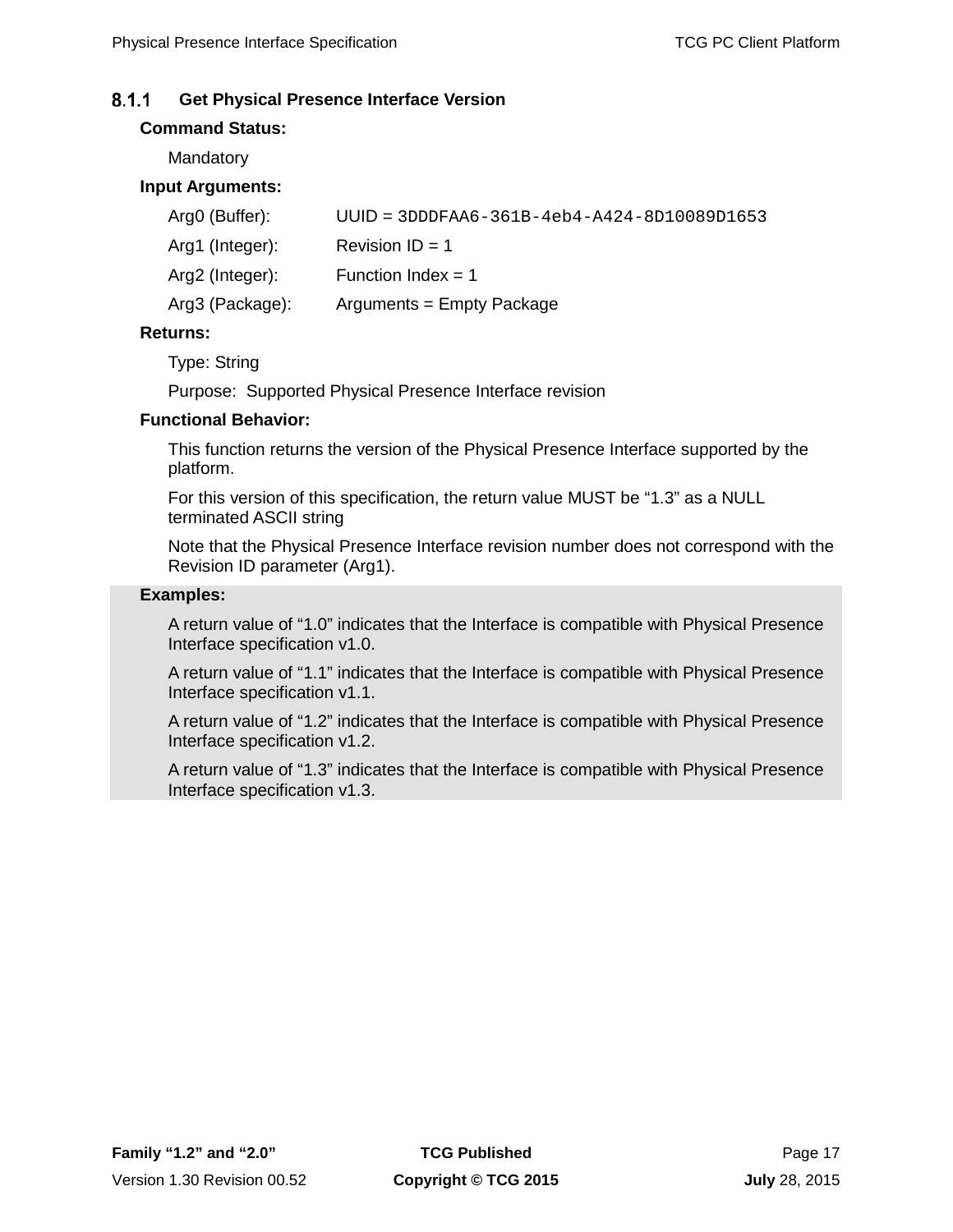### 8.1.1 Get Physical Presence Interface Version

**Command Status:**

Mandatory

**Input Arguments:**

| | |
|---|---|
| Arg0 (Buffer): | UUID = `3DDDFAA6-361B-4eb4-A424-8D10089D1653` |
| Arg1 (Integer): | Revision ID = 1 |
| Arg2 (Integer): | Function Index = 1 |
| Arg3 (Package): | Arguments = Empty Package |

**Returns:**

Type: String

Purpose: Supported Physical Presence Interface revision

**Functional Behavior:**

This function returns the version of the Physical Presence Interface supported by the platform.

For this version of this specification, the return value MUST be "1.3" as a NULL terminated ASCII string

Note that the Physical Presence Interface revision number does not correspond with the Revision ID parameter (Arg1).

**Examples:**

A return value of "1.0" indicates that the Interface is compatible with Physical Presence Interface specification v1.0.

A return value of "1.1" indicates that the Interface is compatible with Physical Presence Interface specification v1.1.

A return value of "1.2" indicates that the Interface is compatible with Physical Presence Interface specification v1.2.

A return value of "1.3" indicates that the Interface is compatible with Physical Presence Interface specification v1.3.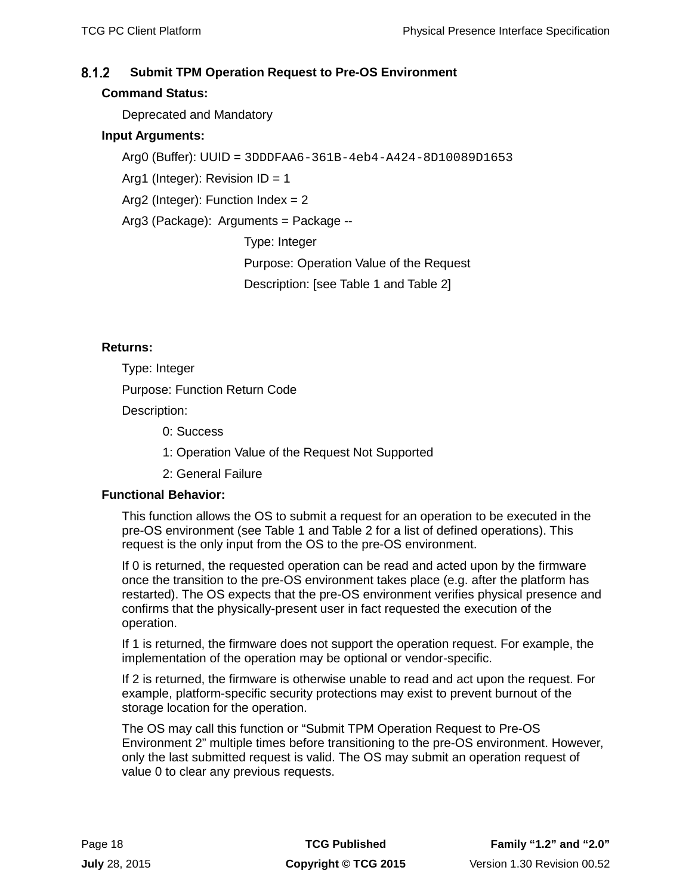### 8.1.2 Submit TPM Operation Request to Pre-OS Environment

**Command Status:**

Deprecated and Mandatory

**Input Arguments:**

Arg0 (Buffer): UUID = `3DDDFAA6-361B-4eb4-A424-8D10089D1653`

Arg1 (Integer): Revision ID = 1

Arg2 (Integer): Function Index = 2

Arg3 (Package): Arguments = Package --

Type: Integer

Purpose: Operation Value of the Request

Description: [see Table 1 and Table 2]

**Returns:**

Type: Integer

Purpose: Function Return Code

Description:

0: Success

1: Operation Value of the Request Not Supported

2: General Failure

**Functional Behavior:**

This function allows the OS to submit a request for an operation to be executed in the pre-OS environment (see Table 1 and Table 2 for a list of defined operations). This request is the only input from the OS to the pre-OS environment.

If 0 is returned, the requested operation can be read and acted upon by the firmware once the transition to the pre-OS environment takes place (e.g. after the platform has restarted). The OS expects that the pre-OS environment verifies physical presence and confirms that the physically-present user in fact requested the execution of the operation.

If 1 is returned, the firmware does not support the operation request. For example, the implementation of the operation may be optional or vendor-specific.

If 2 is returned, the firmware is otherwise unable to read and act upon the request. For example, platform-specific security protections may exist to prevent burnout of the storage location for the operation.

The OS may call this function or "Submit TPM Operation Request to Pre-OS Environment 2" multiple times before transitioning to the pre-OS environment. However, only the last submitted request is valid. The OS may submit an operation request of value 0 to clear any previous requests.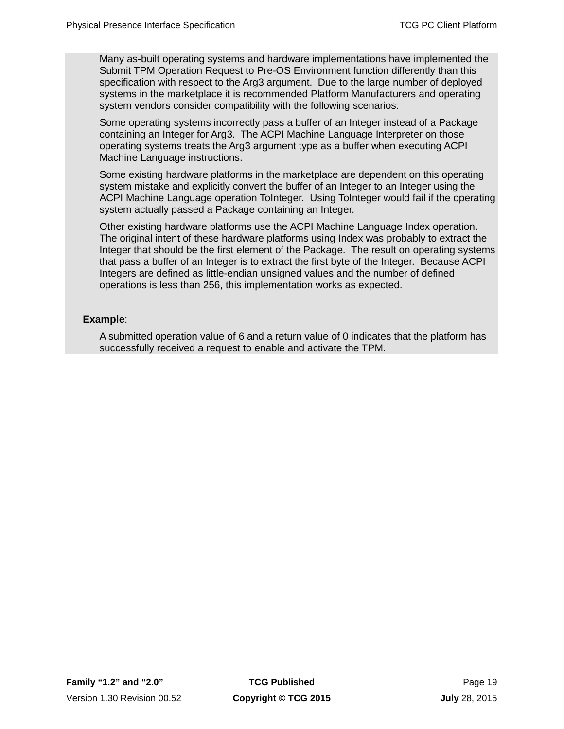Many as-built operating systems and hardware implementations have implemented the Submit TPM Operation Request to Pre-OS Environment function differently than this specification with respect to the Arg3 argument. Due to the large number of deployed systems in the marketplace it is recommended Platform Manufacturers and operating system vendors consider compatibility with the following scenarios:

Some operating systems incorrectly pass a buffer of an Integer instead of a Package containing an Integer for Arg3. The ACPI Machine Language Interpreter on those operating systems treats the Arg3 argument type as a buffer when executing ACPI Machine Language instructions.

Some existing hardware platforms in the marketplace are dependent on this operating system mistake and explicitly convert the buffer of an Integer to an Integer using the ACPI Machine Language operation ToInteger. Using ToInteger would fail if the operating system actually passed a Package containing an Integer.

Other existing hardware platforms use the ACPI Machine Language Index operation. The original intent of these hardware platforms using Index was probably to extract the Integer that should be the first element of the Package. The result on operating systems that pass a buffer of an Integer is to extract the first byte of the Integer. Because ACPI Integers are defined as little-endian unsigned values and the number of defined operations is less than 256, this implementation works as expected.

**Example**:

A submitted operation value of 6 and a return value of 0 indicates that the platform has successfully received a request to enable and activate the TPM.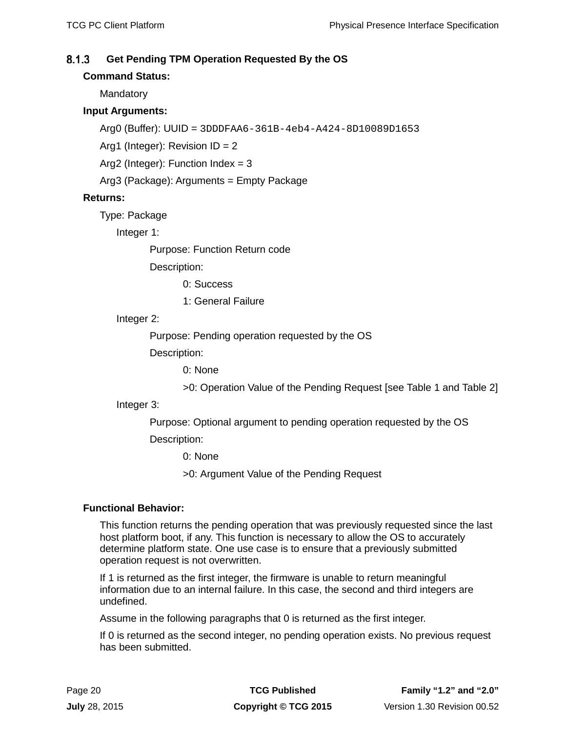### 8.1.3 Get Pending TPM Operation Requested By the OS

**Command Status:**

Mandatory

**Input Arguments:**

Arg0 (Buffer): UUID = `3DDDFAA6-361B-4eb4-A424-8D10089D1653`

Arg1 (Integer): Revision ID = 2

Arg2 (Integer): Function Index = 3

Arg3 (Package): Arguments = Empty Package

**Returns:**

Type: Package

- Integer 1:
  - Purpose: Function Return code
  - Description:
    - 0: Success
    - 1: General Failure
- Integer 2:
  - Purpose: Pending operation requested by the OS
  - Description:
    - 0: None
    - >0: Operation Value of the Pending Request [see Table 1 and Table 2]
- Integer 3:
  - Purpose: Optional argument to pending operation requested by the OS
  - Description:
    - 0: None
    - >0: Argument Value of the Pending Request

**Functional Behavior:**

This function returns the pending operation that was previously requested since the last host platform boot, if any. This function is necessary to allow the OS to accurately determine platform state. One use case is to ensure that a previously submitted operation request is not overwritten.

If 1 is returned as the first integer, the firmware is unable to return meaningful information due to an internal failure. In this case, the second and third integers are undefined.

Assume in the following paragraphs that 0 is returned as the first integer.

If 0 is returned as the second integer, no pending operation exists. No previous request has been submitted.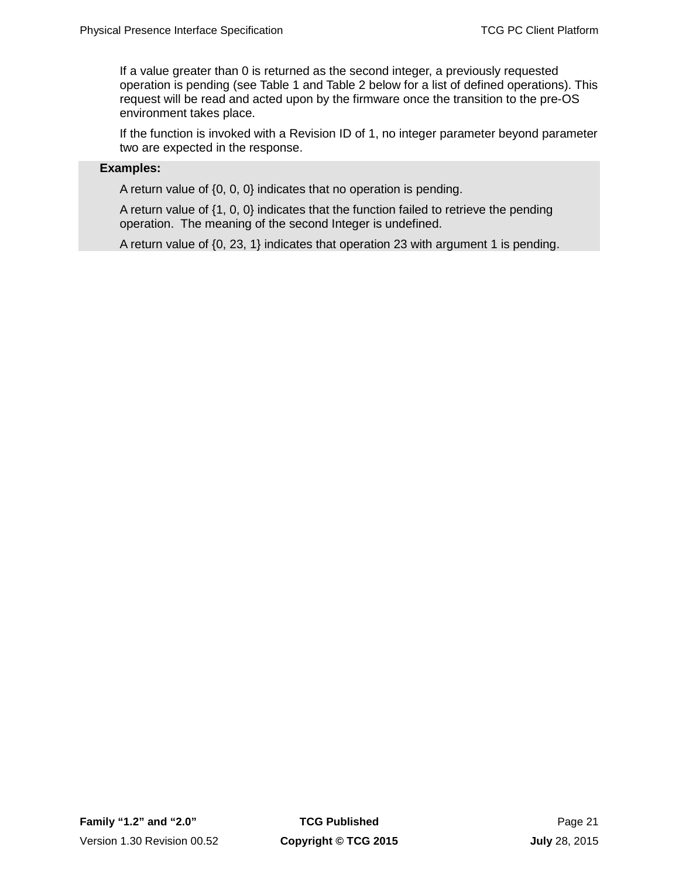If a value greater than 0 is returned as the second integer, a previously requested operation is pending (see Table 1 and Table 2 below for a list of defined operations). This request will be read and acted upon by the firmware once the transition to the pre-OS environment takes place.

If the function is invoked with a Revision ID of 1, no integer parameter beyond parameter two are expected in the response.

**Examples:**

A return value of {0, 0, 0} indicates that no operation is pending.

A return value of {1, 0, 0} indicates that the function failed to retrieve the pending operation.  The meaning of the second Integer is undefined.

A return value of {0, 23, 1} indicates that operation 23 with argument 1 is pending.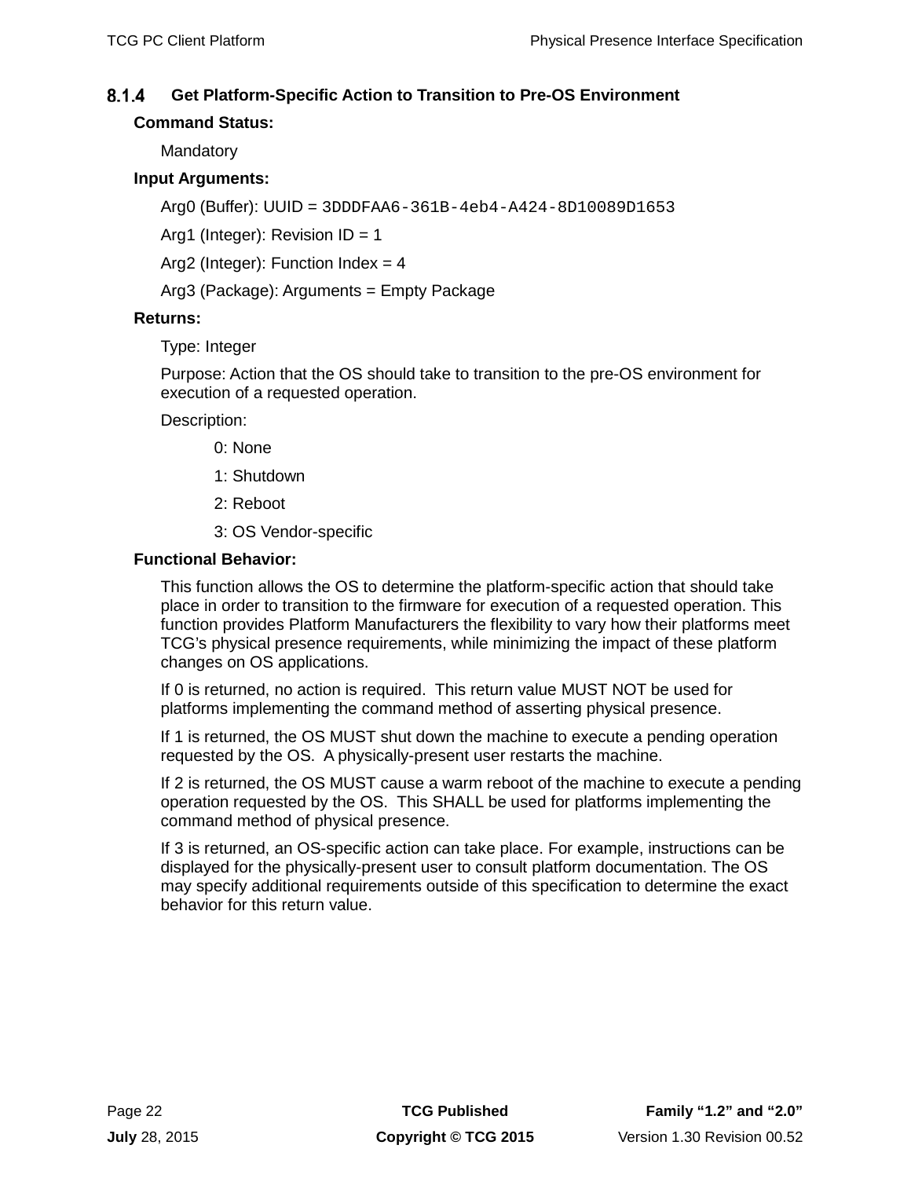### 8.1.4 Get Platform-Specific Action to Transition to Pre-OS Environment

**Command Status:**

Mandatory

**Input Arguments:**

Arg0 (Buffer): UUID = `3DDDFAA6-361B-4eb4-A424-8D10089D1653`

Arg1 (Integer): Revision ID = 1

Arg2 (Integer): Function Index = 4

Arg3 (Package): Arguments = Empty Package

**Returns:**

Type: Integer

Purpose: Action that the OS should take to transition to the pre-OS environment for execution of a requested operation.

Description:

0: None

1: Shutdown

2: Reboot

3: OS Vendor-specific

**Functional Behavior:**

This function allows the OS to determine the platform-specific action that should take place in order to transition to the firmware for execution of a requested operation. This function provides Platform Manufacturers the flexibility to vary how their platforms meet TCG's physical presence requirements, while minimizing the impact of these platform changes on OS applications.

If 0 is returned, no action is required. This return value MUST NOT be used for platforms implementing the command method of asserting physical presence.

If 1 is returned, the OS MUST shut down the machine to execute a pending operation requested by the OS. A physically-present user restarts the machine.

If 2 is returned, the OS MUST cause a warm reboot of the machine to execute a pending operation requested by the OS. This SHALL be used for platforms implementing the command method of physical presence.

If 3 is returned, an OS-specific action can take place. For example, instructions can be displayed for the physically-present user to consult platform documentation. The OS may specify additional requirements outside of this specification to determine the exact behavior for this return value.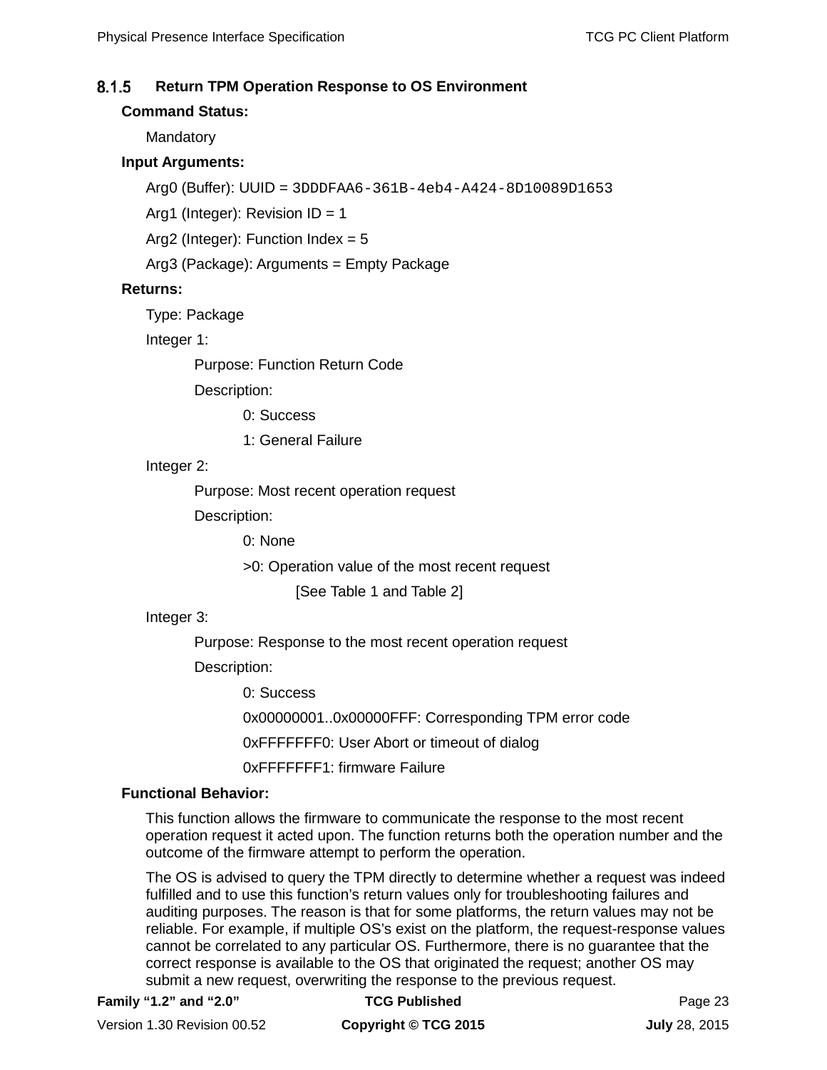### 8.1.5 Return TPM Operation Response to OS Environment

**Command Status:**

Mandatory

**Input Arguments:**

Arg0 (Buffer): UUID = `3DDDFAA6-361B-4eb4-A424-8D10089D1653`

Arg1 (Integer): Revision ID = 1

Arg2 (Integer): Function Index = 5

Arg3 (Package): Arguments = Empty Package

**Returns:**

Type: Package

Integer 1:

- Purpose: Function Return Code
- Description:
  - 0: Success
  - 1: General Failure

Integer 2:

- Purpose: Most recent operation request
- Description:
  - 0: None
  - >0: Operation value of the most recent request
    - [See Table 1 and Table 2]

Integer 3:

- Purpose: Response to the most recent operation request
- Description:
  - 0: Success
  - 0x00000001..0x00000FFF: Corresponding TPM error code
  - 0xFFFFFFF0: User Abort or timeout of dialog
  - 0xFFFFFFF1: firmware Failure

**Functional Behavior:**

This function allows the firmware to communicate the response to the most recent operation request it acted upon. The function returns both the operation number and the outcome of the firmware attempt to perform the operation.

The OS is advised to query the TPM directly to determine whether a request was indeed fulfilled and to use this function's return values only for troubleshooting failures and auditing purposes. The reason is that for some platforms, the return values may not be reliable. For example, if multiple OS's exist on the platform, the request-response values cannot be correlated to any particular OS. Furthermore, there is no guarantee that the correct response is available to the OS that originated the request; another OS may submit a new request, overwriting the response to the previous request.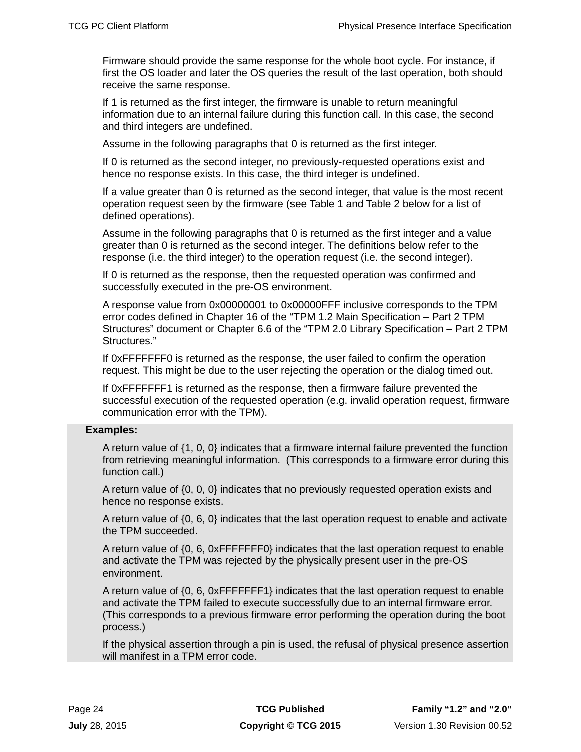Firmware should provide the same response for the whole boot cycle. For instance, if first the OS loader and later the OS queries the result of the last operation, both should receive the same response.

If 1 is returned as the first integer, the firmware is unable to return meaningful information due to an internal failure during this function call. In this case, the second and third integers are undefined.

Assume in the following paragraphs that 0 is returned as the first integer.

If 0 is returned as the second integer, no previously-requested operations exist and hence no response exists. In this case, the third integer is undefined.

If a value greater than 0 is returned as the second integer, that value is the most recent operation request seen by the firmware (see Table 1 and Table 2 below for a list of defined operations).

Assume in the following paragraphs that 0 is returned as the first integer and a value greater than 0 is returned as the second integer. The definitions below refer to the response (i.e. the third integer) to the operation request (i.e. the second integer).

If 0 is returned as the response, then the requested operation was confirmed and successfully executed in the pre-OS environment.

A response value from 0x00000001 to 0x00000FFF inclusive corresponds to the TPM error codes defined in Chapter 16 of the “TPM 1.2 Main Specification – Part 2 TPM Structures” document or Chapter 6.6 of the “TPM 2.0 Library Specification – Part 2 TPM Structures.”

If 0xFFFFFFF0 is returned as the response, the user failed to confirm the operation request. This might be due to the user rejecting the operation or the dialog timed out.

If 0xFFFFFFF1 is returned as the response, then a firmware failure prevented the successful execution of the requested operation (e.g. invalid operation request, firmware communication error with the TPM).

**Examples:**

A return value of {1, 0, 0} indicates that a firmware internal failure prevented the function from retrieving meaningful information. (This corresponds to a firmware error during this function call.)

A return value of {0, 0, 0} indicates that no previously requested operation exists and hence no response exists.

A return value of {0, 6, 0} indicates that the last operation request to enable and activate the TPM succeeded.

A return value of {0, 6, 0xFFFFFFF0} indicates that the last operation request to enable and activate the TPM was rejected by the physically present user in the pre-OS environment.

A return value of {0, 6, 0xFFFFFFF1} indicates that the last operation request to enable and activate the TPM failed to execute successfully due to an internal firmware error. (This corresponds to a previous firmware error performing the operation during the boot process.)

If the physical assertion through a pin is used, the refusal of physical presence assertion will manifest in a TPM error code.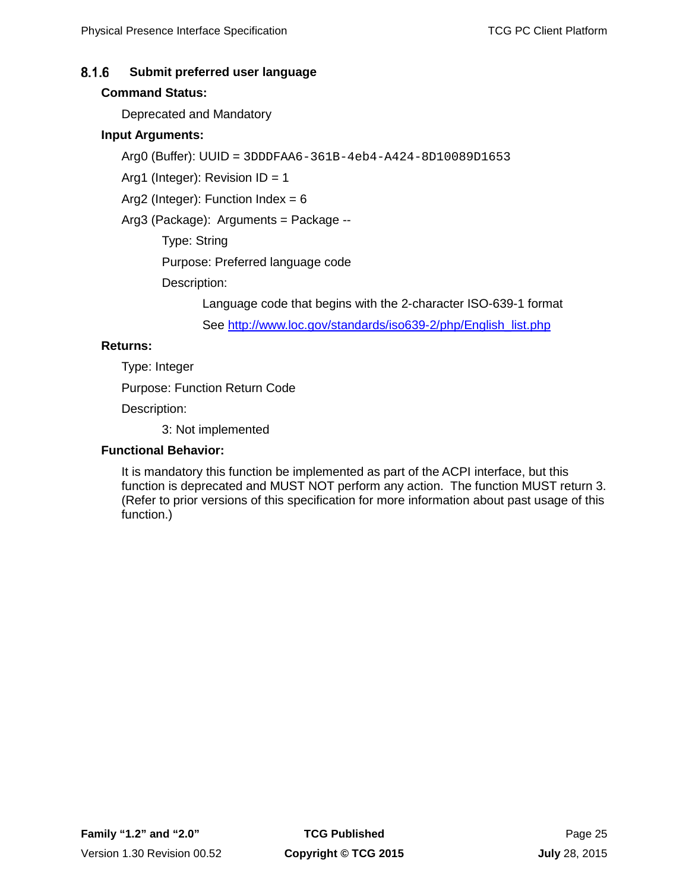### 8.1.6 Submit preferred user language

**Command Status:**

Deprecated and Mandatory

**Input Arguments:**

Arg0 (Buffer): UUID = `3DDDFAA6-361B-4eb4-A424-8D10089D1653`

Arg1 (Integer): Revision ID = 1

Arg2 (Integer): Function Index = 6

Arg3 (Package): Arguments = Package --

Type: String

Purpose: Preferred language code

Description:

Language code that begins with the 2-character ISO-639-1 format

See [http://www.loc.gov/standards/iso639-2/php/English_list.php](http://www.loc.gov/standards/iso639-2/php/English_list.php)

**Returns:**

Type: Integer

Purpose: Function Return Code

Description:

3: Not implemented

**Functional Behavior:**

It is mandatory this function be implemented as part of the ACPI interface, but this function is deprecated and MUST NOT perform any action. The function MUST return 3. (Refer to prior versions of this specification for more information about past usage of this function.)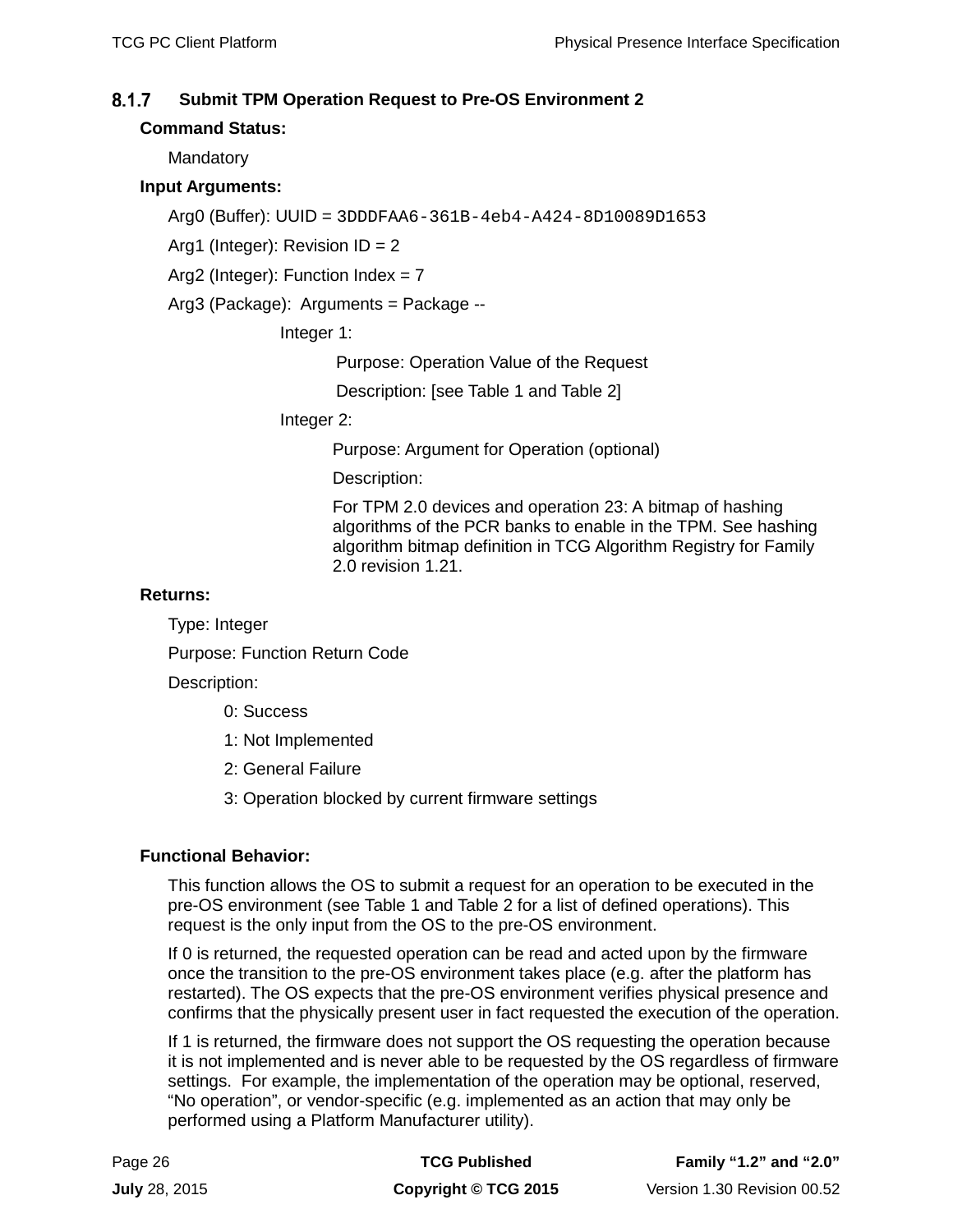### 8.1.7 Submit TPM Operation Request to Pre-OS Environment 2

**Command Status:**

Mandatory

**Input Arguments:**

Arg0 (Buffer): UUID = `3DDDFAA6-361B-4eb4-A424-8D10089D1653`

Arg1 (Integer): Revision ID = 2

Arg2 (Integer): Function Index = 7

Arg3 (Package): Arguments = Package --

Integer 1:

Purpose: Operation Value of the Request

Description: [see Table 1 and Table 2]

Integer 2:

Purpose: Argument for Operation (optional)

Description:

For TPM 2.0 devices and operation 23: A bitmap of hashing algorithms of the PCR banks to enable in the TPM. See hashing algorithm bitmap definition in TCG Algorithm Registry for Family 2.0 revision 1.21.

**Returns:**

Type: Integer

Purpose: Function Return Code

Description:

0: Success

1: Not Implemented

2: General Failure

3: Operation blocked by current firmware settings

**Functional Behavior:**

This function allows the OS to submit a request for an operation to be executed in the pre-OS environment (see Table 1 and Table 2 for a list of defined operations). This request is the only input from the OS to the pre-OS environment.

If 0 is returned, the requested operation can be read and acted upon by the firmware once the transition to the pre-OS environment takes place (e.g. after the platform has restarted). The OS expects that the pre-OS environment verifies physical presence and confirms that the physically present user in fact requested the execution of the operation.

If 1 is returned, the firmware does not support the OS requesting the operation because it is not implemented and is never able to be requested by the OS regardless of firmware settings. For example, the implementation of the operation may be optional, reserved, “No operation”, or vendor-specific (e.g. implemented as an action that may only be performed using a Platform Manufacturer utility).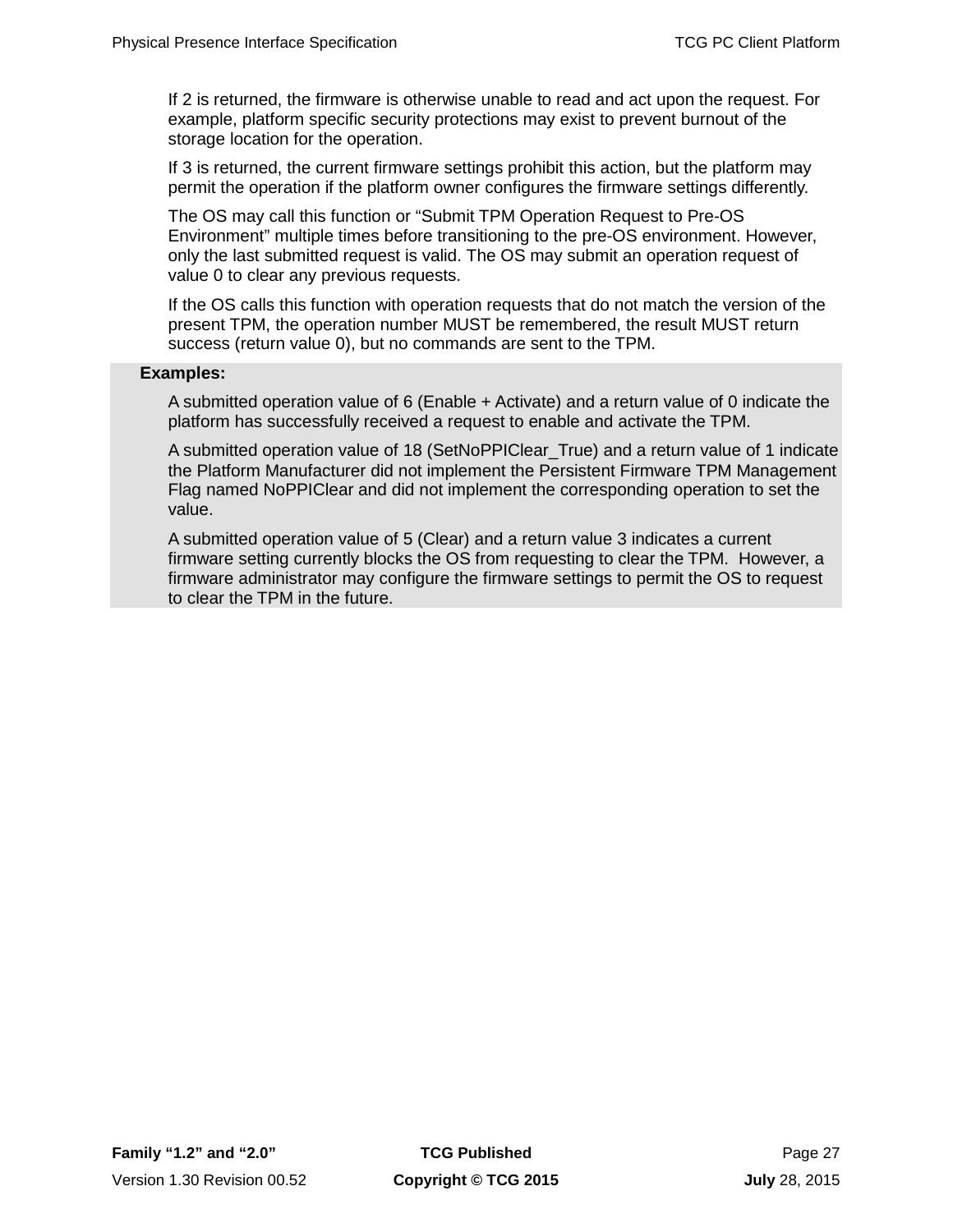If 2 is returned, the firmware is otherwise unable to read and act upon the request. For example, platform specific security protections may exist to prevent burnout of the storage location for the operation.

If 3 is returned, the current firmware settings prohibit this action, but the platform may permit the operation if the platform owner configures the firmware settings differently.

The OS may call this function or "Submit TPM Operation Request to Pre-OS Environment" multiple times before transitioning to the pre-OS environment. However, only the last submitted request is valid. The OS may submit an operation request of value 0 to clear any previous requests.

If the OS calls this function with operation requests that do not match the version of the present TPM, the operation number MUST be remembered, the result MUST return success (return value 0), but no commands are sent to the TPM.

**Examples:**

A submitted operation value of 6 (Enable + Activate) and a return value of 0 indicate the platform has successfully received a request to enable and activate the TPM.

A submitted operation value of 18 (SetNoPPIClear_True) and a return value of 1 indicate the Platform Manufacturer did not implement the Persistent Firmware TPM Management Flag named NoPPIClear and did not implement the corresponding operation to set the value.

A submitted operation value of 5 (Clear) and a return value 3 indicates a current firmware setting currently blocks the OS from requesting to clear the TPM. However, a firmware administrator may configure the firmware settings to permit the OS to request to clear the TPM in the future.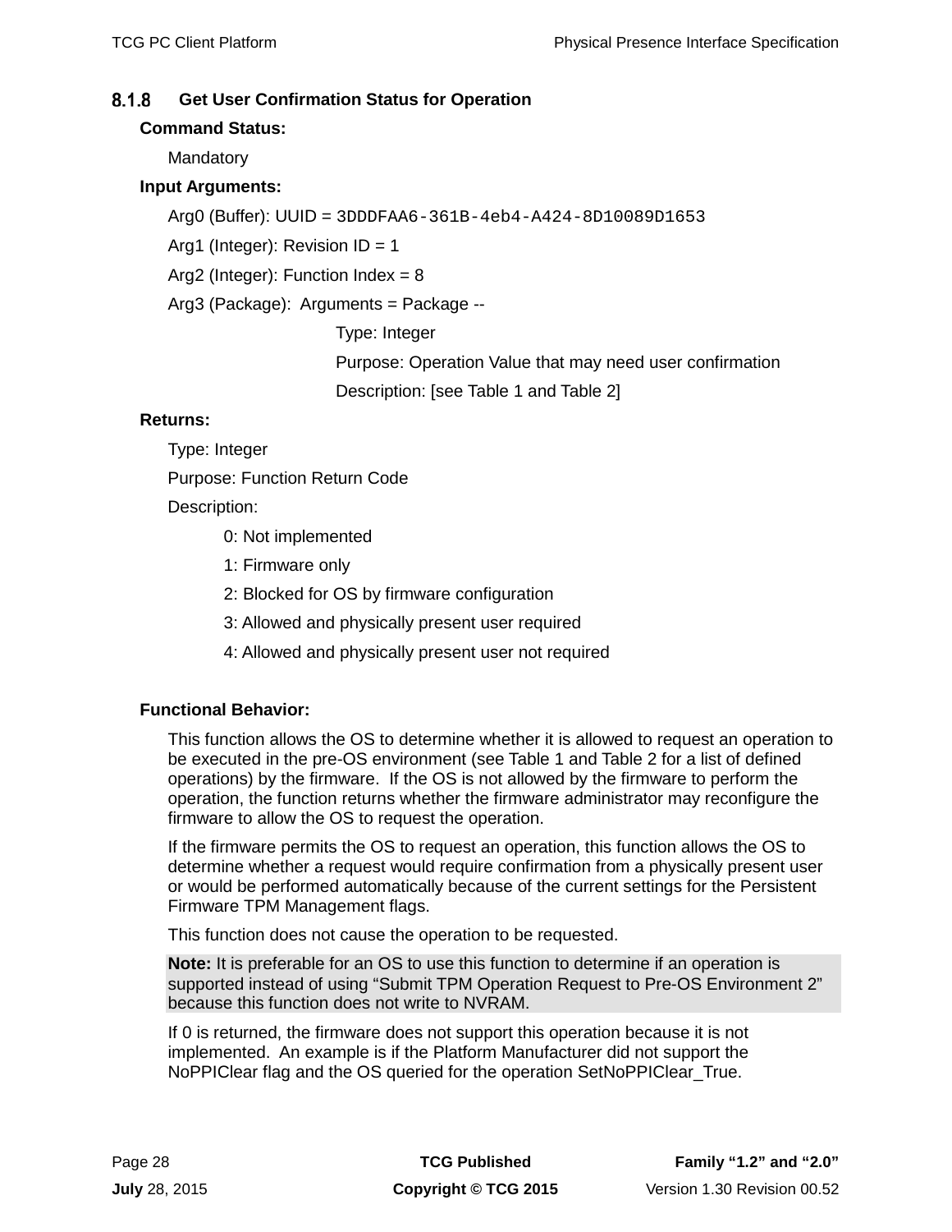### 8.1.8 Get User Confirmation Status for Operation

**Command Status:**

Mandatory

**Input Arguments:**

Arg0 (Buffer): UUID = `3DDDFAA6-361B-4eb4-A424-8D10089D1653`

Arg1 (Integer): Revision ID = 1

Arg2 (Integer): Function Index = 8

Arg3 (Package): Arguments = Package --

Type: Integer

Purpose: Operation Value that may need user confirmation

Description: [see Table 1 and Table 2]

**Returns:**

Type: Integer

Purpose: Function Return Code

Description:

0: Not implemented

1: Firmware only

2: Blocked for OS by firmware configuration

3: Allowed and physically present user required

4: Allowed and physically present user not required

**Functional Behavior:**

This function allows the OS to determine whether it is allowed to request an operation to be executed in the pre-OS environment (see Table 1 and Table 2 for a list of defined operations) by the firmware. If the OS is not allowed by the firmware to perform the operation, the function returns whether the firmware administrator may reconfigure the firmware to allow the OS to request the operation.

If the firmware permits the OS to request an operation, this function allows the OS to determine whether a request would require confirmation from a physically present user or would be performed automatically because of the current settings for the Persistent Firmware TPM Management flags.

This function does not cause the operation to be requested.

**Note:** It is preferable for an OS to use this function to determine if an operation is supported instead of using "Submit TPM Operation Request to Pre-OS Environment 2" because this function does not write to NVRAM.

If 0 is returned, the firmware does not support this operation because it is not implemented. An example is if the Platform Manufacturer did not support the NoPPIClear flag and the OS queried for the operation SetNoPPIClear_True.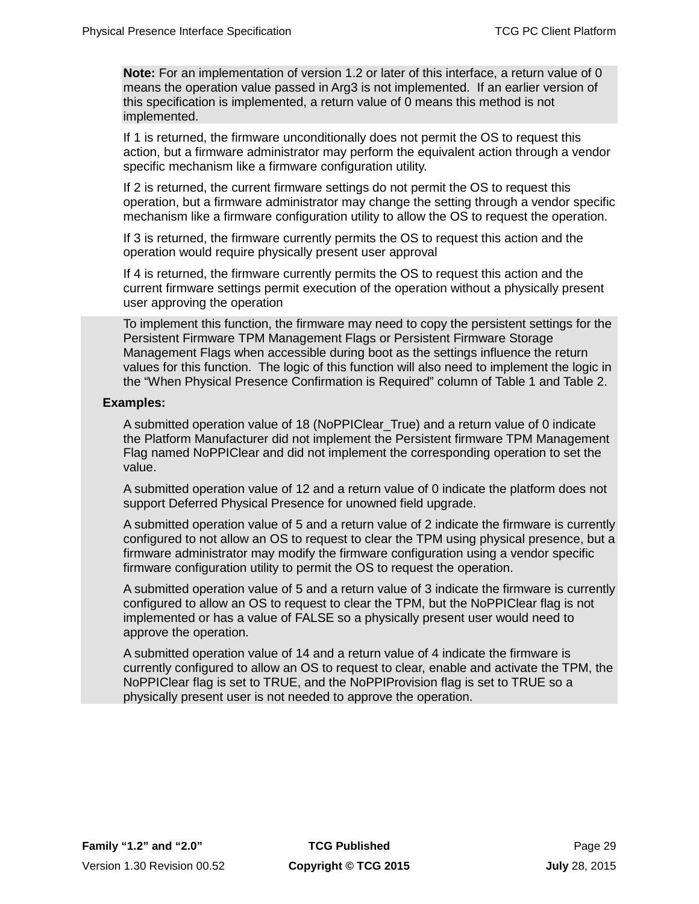**Note:** For an implementation of version 1.2 or later of this interface, a return value of 0 means the operation value passed in Arg3 is not implemented. If an earlier version of this specification is implemented, a return value of 0 means this method is not implemented.

If 1 is returned, the firmware unconditionally does not permit the OS to request this action, but a firmware administrator may perform the equivalent action through a vendor specific mechanism like a firmware configuration utility.

If 2 is returned, the current firmware settings do not permit the OS to request this operation, but a firmware administrator may change the setting through a vendor specific mechanism like a firmware configuration utility to allow the OS to request the operation.

If 3 is returned, the firmware currently permits the OS to request this action and the operation would require physically present user approval

If 4 is returned, the firmware currently permits the OS to request this action and the current firmware settings permit execution of the operation without a physically present user approving the operation

To implement this function, the firmware may need to copy the persistent settings for the Persistent Firmware TPM Management Flags or Persistent Firmware Storage Management Flags when accessible during boot as the settings influence the return values for this function. The logic of this function will also need to implement the logic in the "When Physical Presence Confirmation is Required" column of Table 1 and Table 2.

**Examples:**

A submitted operation value of 18 (NoPPIClear_True) and a return value of 0 indicate the Platform Manufacturer did not implement the Persistent firmware TPM Management Flag named NoPPIClear and did not implement the corresponding operation to set the value.

A submitted operation value of 12 and a return value of 0 indicate the platform does not support Deferred Physical Presence for unowned field upgrade.

A submitted operation value of 5 and a return value of 2 indicate the firmware is currently configured to not allow an OS to request to clear the TPM using physical presence, but a firmware administrator may modify the firmware configuration using a vendor specific firmware configuration utility to permit the OS to request the operation.

A submitted operation value of 5 and a return value of 3 indicate the firmware is currently configured to allow an OS to request to clear the TPM, but the NoPPIClear flag is not implemented or has a value of FALSE so a physically present user would need to approve the operation.

A submitted operation value of 14 and a return value of 4 indicate the firmware is currently configured to allow an OS to request to clear, enable and activate the TPM, the NoPPIClear flag is set to TRUE, and the NoPPIProvision flag is set to TRUE so a physically present user is not needed to approve the operation.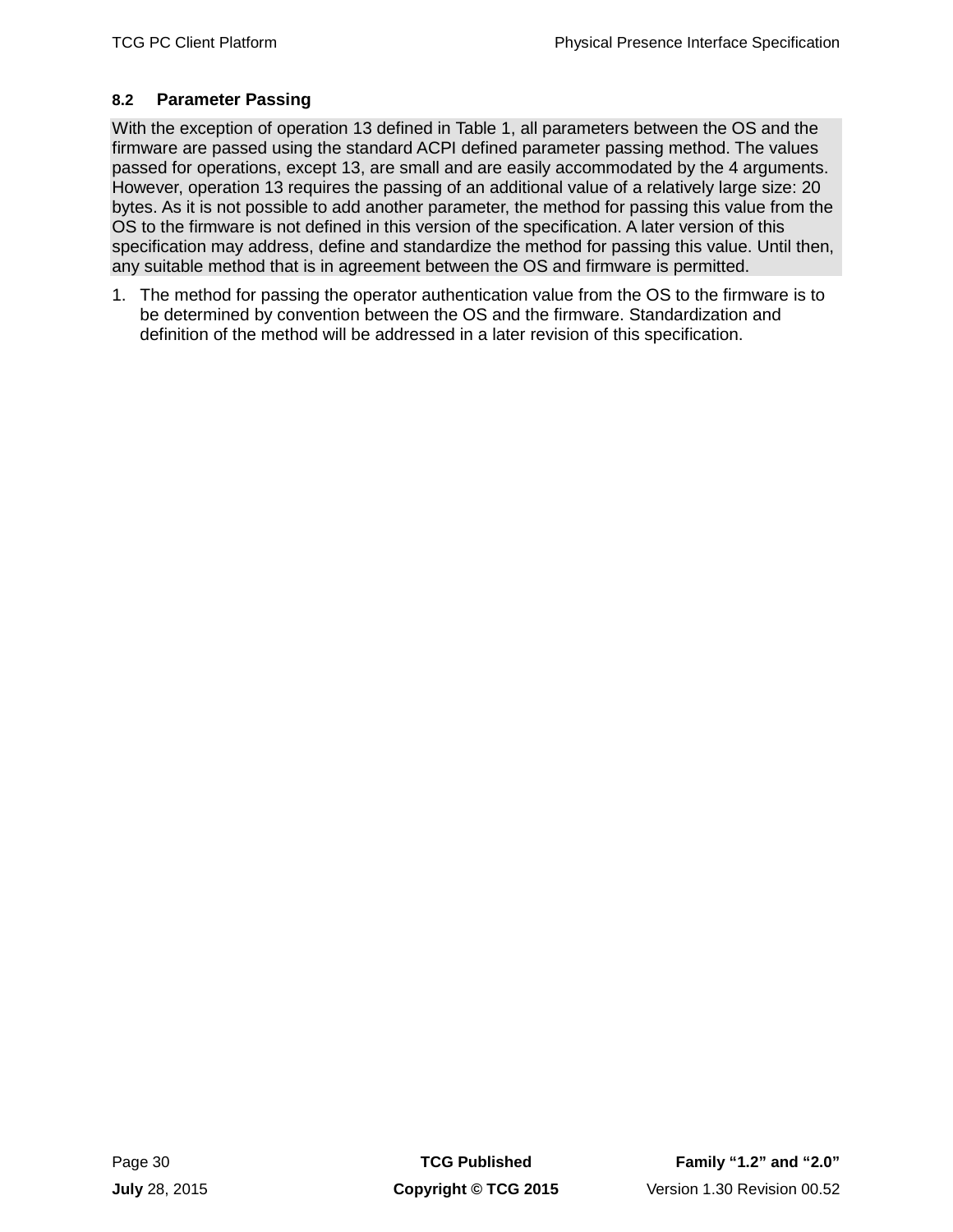### 8.2 Parameter Passing

With the exception of operation 13 defined in Table 1, all parameters between the OS and the firmware are passed using the standard ACPI defined parameter passing method. The values passed for operations, except 13, are small and are easily accommodated by the 4 arguments. However, operation 13 requires the passing of an additional value of a relatively large size: 20 bytes. As it is not possible to add another parameter, the method for passing this value from the OS to the firmware is not defined in this version of the specification. A later version of this specification may address, define and standardize the method for passing this value. Until then, any suitable method that is in agreement between the OS and firmware is permitted.

1. The method for passing the operator authentication value from the OS to the firmware is to be determined by convention between the OS and the firmware. Standardization and definition of the method will be addressed in a later revision of this specification.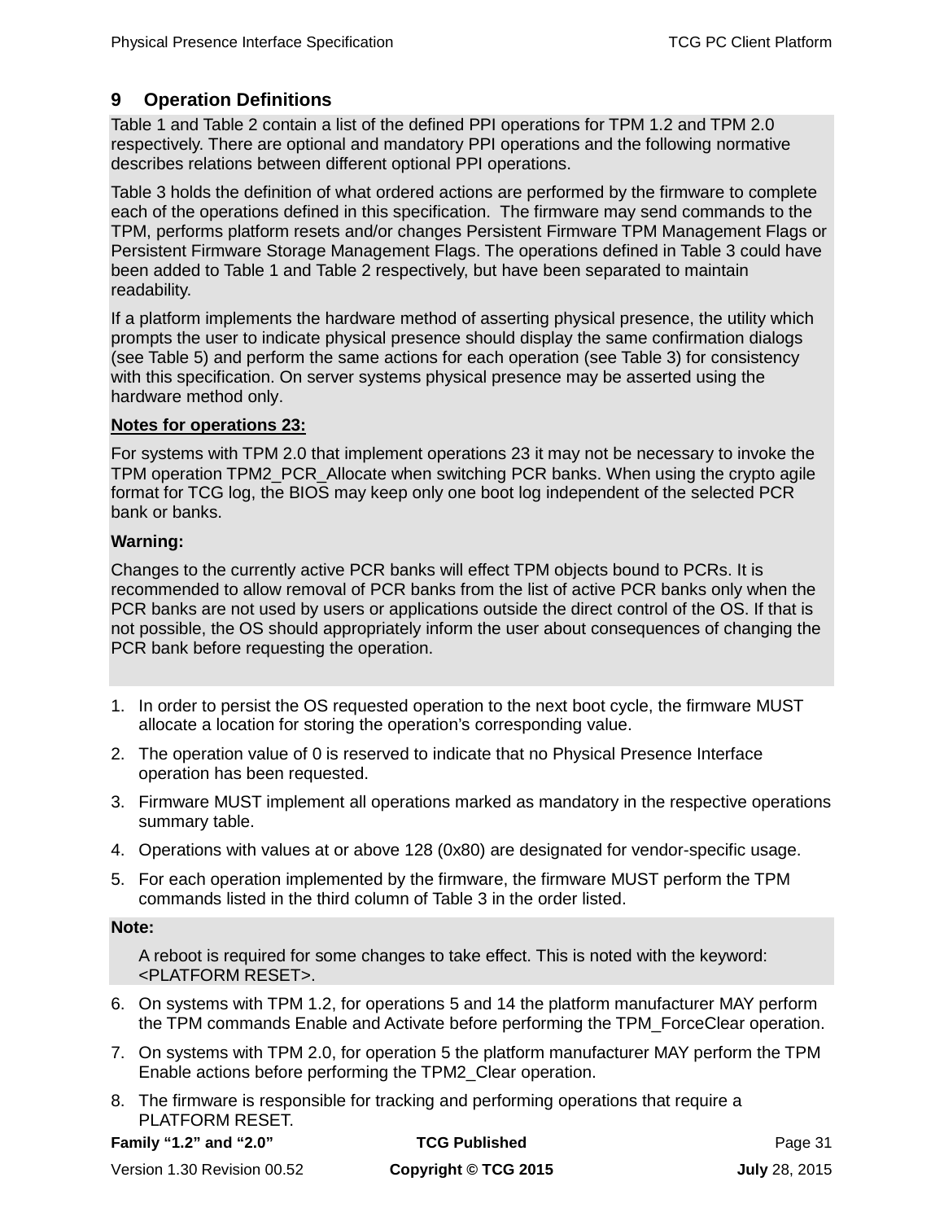# 9 Operation Definitions

Table 1 and Table 2 contain a list of the defined PPI operations for TPM 1.2 and TPM 2.0 respectively. There are optional and mandatory PPI operations and the following normative describes relations between different optional PPI operations.

Table 3 holds the definition of what ordered actions are performed by the firmware to complete each of the operations defined in this specification. The firmware may send commands to the TPM, performs platform resets and/or changes Persistent Firmware TPM Management Flags or Persistent Firmware Storage Management Flags. The operations defined in Table 3 could have been added to Table 1 and Table 2 respectively, but have been separated to maintain readability.

If a platform implements the hardware method of asserting physical presence, the utility which prompts the user to indicate physical presence should display the same confirmation dialogs (see Table 5) and perform the same actions for each operation (see Table 3) for consistency with this specification. On server systems physical presence may be asserted using the hardware method only.

**Notes for operations 23:**

For systems with TPM 2.0 that implement operations 23 it may not be necessary to invoke the TPM operation TPM2_PCR_Allocate when switching PCR banks. When using the crypto agile format for TCG log, the BIOS may keep only one boot log independent of the selected PCR bank or banks.

**Warning:**

Changes to the currently active PCR banks will effect TPM objects bound to PCRs. It is recommended to allow removal of PCR banks from the list of active PCR banks only when the PCR banks are not used by users or applications outside the direct control of the OS. If that is not possible, the OS should appropriately inform the user about consequences of changing the PCR bank before requesting the operation.

1. In order to persist the OS requested operation to the next boot cycle, the firmware MUST allocate a location for storing the operation's corresponding value.
2. The operation value of 0 is reserved to indicate that no Physical Presence Interface operation has been requested.
3. Firmware MUST implement all operations marked as mandatory in the respective operations summary table.
4. Operations with values at or above 128 (0x80) are designated for vendor-specific usage.
5. For each operation implemented by the firmware, the firmware MUST perform the TPM commands listed in the third column of Table 3 in the order listed.

**Note:**

A reboot is required for some changes to take effect. This is noted with the keyword: <PLATFORM RESET>.

6. On systems with TPM 1.2, for operations 5 and 14 the platform manufacturer MAY perform the TPM commands Enable and Activate before performing the TPM_ForceClear operation.
7. On systems with TPM 2.0, for operation 5 the platform manufacturer MAY perform the TPM Enable actions before performing the TPM2_Clear operation.
8. The firmware is responsible for tracking and performing operations that require a PLATFORM RESET.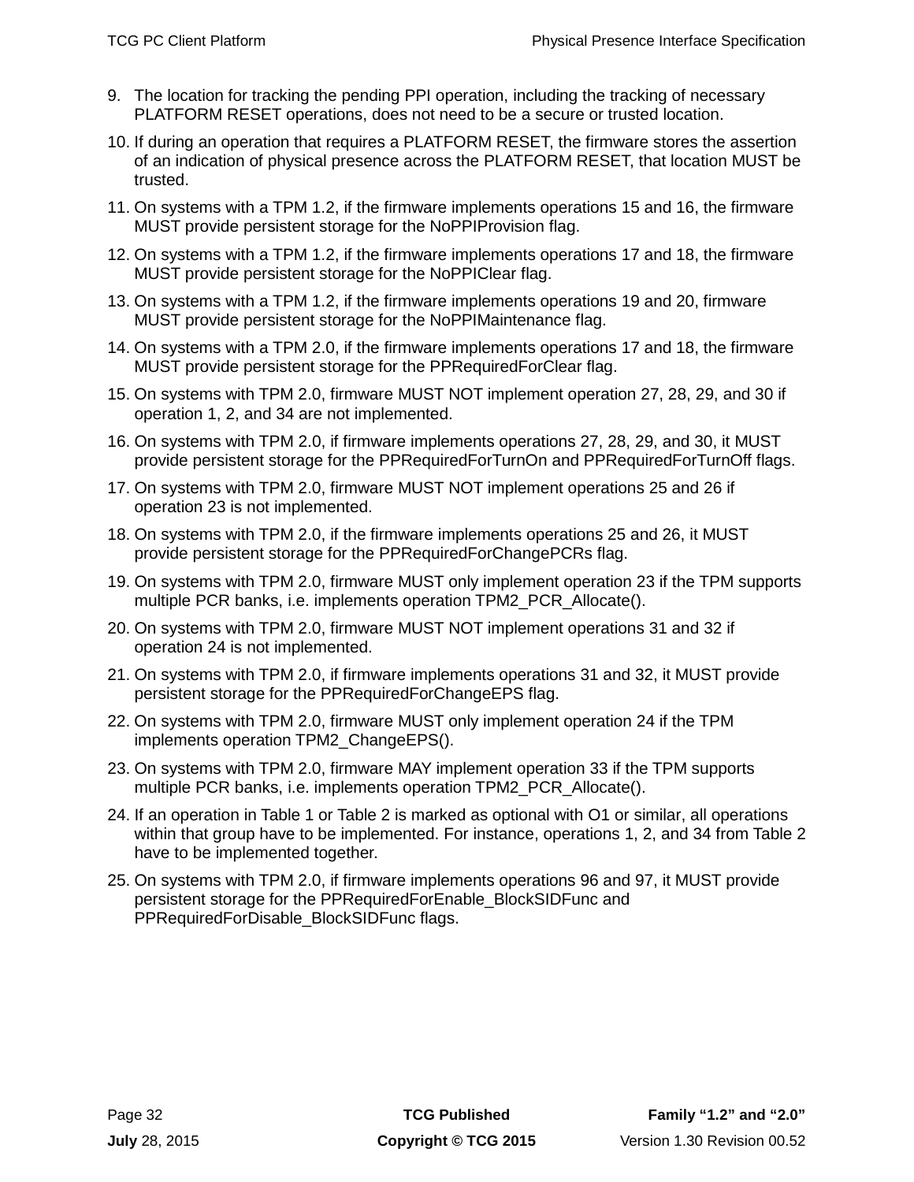9. The location for tracking the pending PPI operation, including the tracking of necessary PLATFORM RESET operations, does not need to be a secure or trusted location.
10. If during an operation that requires a PLATFORM RESET, the firmware stores the assertion of an indication of physical presence across the PLATFORM RESET, that location MUST be trusted.
11. On systems with a TPM 1.2, if the firmware implements operations 15 and 16, the firmware MUST provide persistent storage for the NoPPIProvision flag.
12. On systems with a TPM 1.2, if the firmware implements operations 17 and 18, the firmware MUST provide persistent storage for the NoPPIClear flag.
13. On systems with a TPM 1.2, if the firmware implements operations 19 and 20, firmware MUST provide persistent storage for the NoPPIMaintenance flag.
14. On systems with a TPM 2.0, if the firmware implements operations 17 and 18, the firmware MUST provide persistent storage for the PPRequiredForClear flag.
15. On systems with TPM 2.0, firmware MUST NOT implement operation 27, 28, 29, and 30 if operation 1, 2, and 34 are not implemented.
16. On systems with TPM 2.0, if firmware implements operations 27, 28, 29, and 30, it MUST provide persistent storage for the PPRequiredForTurnOn and PPRequiredForTurnOff flags.
17. On systems with TPM 2.0, firmware MUST NOT implement operations 25 and 26 if operation 23 is not implemented.
18. On systems with TPM 2.0, if the firmware implements operations 25 and 26, it MUST provide persistent storage for the PPRequiredForChangePCRs flag.
19. On systems with TPM 2.0, firmware MUST only implement operation 23 if the TPM supports multiple PCR banks, i.e. implements operation TPM2_PCR_Allocate().
20. On systems with TPM 2.0, firmware MUST NOT implement operations 31 and 32 if operation 24 is not implemented.
21. On systems with TPM 2.0, if firmware implements operations 31 and 32, it MUST provide persistent storage for the PPRequiredForChangeEPS flag.
22. On systems with TPM 2.0, firmware MUST only implement operation 24 if the TPM implements operation TPM2_ChangeEPS().
23. On systems with TPM 2.0, firmware MAY implement operation 33 if the TPM supports multiple PCR banks, i.e. implements operation TPM2_PCR_Allocate().
24. If an operation in Table 1 or Table 2 is marked as optional with O1 or similar, all operations within that group have to be implemented. For instance, operations 1, 2, and 34 from Table 2 have to be implemented together.
25. On systems with TPM 2.0, if firmware implements operations 96 and 97, it MUST provide persistent storage for the PPRequiredForEnable_BlockSIDFunc and PPRequiredForDisable_BlockSIDFunc flags.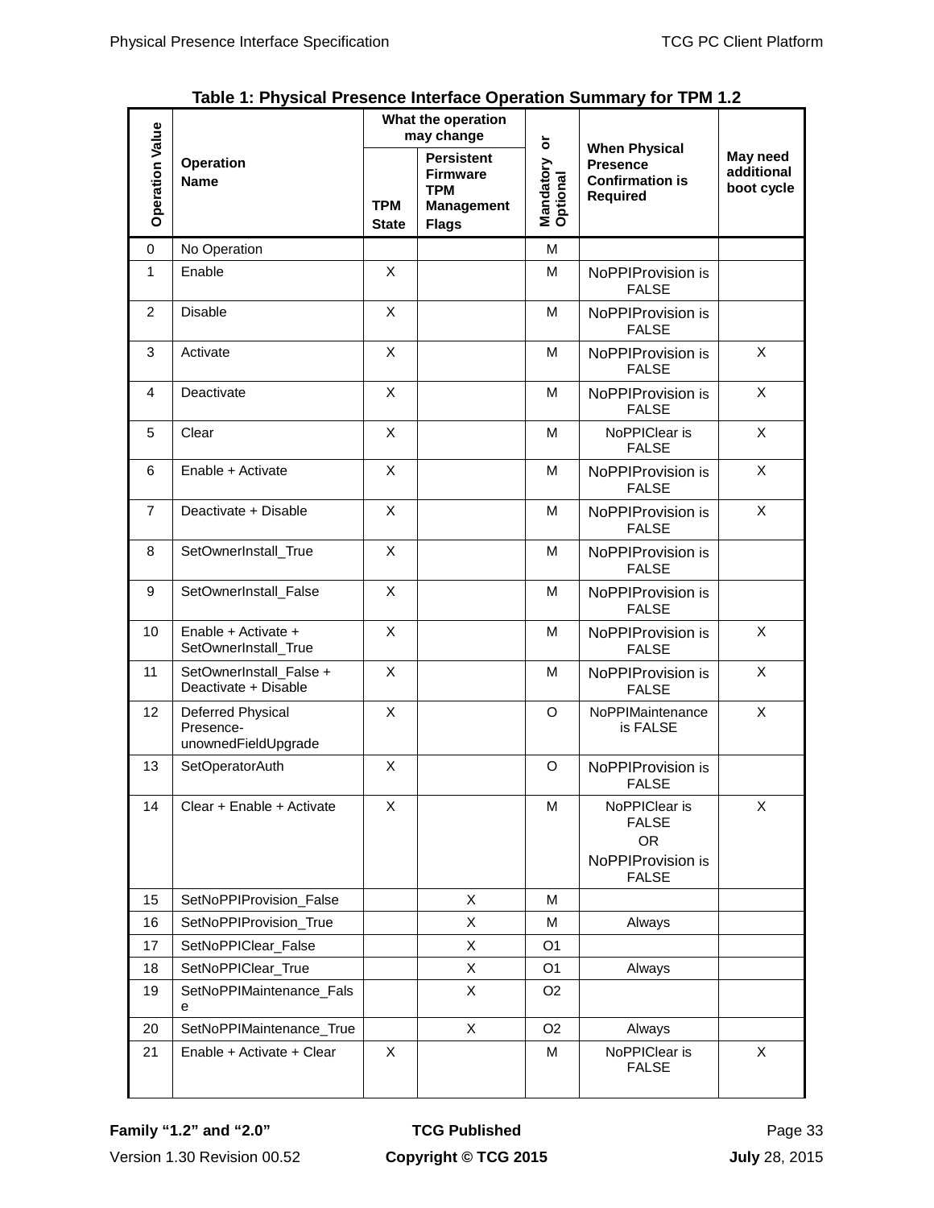**Table 1: Physical Presence Interface Operation Summary for TPM 1.2**

| Operation Value | Operation Name | What the operation may change | | Mandatory or Optional | When Physical Presence Confirmation is Required | May need additional boot cycle |
|---|---|---|---|---|---|---|
| | | TPM State | Persistent Firmware TPM Management Flags | | | |
| 0 | No Operation | | | M | | |
| 1 | Enable | X | | M | NoPPIProvision is FALSE | |
| 2 | Disable | X | | M | NoPPIProvision is FALSE | |
| 3 | Activate | X | | M | NoPPIProvision is FALSE | X |
| 4 | Deactivate | X | | M | NoPPIProvision is FALSE | X |
| 5 | Clear | X | | M | NoPPIClear is FALSE | X |
| 6 | Enable + Activate | X | | M | NoPPIProvision is FALSE | X |
| 7 | Deactivate + Disable | X | | M | NoPPIProvision is FALSE | X |
| 8 | SetOwnerInstall_True | X | | M | NoPPIProvision is FALSE | |
| 9 | SetOwnerInstall_False | X | | M | NoPPIProvision is FALSE | |
| 10 | Enable + Activate + SetOwnerInstall_True | X | | M | NoPPIProvision is FALSE | X |
| 11 | SetOwnerInstall_False + Deactivate + Disable | X | | M | NoPPIProvision is FALSE | X |
| 12 | Deferred Physical Presence-unownedFieldUpgrade | X | | O | NoPPIMaintenance is FALSE | X |
| 13 | SetOperatorAuth | X | | O | NoPPIProvision is FALSE | |
| 14 | Clear + Enable + Activate | X | | M | NoPPIClear is FALSE OR NoPPIProvision is FALSE | X |
| 15 | SetNoPPIProvision_False | | X | M | | |
| 16 | SetNoPPIProvision_True | | X | M | Always | |
| 17 | SetNoPPIClear_False | | X | O1 | | |
| 18 | SetNoPPIClear_True | | X | O1 | Always | |
| 19 | SetNoPPIMaintenance_False | | X | O2 | | |
| 20 | SetNoPPIMaintenance_True | | X | O2 | Always | |
| 21 | Enable + Activate + Clear | X | | M | NoPPIClear is FALSE | X |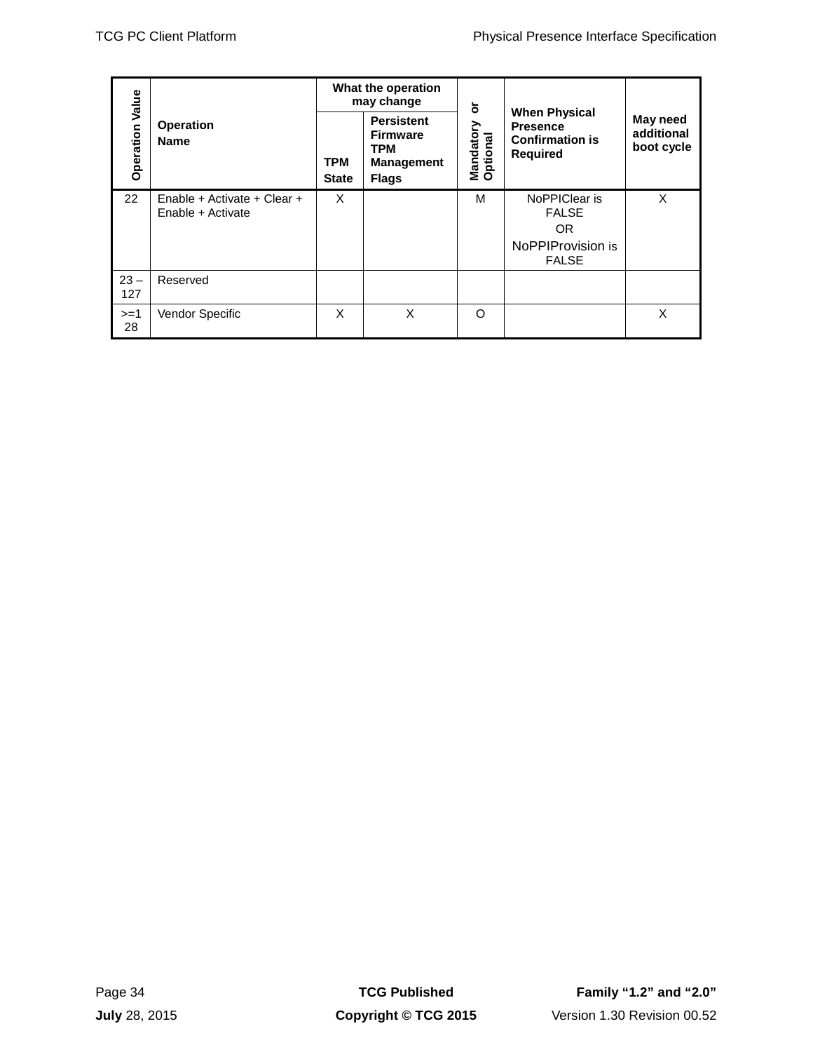| Operation Value | Operation Name | What the operation may change | | Mandatory or Optional | When Physical Presence Confirmation is Required | May need additional boot cycle |
|---|---|---|---|---|---|---|
| | | TPM State | Persistent Firmware TPM Management Flags | | | |
| 22 | Enable + Activate + Clear + Enable + Activate | X | | M | NoPPIClear is FALSE OR NoPPIProvision is FALSE | X |
| 23 – 127 | Reserved | | | | | |
| >=128 | Vendor Specific | X | X | O | | X |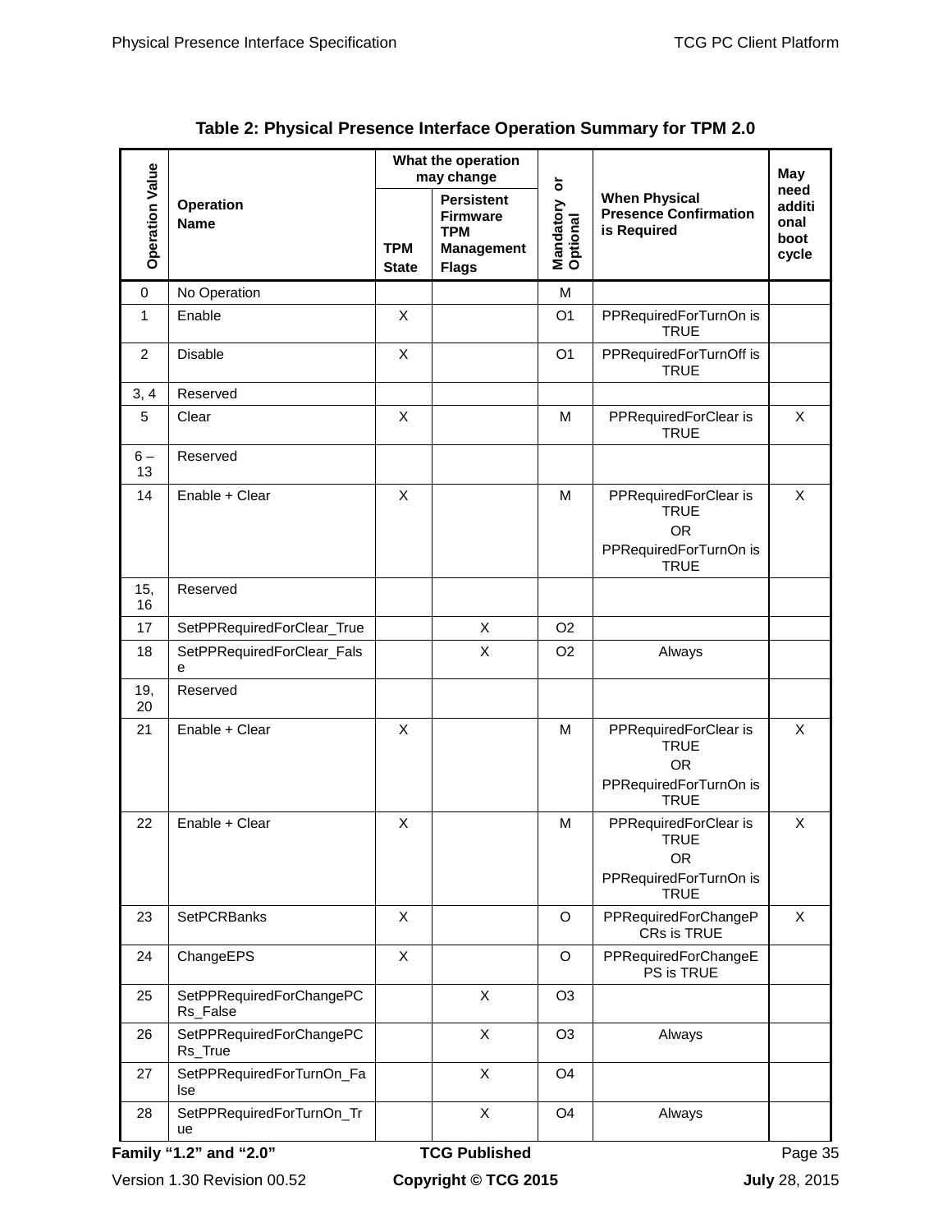**Table 2: Physical Presence Interface Operation Summary for TPM 2.0**

| Operation Value | Operation Name | What the operation may change | | Mandatory or Optional | When Physical Presence Confirmation is Required | May need additional boot cycle |
|---|---|---|---|---|---|---|
| | | TPM State | Persistent Firmware TPM Management Flags | | | |
| 0 | No Operation | | | M | | |
| 1 | Enable | X | | O1 | PPRequiredForTurnOn is TRUE | |
| 2 | Disable | X | | O1 | PPRequiredForTurnOff is TRUE | |
| 3, 4 | Reserved | | | | | |
| 5 | Clear | X | | M | PPRequiredForClear is TRUE | X |
| 6 – 13 | Reserved | | | | | |
| 14 | Enable + Clear | X | | M | PPRequiredForClear is TRUE OR PPRequiredForTurnOn is TRUE | X |
| 15, 16 | Reserved | | | | | |
| 17 | SetPPRequiredForClear_True | | X | O2 | | |
| 18 | SetPPRequiredForClear_False | | X | O2 | Always | |
| 19, 20 | Reserved | | | | | |
| 21 | Enable + Clear | X | | M | PPRequiredForClear is TRUE OR PPRequiredForTurnOn is TRUE | X |
| 22 | Enable + Clear | X | | M | PPRequiredForClear is TRUE OR PPRequiredForTurnOn is TRUE | X |
| 23 | SetPCRBanks | X | | O | PPRequiredForChangePCRs is TRUE | X |
| 24 | ChangeEPS | X | | O | PPRequiredForChangeEPS is TRUE | |
| 25 | SetPPRequiredForChangePCRs_False | | X | O3 | | |
| 26 | SetPPRequiredForChangePCRs_True | | X | O3 | Always | |
| 27 | SetPPRequiredForTurnOn_False | | X | O4 | | |
| 28 | SetPPRequiredForTurnOn_True | | X | O4 | Always | |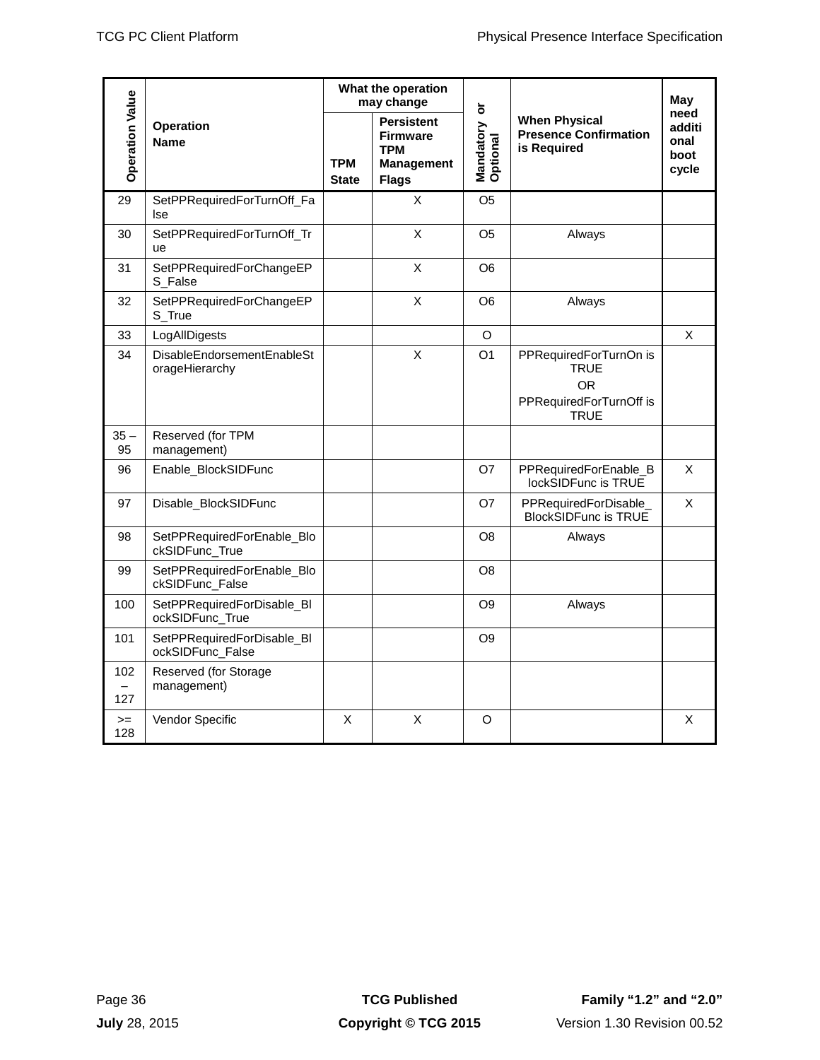| Operation Value | Operation Name | What the operation may change | | Mandatory or Optional | When Physical Presence Confirmation is Required | May need additional boot cycle |
|---|---|---|---|---|---|---|
| | | TPM State | Persistent Firmware TPM Management Flags | | | |
| 29 | SetPPRequiredForTurnOff_False | | X | O5 | | |
| 30 | SetPPRequiredForTurnOff_True | | X | O5 | Always | |
| 31 | SetPPRequiredForChangeEPS_False | | X | O6 | | |
| 32 | SetPPRequiredForChangeEPS_True | | X | O6 | Always | |
| 33 | LogAllDigests | | | O | | X |
| 34 | DisableEndorsementEnableStorageHierarchy | | X | O1 | PPRequiredForTurnOn is TRUE OR PPRequiredForTurnOff is TRUE | |
| 35 – 95 | Reserved (for TPM management) | | | | | |
| 96 | Enable_BlockSIDFunc | | | O7 | PPRequiredForEnable_BlockSIDFunc is TRUE | X |
| 97 | Disable_BlockSIDFunc | | | O7 | PPRequiredForDisable_BlockSIDFunc is TRUE | X |
| 98 | SetPPRequiredForEnable_BlockSIDFunc_True | | | O8 | Always | |
| 99 | SetPPRequiredForEnable_BlockSIDFunc_False | | | O8 | | |
| 100 | SetPPRequiredForDisable_BlockSIDFunc_True | | | O9 | Always | |
| 101 | SetPPRequiredForDisable_BlockSIDFunc_False | | | O9 | | |
| 102 – 127 | Reserved (for Storage management) | | | | | |
| >= 128 | Vendor Specific | X | X | O | | X |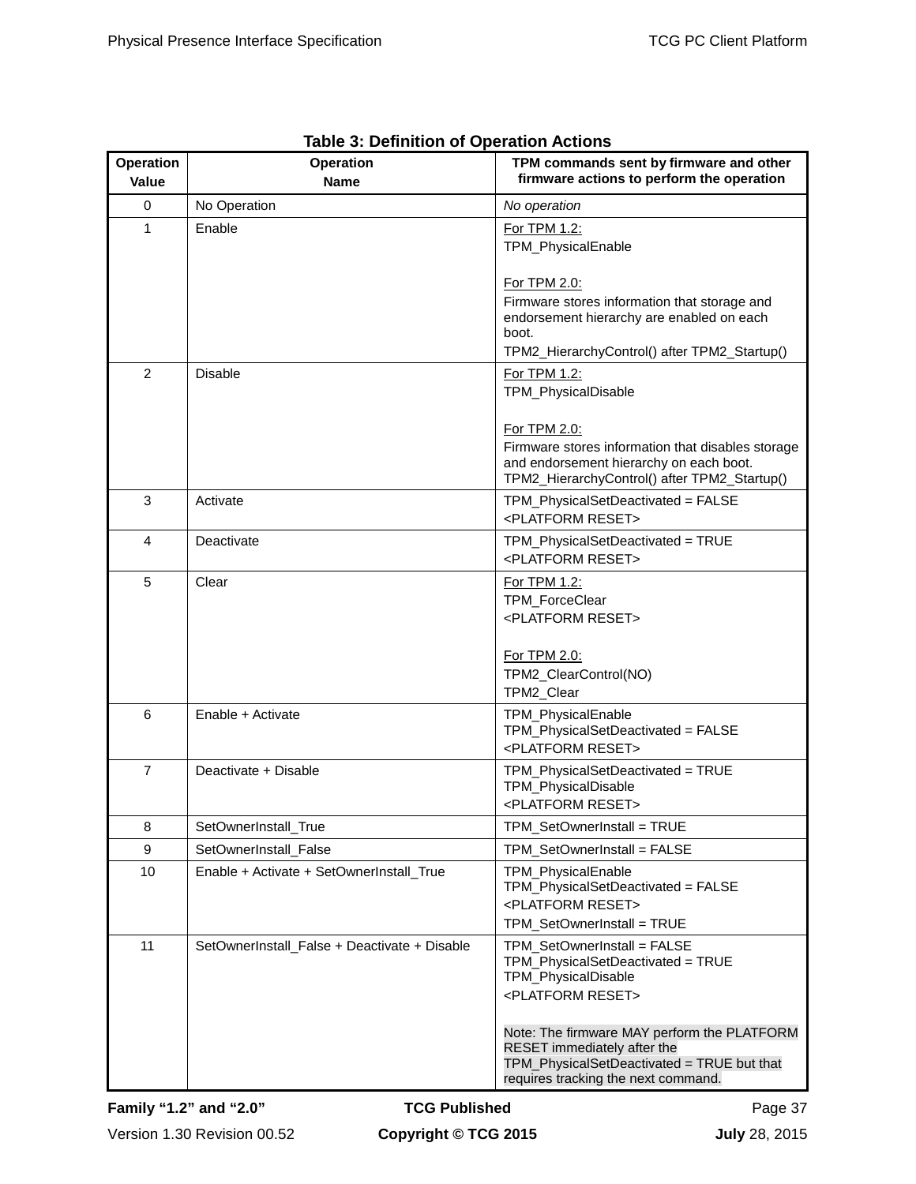**Table 3: Definition of Operation Actions**

| Operation Value | Operation Name | TPM commands sent by firmware and other firmware actions to perform the operation |
|---|---|---|
| 0 | No Operation | *No operation* |
| 1 | Enable | For TPM 1.2:<br>TPM_PhysicalEnable<br><br>For TPM 2.0:<br>Firmware stores information that storage and endorsement hierarchy are enabled on each boot.<br>TPM2_HierarchyControl() after TPM2_Startup() |
| 2 | Disable | For TPM 1.2:<br>TPM_PhysicalDisable<br><br>For TPM 2.0:<br>Firmware stores information that disables storage and endorsement hierarchy on each boot.<br>TPM2_HierarchyControl() after TPM2_Startup() |
| 3 | Activate | TPM_PhysicalSetDeactivated = FALSE<br><PLATFORM RESET> |
| 4 | Deactivate | TPM_PhysicalSetDeactivated = TRUE<br><PLATFORM RESET> |
| 5 | Clear | For TPM 1.2:<br>TPM_ForceClear<br><PLATFORM RESET><br><br>For TPM 2.0:<br>TPM2_ClearControl(NO)<br>TPM2_Clear |
| 6 | Enable + Activate | TPM_PhysicalEnable<br>TPM_PhysicalSetDeactivated = FALSE<br><PLATFORM RESET> |
| 7 | Deactivate + Disable | TPM_PhysicalSetDeactivated = TRUE<br>TPM_PhysicalDisable<br><PLATFORM RESET> |
| 8 | SetOwnerInstall_True | TPM_SetOwnerInstall = TRUE |
| 9 | SetOwnerInstall_False | TPM_SetOwnerInstall = FALSE |
| 10 | Enable + Activate + SetOwnerInstall_True | TPM_PhysicalEnable<br>TPM_PhysicalSetDeactivated = FALSE<br><PLATFORM RESET><br>TPM_SetOwnerInstall = TRUE |
| 11 | SetOwnerInstall_False + Deactivate + Disable | TPM_SetOwnerInstall = FALSE<br>TPM_PhysicalSetDeactivated = TRUE<br>TPM_PhysicalDisable<br><PLATFORM RESET><br><br>Note: The firmware MAY perform the PLATFORM RESET immediately after the TPM_PhysicalSetDeactivated = TRUE but that requires tracking the next command. |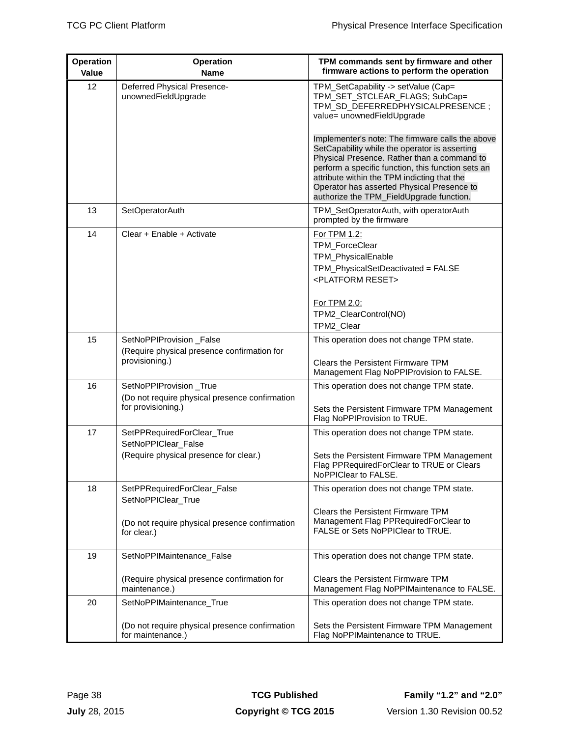| Operation Value | Operation Name | TPM commands sent by firmware and other firmware actions to perform the operation |
|---|---|---|
| 12 | Deferred Physical Presence-unownedFieldUpgrade | TPM_SetCapability -> setValue (Cap= TPM_SET_STCLEAR_FLAGS; SubCap= TPM_SD_DEFERREDPHYSICALPRESENCE ; value= unownedFieldUpgrade<br><br>Implementer's note: The firmware calls the above SetCapability while the operator is asserting Physical Presence. Rather than a command to perform a specific function, this function sets an attribute within the TPM indicting that the Operator has asserted Physical Presence to authorize the TPM_FieldUpgrade function. |
| 13 | SetOperatorAuth | TPM_SetOperatorAuth, with operatorAuth prompted by the firmware |
| 14 | Clear + Enable + Activate | For TPM 1.2:<br>TPM_ForceClear<br>TPM_PhysicalEnable<br>TPM_PhysicalSetDeactivated = FALSE<br><PLATFORM RESET><br><br>For TPM 2.0:<br>TPM2_ClearControl(NO)<br>TPM2_Clear |
| 15 | SetNoPPIProvision _False<br>(Require physical presence confirmation for provisioning.) | This operation does not change TPM state.<br><br>Clears the Persistent Firmware TPM Management Flag NoPPIProvision to FALSE. |
| 16 | SetNoPPIProvision _True<br>(Do not require physical presence confirmation for provisioning.) | This operation does not change TPM state.<br><br>Sets the Persistent Firmware TPM Management Flag NoPPIProvision to TRUE. |
| 17 | SetPPRequiredForClear_True<br>SetNoPPIClear_False<br>(Require physical presence for clear.) | This operation does not change TPM state.<br><br>Sets the Persistent Firmware TPM Management Flag PPRequiredForClear to TRUE or Clears NoPPIClear to FALSE. |
| 18 | SetPPRequiredForClear_False<br>SetNoPPIClear_True<br><br>(Do not require physical presence confirmation for clear.) | This operation does not change TPM state.<br><br>Clears the Persistent Firmware TPM Management Flag PPRequiredForClear to FALSE or Sets NoPPIClear to TRUE. |
| 19 | SetNoPPIMaintenance_False<br><br>(Require physical presence confirmation for maintenance.) | This operation does not change TPM state.<br><br>Clears the Persistent Firmware TPM Management Flag NoPPIMaintenance to FALSE. |
| 20 | SetNoPPIMaintenance_True<br><br>(Do not require physical presence confirmation for maintenance.) | This operation does not change TPM state.<br><br>Sets the Persistent Firmware TPM Management Flag NoPPIMaintenance to TRUE. |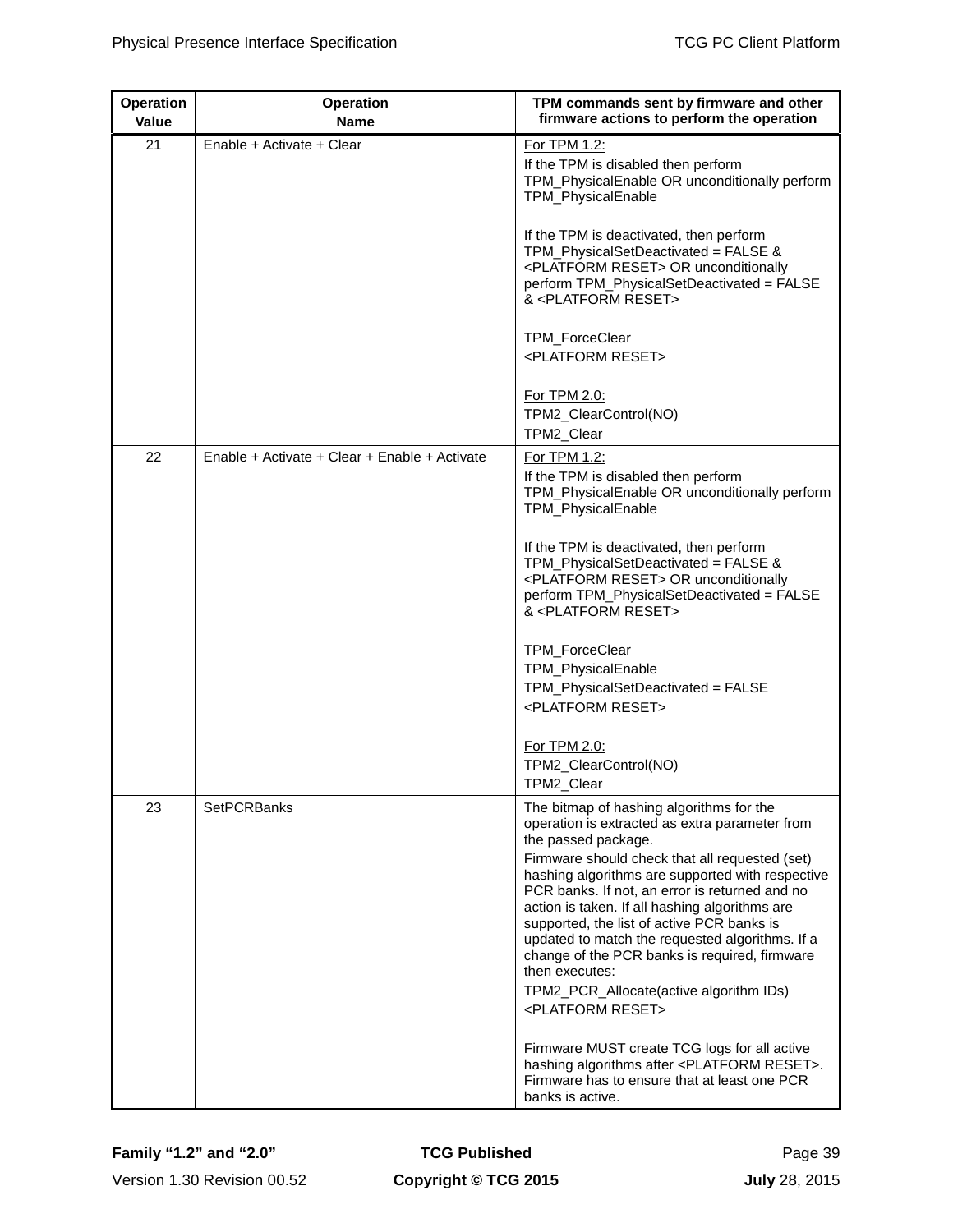| Operation Value | Operation Name | TPM commands sent by firmware and other firmware actions to perform the operation |
|---|---|---|
| 21 | Enable + Activate + Clear | For TPM 1.2:<br>If the TPM is disabled then perform TPM_PhysicalEnable OR unconditionally perform TPM_PhysicalEnable<br><br>If the TPM is deactivated, then perform TPM_PhysicalSetDeactivated = FALSE & <PLATFORM RESET> OR unconditionally perform TPM_PhysicalSetDeactivated = FALSE & <PLATFORM RESET><br><br>TPM_ForceClear<br><PLATFORM RESET><br><br>For TPM 2.0:<br>TPM2_ClearControl(NO)<br>TPM2_Clear |
| 22 | Enable + Activate + Clear + Enable + Activate | For TPM 1.2:<br>If the TPM is disabled then perform TPM_PhysicalEnable OR unconditionally perform TPM_PhysicalEnable<br><br>If the TPM is deactivated, then perform TPM_PhysicalSetDeactivated = FALSE & <PLATFORM RESET> OR unconditionally perform TPM_PhysicalSetDeactivated = FALSE & <PLATFORM RESET><br><br>TPM_ForceClear<br>TPM_PhysicalEnable<br>TPM_PhysicalSetDeactivated = FALSE<br><PLATFORM RESET><br><br>For TPM 2.0:<br>TPM2_ClearControl(NO)<br>TPM2_Clear |
| 23 | SetPCRBanks | The bitmap of hashing algorithms for the operation is extracted as extra parameter from the passed package.<br>Firmware should check that all requested (set) hashing algorithms are supported with respective PCR banks. If not, an error is returned and no action is taken. If all hashing algorithms are supported, the list of active PCR banks is updated to match the requested algorithms. If a change of the PCR banks is required, firmware then executes:<br>TPM2_PCR_Allocate(active algorithm IDs)<br><PLATFORM RESET><br><br>Firmware MUST create TCG logs for all active hashing algorithms after <PLATFORM RESET>. Firmware has to ensure that at least one PCR banks is active. |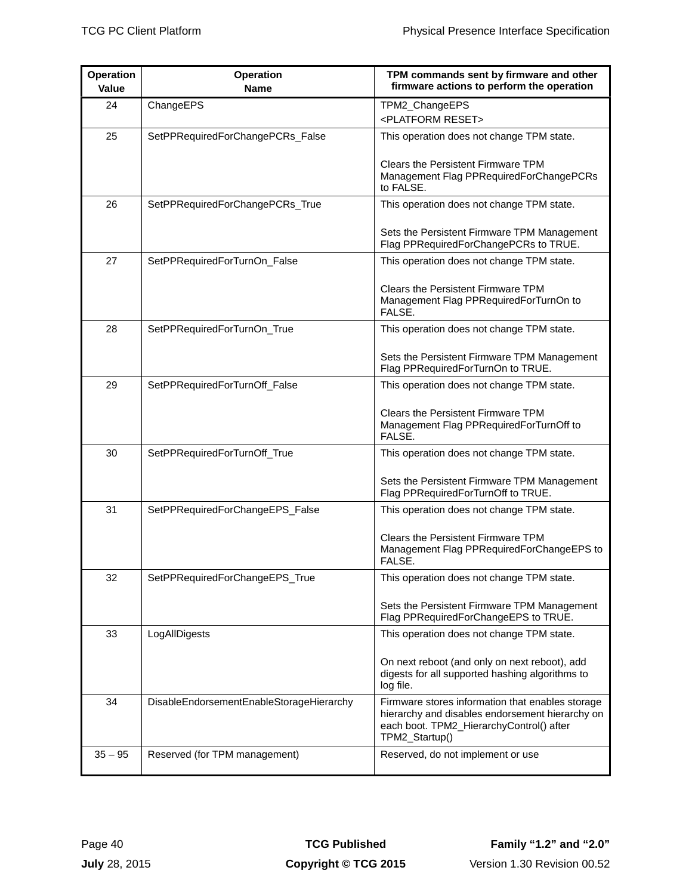| Operation Value | Operation Name | TPM commands sent by firmware and other firmware actions to perform the operation |
|---|---|---|
| 24 | ChangeEPS | TPM2_ChangeEPS<br><PLATFORM RESET> |
| 25 | SetPPRequiredForChangePCRs_False | This operation does not change TPM state.<br><br>Clears the Persistent Firmware TPM Management Flag PPRequiredForChangePCRs to FALSE. |
| 26 | SetPPRequiredForChangePCRs_True | This operation does not change TPM state.<br><br>Sets the Persistent Firmware TPM Management Flag PPRequiredForChangePCRs to TRUE. |
| 27 | SetPPRequiredForTurnOn_False | This operation does not change TPM state.<br><br>Clears the Persistent Firmware TPM Management Flag PPRequiredForTurnOn to FALSE. |
| 28 | SetPPRequiredForTurnOn_True | This operation does not change TPM state.<br><br>Sets the Persistent Firmware TPM Management Flag PPRequiredForTurnOn to TRUE. |
| 29 | SetPPRequiredForTurnOff_False | This operation does not change TPM state.<br><br>Clears the Persistent Firmware TPM Management Flag PPRequiredForTurnOff to FALSE. |
| 30 | SetPPRequiredForTurnOff_True | This operation does not change TPM state.<br><br>Sets the Persistent Firmware TPM Management Flag PPRequiredForTurnOff to TRUE. |
| 31 | SetPPRequiredForChangeEPS_False | This operation does not change TPM state.<br><br>Clears the Persistent Firmware TPM Management Flag PPRequiredForChangeEPS to FALSE. |
| 32 | SetPPRequiredForChangeEPS_True | This operation does not change TPM state.<br><br>Sets the Persistent Firmware TPM Management Flag PPRequiredForChangeEPS to TRUE. |
| 33 | LogAllDigests | This operation does not change TPM state.<br><br>On next reboot (and only on next reboot), add digests for all supported hashing algorithms to log file. |
| 34 | DisableEndorsementEnableStorageHierarchy | Firmware stores information that enables storage hierarchy and disables endorsement hierarchy on each boot. TPM2_HierarchyControl() after TPM2_Startup() |
| 35 – 95 | Reserved (for TPM management) | Reserved, do not implement or use |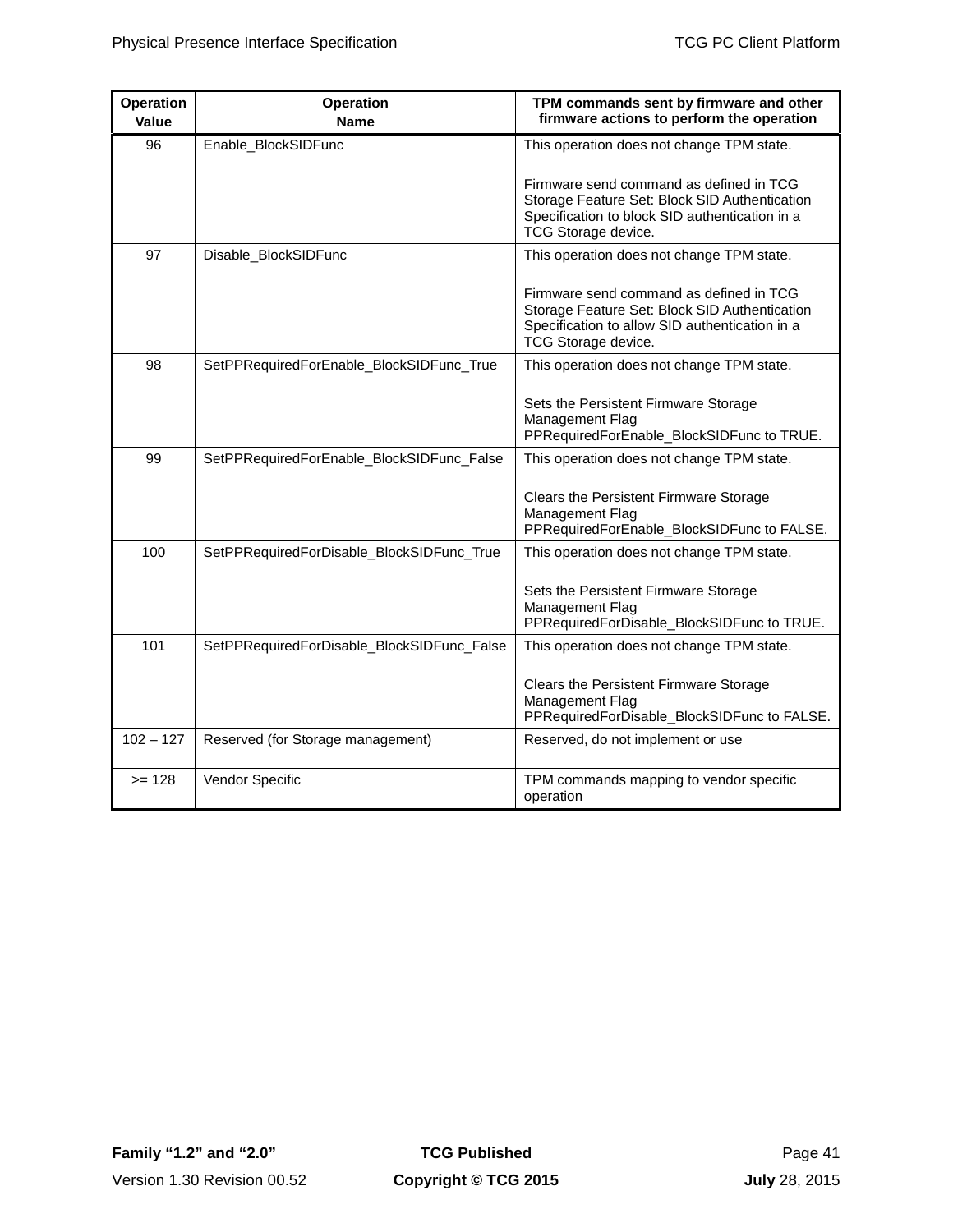| Operation Value | Operation Name | TPM commands sent by firmware and other firmware actions to perform the operation |
|---|---|---|
| 96 | Enable_BlockSIDFunc | This operation does not change TPM state.<br><br>Firmware send command as defined in TCG Storage Feature Set: Block SID Authentication Specification to block SID authentication in a TCG Storage device. |
| 97 | Disable_BlockSIDFunc | This operation does not change TPM state.<br><br>Firmware send command as defined in TCG Storage Feature Set: Block SID Authentication Specification to allow SID authentication in a TCG Storage device. |
| 98 | SetPPRequiredForEnable_BlockSIDFunc_True | This operation does not change TPM state.<br><br>Sets the Persistent Firmware Storage Management Flag PPRequiredForEnable_BlockSIDFunc to TRUE. |
| 99 | SetPPRequiredForEnable_BlockSIDFunc_False | This operation does not change TPM state.<br><br>Clears the Persistent Firmware Storage Management Flag PPRequiredForEnable_BlockSIDFunc to FALSE. |
| 100 | SetPPRequiredForDisable_BlockSIDFunc_True | This operation does not change TPM state.<br><br>Sets the Persistent Firmware Storage Management Flag PPRequiredForDisable_BlockSIDFunc to TRUE. |
| 101 | SetPPRequiredForDisable_BlockSIDFunc_False | This operation does not change TPM state.<br><br>Clears the Persistent Firmware Storage Management Flag PPRequiredForDisable_BlockSIDFunc to FALSE. |
| 102 – 127 | Reserved (for Storage management) | Reserved, do not implement or use |
| >= 128 | Vendor Specific | TPM commands mapping to vendor specific operation |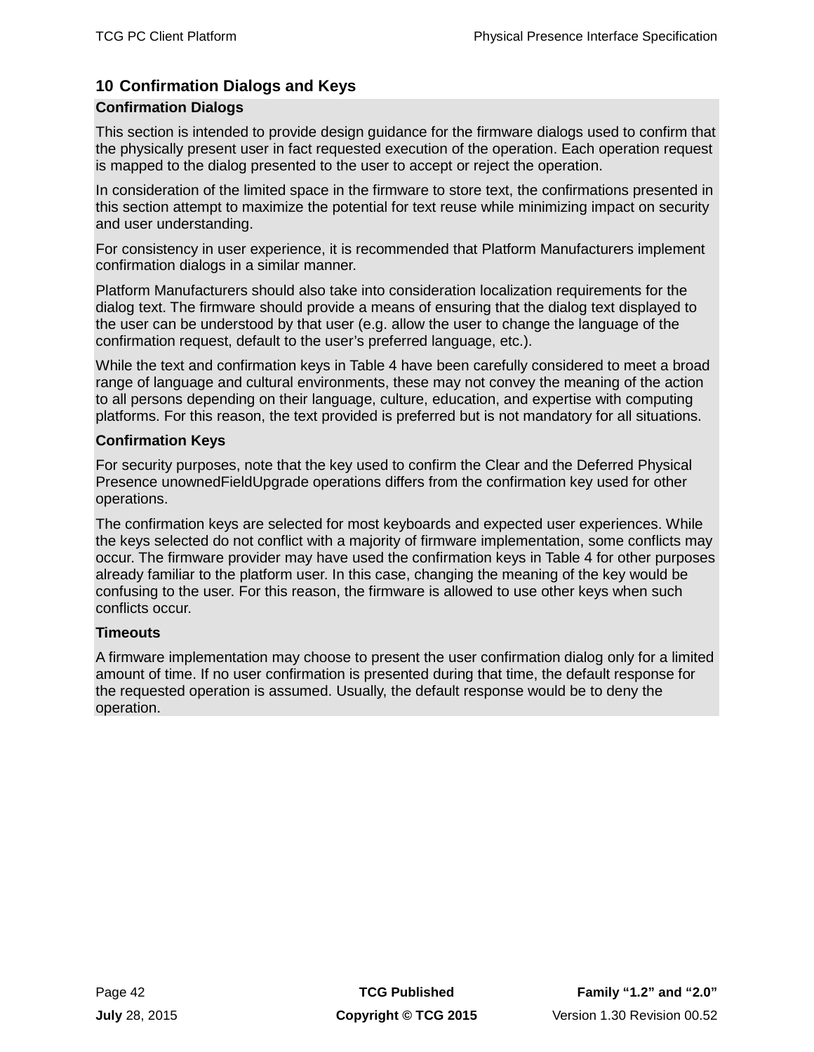# 10 Confirmation Dialogs and Keys

**Confirmation Dialogs**

This section is intended to provide design guidance for the firmware dialogs used to confirm that the physically present user in fact requested execution of the operation. Each operation request is mapped to the dialog presented to the user to accept or reject the operation.

In consideration of the limited space in the firmware to store text, the confirmations presented in this section attempt to maximize the potential for text reuse while minimizing impact on security and user understanding.

For consistency in user experience, it is recommended that Platform Manufacturers implement confirmation dialogs in a similar manner.

Platform Manufacturers should also take into consideration localization requirements for the dialog text. The firmware should provide a means of ensuring that the dialog text displayed to the user can be understood by that user (e.g. allow the user to change the language of the confirmation request, default to the user's preferred language, etc.).

While the text and confirmation keys in Table 4 have been carefully considered to meet a broad range of language and cultural environments, these may not convey the meaning of the action to all persons depending on their language, culture, education, and expertise with computing platforms. For this reason, the text provided is preferred but is not mandatory for all situations.

**Confirmation Keys**

For security purposes, note that the key used to confirm the Clear and the Deferred Physical Presence unownedFieldUpgrade operations differs from the confirmation key used for other operations.

The confirmation keys are selected for most keyboards and expected user experiences. While the keys selected do not conflict with a majority of firmware implementation, some conflicts may occur. The firmware provider may have used the confirmation keys in Table 4 for other purposes already familiar to the platform user. In this case, changing the meaning of the key would be confusing to the user. For this reason, the firmware is allowed to use other keys when such conflicts occur.

**Timeouts**

A firmware implementation may choose to present the user confirmation dialog only for a limited amount of time. If no user confirmation is presented during that time, the default response for the requested operation is assumed. Usually, the default response would be to deny the operation.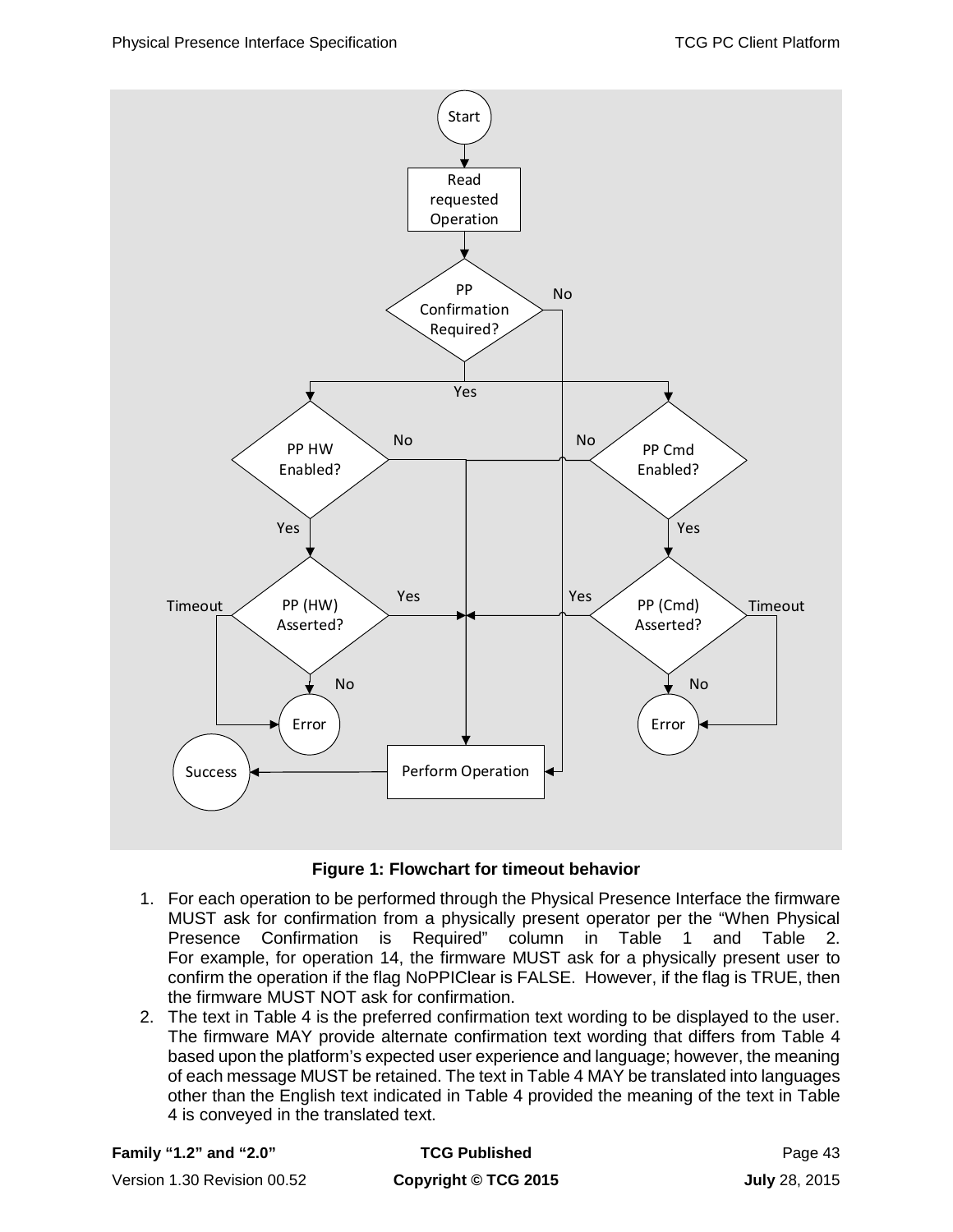**Figure 1: Flowchart for timeout behavior**

1. For each operation to be performed through the Physical Presence Interface the firmware MUST ask for confirmation from a physically present operator per the "When Physical Presence Confirmation is Required" column in Table 1 and Table 2. For example, for operation 14, the firmware MUST ask for a physically present user to confirm the operation if the flag NoPPIClear is FALSE. However, if the flag is TRUE, then the firmware MUST NOT ask for confirmation.
2. The text in Table 4 is the preferred confirmation text wording to be displayed to the user. The firmware MAY provide alternate confirmation text wording that differs from Table 4 based upon the platform's expected user experience and language; however, the meaning of each message MUST be retained. The text in Table 4 MAY be translated into languages other than the English text indicated in Table 4 provided the meaning of the text in Table 4 is conveyed in the translated text.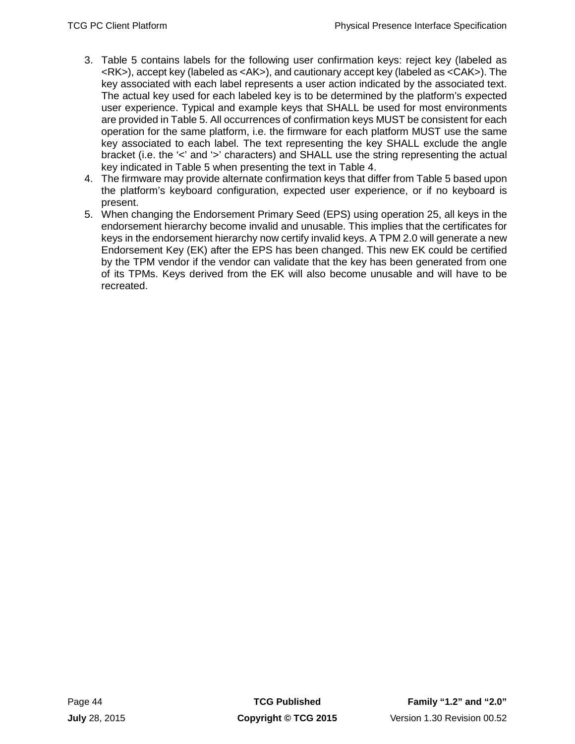3. Table 5 contains labels for the following user confirmation keys: reject key (labeled as <RK>), accept key (labeled as <AK>), and cautionary accept key (labeled as <CAK>). The key associated with each label represents a user action indicated by the associated text. The actual key used for each labeled key is to be determined by the platform's expected user experience. Typical and example keys that SHALL be used for most environments are provided in Table 5. All occurrences of confirmation keys MUST be consistent for each operation for the same platform, i.e. the firmware for each platform MUST use the same key associated to each label. The text representing the key SHALL exclude the angle bracket (i.e. the '<' and '>' characters) and SHALL use the string representing the actual key indicated in Table 5 when presenting the text in Table 4.
4. The firmware may provide alternate confirmation keys that differ from Table 5 based upon the platform's keyboard configuration, expected user experience, or if no keyboard is present.
5. When changing the Endorsement Primary Seed (EPS) using operation 25, all keys in the endorsement hierarchy become invalid and unusable. This implies that the certificates for keys in the endorsement hierarchy now certify invalid keys. A TPM 2.0 will generate a new Endorsement Key (EK) after the EPS has been changed. This new EK could be certified by the TPM vendor if the vendor can validate that the key has been generated from one of its TPMs. Keys derived from the EK will also become unusable and will have to be recreated.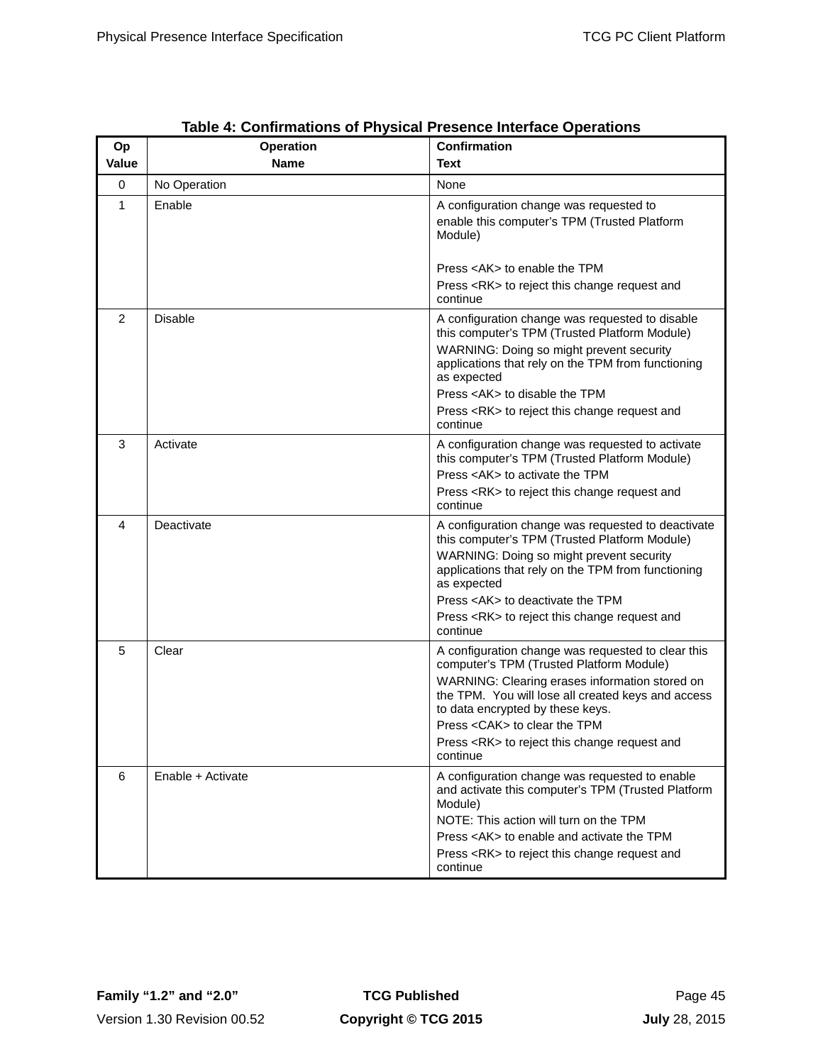**Table 4: Confirmations of Physical Presence Interface Operations**

| Op Value | Operation Name | Confirmation Text |
|---|---|---|
| 0 | No Operation | None |
| 1 | Enable | A configuration change was requested to enable this computer's TPM (Trusted Platform Module)<br><br>Press <AK> to enable the TPM<br>Press <RK> to reject this change request and continue |
| 2 | Disable | A configuration change was requested to disable this computer's TPM (Trusted Platform Module)<br>WARNING: Doing so might prevent security applications that rely on the TPM from functioning as expected<br>Press <AK> to disable the TPM<br>Press <RK> to reject this change request and continue |
| 3 | Activate | A configuration change was requested to activate this computer's TPM (Trusted Platform Module)<br>Press <AK> to activate the TPM<br>Press <RK> to reject this change request and continue |
| 4 | Deactivate | A configuration change was requested to deactivate this computer's TPM (Trusted Platform Module)<br>WARNING: Doing so might prevent security applications that rely on the TPM from functioning as expected<br>Press <AK> to deactivate the TPM<br>Press <RK> to reject this change request and continue |
| 5 | Clear | A configuration change was requested to clear this computer's TPM (Trusted Platform Module)<br>WARNING: Clearing erases information stored on the TPM. You will lose all created keys and access to data encrypted by these keys.<br>Press <CAK> to clear the TPM<br>Press <RK> to reject this change request and continue |
| 6 | Enable + Activate | A configuration change was requested to enable and activate this computer's TPM (Trusted Platform Module)<br>NOTE: This action will turn on the TPM<br>Press <AK> to enable and activate the TPM<br>Press <RK> to reject this change request and continue |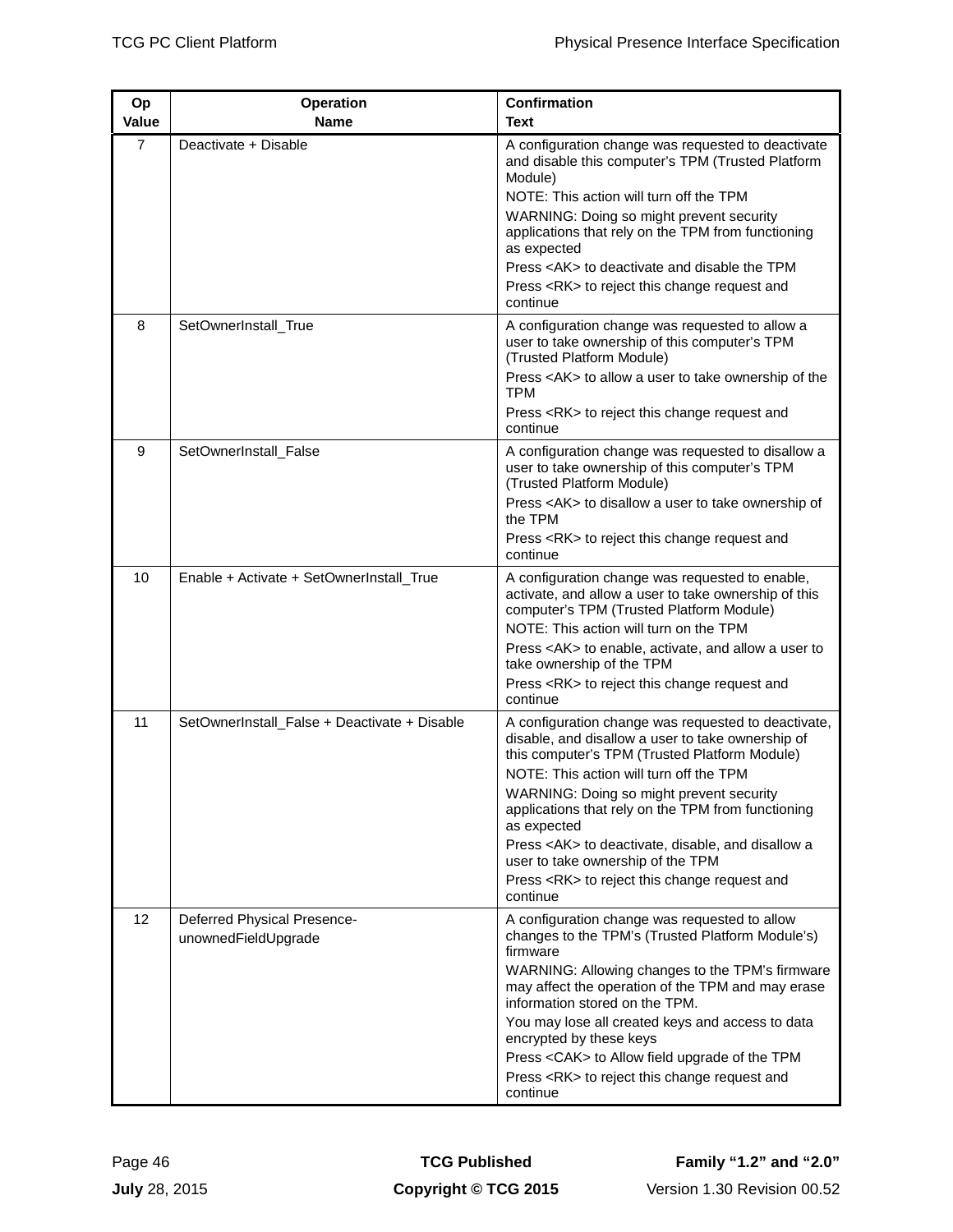| Op Value | Operation Name | Confirmation Text |
| --- | --- | --- |
| 7 | Deactivate + Disable | A configuration change was requested to deactivate and disable this computer's TPM (Trusted Platform Module)<br>NOTE: This action will turn off the TPM<br>WARNING: Doing so might prevent security applications that rely on the TPM from functioning as expected<br>Press <AK> to deactivate and disable the TPM<br>Press <RK> to reject this change request and continue |
| 8 | SetOwnerInstall_True | A configuration change was requested to allow a user to take ownership of this computer's TPM (Trusted Platform Module)<br>Press <AK> to allow a user to take ownership of the TPM<br>Press <RK> to reject this change request and continue |
| 9 | SetOwnerInstall_False | A configuration change was requested to disallow a user to take ownership of this computer's TPM (Trusted Platform Module)<br>Press <AK> to disallow a user to take ownership of the TPM<br>Press <RK> to reject this change request and continue |
| 10 | Enable + Activate + SetOwnerInstall_True | A configuration change was requested to enable, activate, and allow a user to take ownership of this computer's TPM (Trusted Platform Module)<br>NOTE: This action will turn on the TPM<br>Press <AK> to enable, activate, and allow a user to take ownership of the TPM<br>Press <RK> to reject this change request and continue |
| 11 | SetOwnerInstall_False + Deactivate + Disable | A configuration change was requested to deactivate, disable, and disallow a user to take ownership of this computer's TPM (Trusted Platform Module)<br>NOTE: This action will turn off the TPM<br>WARNING: Doing so might prevent security applications that rely on the TPM from functioning as expected<br>Press <AK> to deactivate, disable, and disallow a user to take ownership of the TPM<br>Press <RK> to reject this change request and continue |
| 12 | Deferred Physical Presence-unownedFieldUpgrade | A configuration change was requested to allow changes to the TPM's (Trusted Platform Module's) firmware<br>WARNING: Allowing changes to the TPM's firmware may affect the operation of the TPM and may erase information stored on the TPM.<br>You may lose all created keys and access to data encrypted by these keys<br>Press <CAK> to Allow field upgrade of the TPM<br>Press <RK> to reject this change request and continue |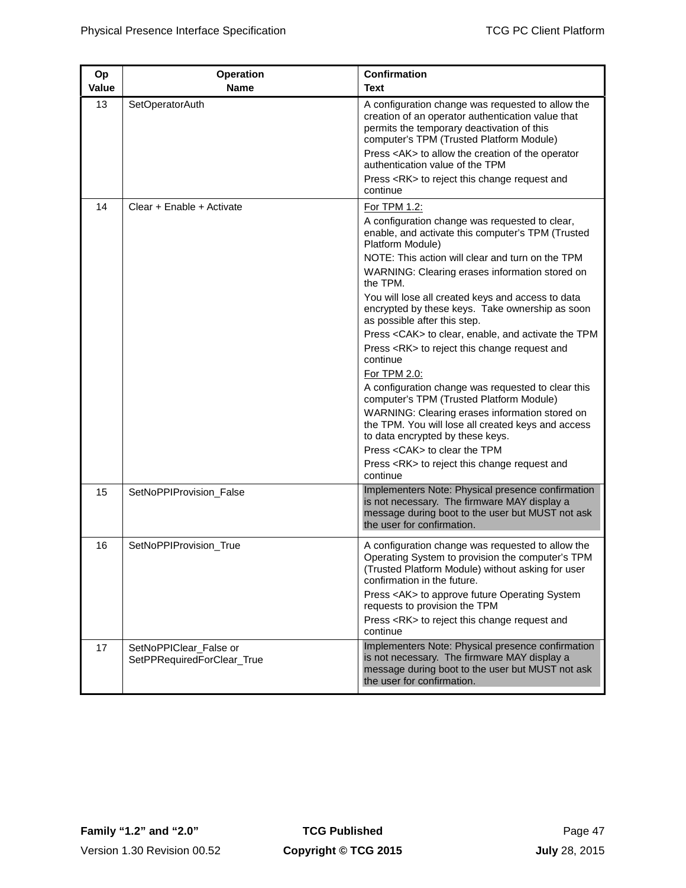| Op Value | Operation Name | Confirmation Text |
|---|---|---|
| 13 | SetOperatorAuth | A configuration change was requested to allow the creation of an operator authentication value that permits the temporary deactivation of this computer's TPM (Trusted Platform Module)<br><br>Press <AK> to allow the creation of the operator authentication value of the TPM<br><br>Press <RK> to reject this change request and continue |
| 14 | Clear + Enable + Activate | For TPM 1.2:<br><br>A configuration change was requested to clear, enable, and activate this computer's TPM (Trusted Platform Module)<br><br>NOTE: This action will clear and turn on the TPM<br><br>WARNING: Clearing erases information stored on the TPM.<br><br>You will lose all created keys and access to data encrypted by these keys. Take ownership as soon as possible after this step.<br><br>Press <CAK> to clear, enable, and activate the TPM<br><br>Press <RK> to reject this change request and continue<br><br>For TPM 2.0:<br><br>A configuration change was requested to clear this computer's TPM (Trusted Platform Module)<br><br>WARNING: Clearing erases information stored on the TPM. You will lose all created keys and access to data encrypted by these keys.<br><br>Press <CAK> to clear the TPM<br><br>Press <RK> to reject this change request and continue |
| 15 | SetNoPPIProvision_False | Implementers Note: Physical presence confirmation is not necessary. The firmware MAY display a message during boot to the user but MUST not ask the user for confirmation. |
| 16 | SetNoPPIProvision_True | A configuration change was requested to allow the Operating System to provision the computer's TPM (Trusted Platform Module) without asking for user confirmation in the future.<br><br>Press <AK> to approve future Operating System requests to provision the TPM<br><br>Press <RK> to reject this change request and continue |
| 17 | SetNoPPIClear_False or SetPPRequiredForClear_True | Implementers Note: Physical presence confirmation is not necessary. The firmware MAY display a message during boot to the user but MUST not ask the user for confirmation. |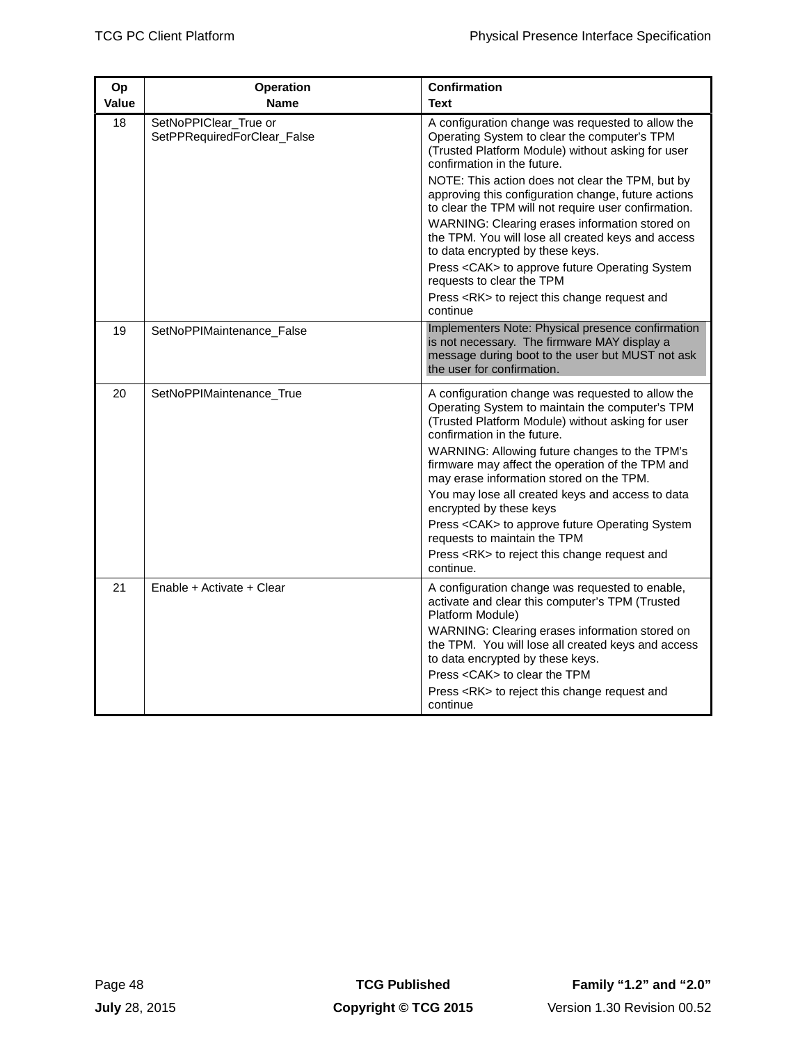| Op Value | Operation Name | Confirmation Text |
| --- | --- | --- |
| 18 | SetNoPPIClear_True or SetPPRequiredForClear_False | A configuration change was requested to allow the Operating System to clear the computer's TPM (Trusted Platform Module) without asking for user confirmation in the future.<br><br>NOTE: This action does not clear the TPM, but by approving this configuration change, future actions to clear the TPM will not require user confirmation.<br><br>WARNING: Clearing erases information stored on the TPM. You will lose all created keys and access to data encrypted by these keys.<br><br>Press <CAK> to approve future Operating System requests to clear the TPM<br><br>Press <RK> to reject this change request and continue |
| 19 | SetNoPPIMaintenance_False | Implementers Note: Physical presence confirmation is not necessary. The firmware MAY display a message during boot to the user but MUST not ask the user for confirmation. |
| 20 | SetNoPPIMaintenance_True | A configuration change was requested to allow the Operating System to maintain the computer's TPM (Trusted Platform Module) without asking for user confirmation in the future.<br><br>WARNING: Allowing future changes to the TPM's firmware may affect the operation of the TPM and may erase information stored on the TPM.<br><br>You may lose all created keys and access to data encrypted by these keys<br><br>Press <CAK> to approve future Operating System requests to maintain the TPM<br><br>Press <RK> to reject this change request and continue. |
| 21 | Enable + Activate + Clear | A configuration change was requested to enable, activate and clear this computer's TPM (Trusted Platform Module)<br><br>WARNING: Clearing erases information stored on the TPM. You will lose all created keys and access to data encrypted by these keys.<br><br>Press <CAK> to clear the TPM<br><br>Press <RK> to reject this change request and continue |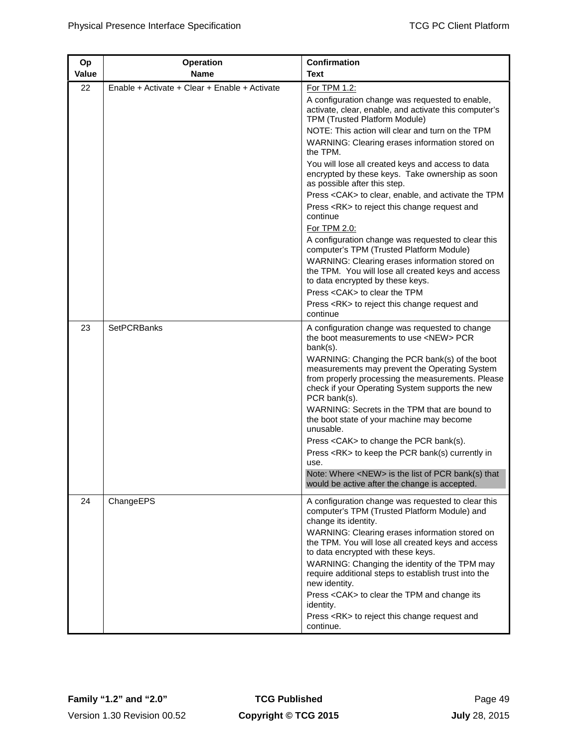| Op Value | Operation Name | Confirmation Text |
|---|---|---|
| 22 | Enable + Activate + Clear + Enable + Activate | For TPM 1.2:<br>A configuration change was requested to enable, activate, clear, enable, and activate this computer's TPM (Trusted Platform Module)<br>NOTE: This action will clear and turn on the TPM<br>WARNING: Clearing erases information stored on the TPM.<br>You will lose all created keys and access to data encrypted by these keys. Take ownership as soon as possible after this step.<br>Press <CAK> to clear, enable, and activate the TPM<br>Press <RK> to reject this change request and continue<br>For TPM 2.0:<br>A configuration change was requested to clear this computer's TPM (Trusted Platform Module)<br>WARNING: Clearing erases information stored on the TPM. You will lose all created keys and access to data encrypted by these keys.<br>Press <CAK> to clear the TPM<br>Press <RK> to reject this change request and continue |
| 23 | SetPCRBanks | A configuration change was requested to change the boot measurements to use <NEW> PCR bank(s).<br>WARNING: Changing the PCR bank(s) of the boot measurements may prevent the Operating System from properly processing the measurements. Please check if your Operating System supports the new PCR bank(s).<br>WARNING: Secrets in the TPM that are bound to the boot state of your machine may become unusable.<br>Press <CAK> to change the PCR bank(s).<br>Press <RK> to keep the PCR bank(s) currently in use.<br>Note: Where <NEW> is the list of PCR bank(s) that would be active after the change is accepted. |
| 24 | ChangeEPS | A configuration change was requested to clear this computer's TPM (Trusted Platform Module) and change its identity.<br>WARNING: Clearing erases information stored on the TPM. You will lose all created keys and access to data encrypted with these keys.<br>WARNING: Changing the identity of the TPM may require additional steps to establish trust into the new identity.<br>Press <CAK> to clear the TPM and change its identity.<br>Press <RK> to reject this change request and continue. |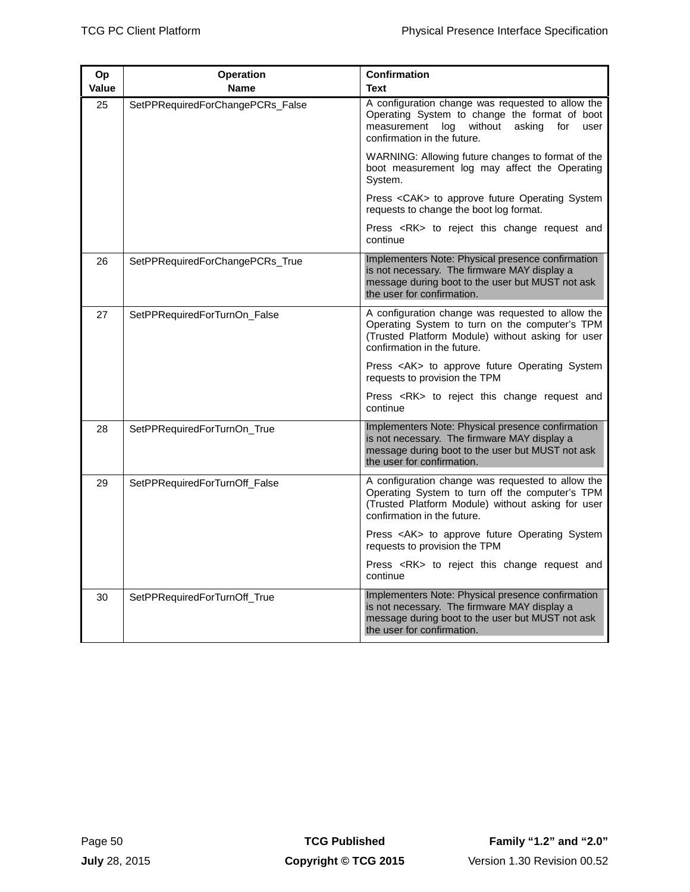| Op Value | Operation Name | Confirmation Text |
|---|---|---|
| 25 | SetPPRequiredForChangePCRs_False | A configuration change was requested to allow the Operating System to change the format of boot measurement log without asking for user confirmation in the future.<br><br>WARNING: Allowing future changes to format of the boot measurement log may affect the Operating System.<br><br>Press <CAK> to approve future Operating System requests to change the boot log format.<br><br>Press <RK> to reject this change request and continue |
| 26 | SetPPRequiredForChangePCRs_True | Implementers Note: Physical presence confirmation is not necessary. The firmware MAY display a message during boot to the user but MUST not ask the user for confirmation. |
| 27 | SetPPRequiredForTurnOn_False | A configuration change was requested to allow the Operating System to turn on the computer's TPM (Trusted Platform Module) without asking for user confirmation in the future.<br><br>Press <AK> to approve future Operating System requests to provision the TPM<br><br>Press <RK> to reject this change request and continue |
| 28 | SetPPRequiredForTurnOn_True | Implementers Note: Physical presence confirmation is not necessary. The firmware MAY display a message during boot to the user but MUST not ask the user for confirmation. |
| 29 | SetPPRequiredForTurnOff_False | A configuration change was requested to allow the Operating System to turn off the computer's TPM (Trusted Platform Module) without asking for user confirmation in the future.<br><br>Press <AK> to approve future Operating System requests to provision the TPM<br><br>Press <RK> to reject this change request and continue |
| 30 | SetPPRequiredForTurnOff_True | Implementers Note: Physical presence confirmation is not necessary. The firmware MAY display a message during boot to the user but MUST not ask the user for confirmation. |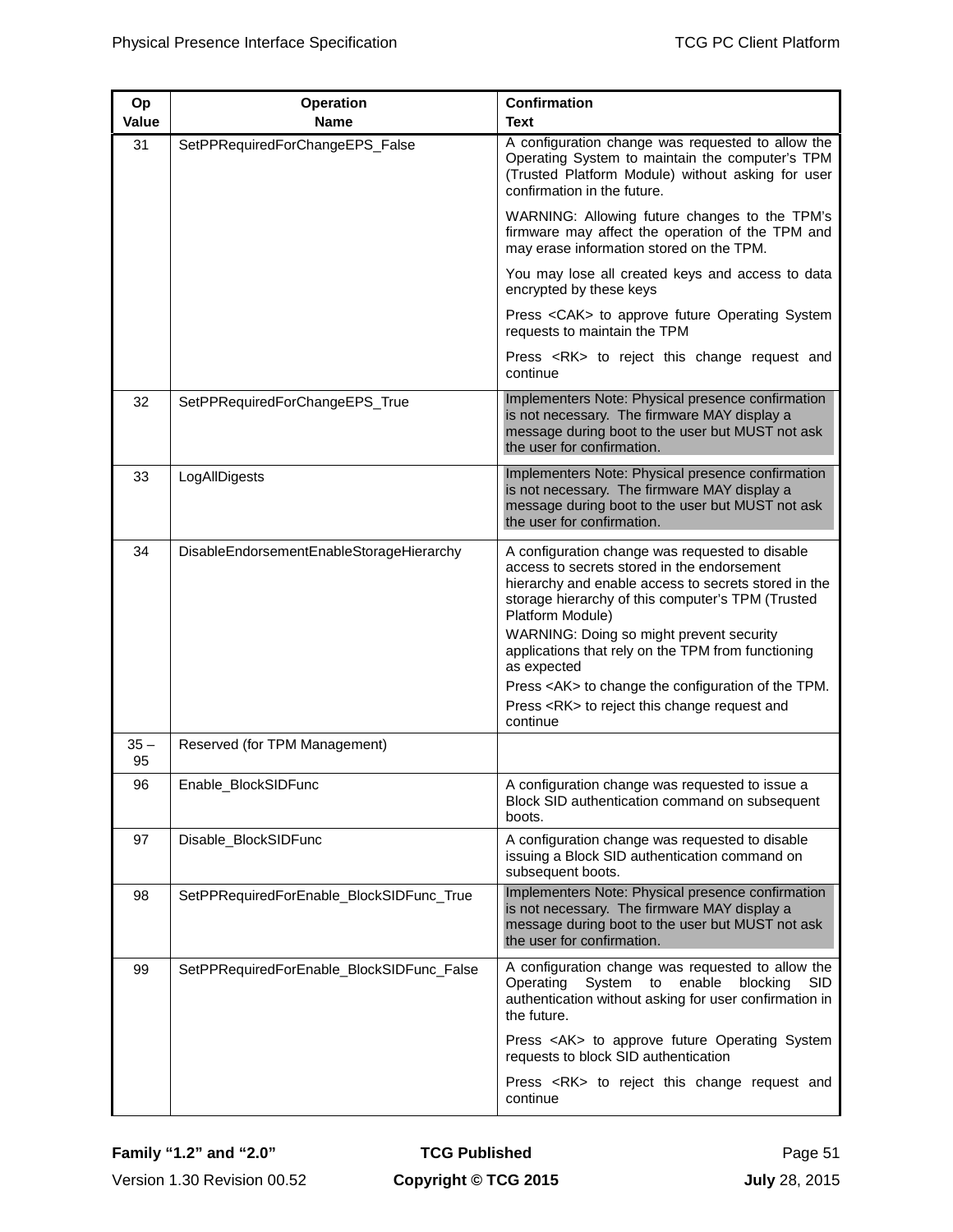| Op Value | Operation Name | Confirmation Text |
|---|---|---|
| 31 | SetPPRequiredForChangeEPS_False | A configuration change was requested to allow the Operating System to maintain the computer's TPM (Trusted Platform Module) without asking for user confirmation in the future.<br><br>WARNING: Allowing future changes to the TPM's firmware may affect the operation of the TPM and may erase information stored on the TPM.<br><br>You may lose all created keys and access to data encrypted by these keys<br><br>Press <CAK> to approve future Operating System requests to maintain the TPM<br><br>Press <RK> to reject this change request and continue |
| 32 | SetPPRequiredForChangeEPS_True | Implementers Note: Physical presence confirmation is not necessary. The firmware MAY display a message during boot to the user but MUST not ask the user for confirmation. |
| 33 | LogAllDigests | Implementers Note: Physical presence confirmation is not necessary. The firmware MAY display a message during boot to the user but MUST not ask the user for confirmation. |
| 34 | DisableEndorsementEnableStorageHierarchy | A configuration change was requested to disable access to secrets stored in the endorsement hierarchy and enable access to secrets stored in the storage hierarchy of this computer's TPM (Trusted Platform Module)<br><br>WARNING: Doing so might prevent security applications that rely on the TPM from functioning as expected<br><br>Press <AK> to change the configuration of the TPM.<br><br>Press <RK> to reject this change request and continue |
| 35 – 95 | Reserved (for TPM Management) | |
| 96 | Enable_BlockSIDFunc | A configuration change was requested to issue a Block SID authentication command on subsequent boots. |
| 97 | Disable_BlockSIDFunc | A configuration change was requested to disable issuing a Block SID authentication command on subsequent boots. |
| 98 | SetPPRequiredForEnable_BlockSIDFunc_True | Implementers Note: Physical presence confirmation is not necessary. The firmware MAY display a message during boot to the user but MUST not ask the user for confirmation. |
| 99 | SetPPRequiredForEnable_BlockSIDFunc_False | A configuration change was requested to allow the Operating System to enable blocking SID authentication without asking for user confirmation in the future.<br><br>Press <AK> to approve future Operating System requests to block SID authentication<br><br>Press <RK> to reject this change request and continue |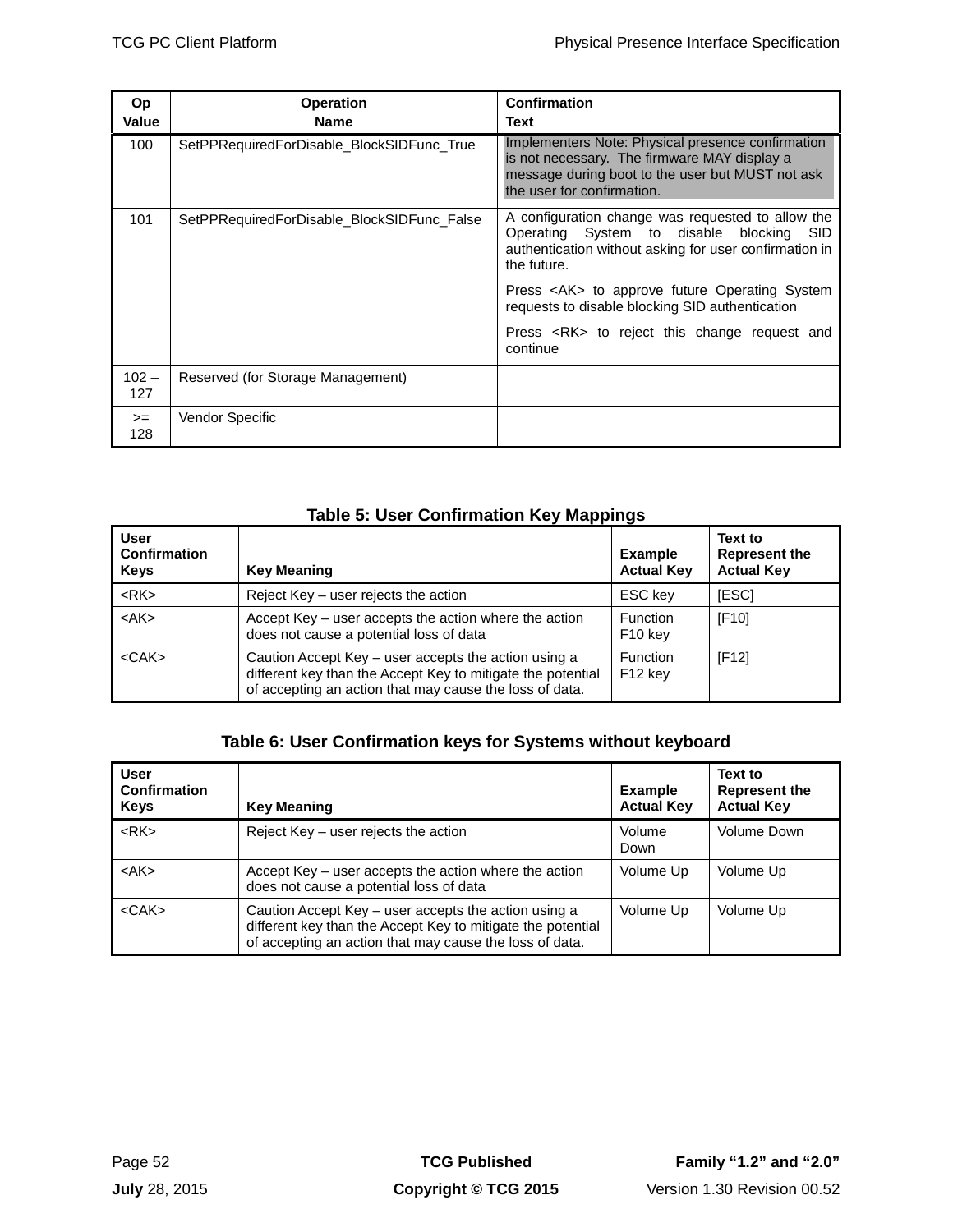| Op Value | Operation Name | Confirmation Text |
|---|---|---|
| 100 | SetPPRequiredForDisable_BlockSIDFunc_True | Implementers Note: Physical presence confirmation is not necessary. The firmware MAY display a message during boot to the user but MUST not ask the user for confirmation. |
| 101 | SetPPRequiredForDisable_BlockSIDFunc_False | A configuration change was requested to allow the Operating System to disable blocking SID authentication without asking for user confirmation in the future.<br><br>Press <AK> to approve future Operating System requests to disable blocking SID authentication<br><br>Press <RK> to reject this change request and continue |
| 102 – 127 | Reserved (for Storage Management) | |
| >= 128 | Vendor Specific | |

**Table 5: User Confirmation Key Mappings**

| User Confirmation Keys | Key Meaning | Example Actual Key | Text to Represent the Actual Key |
|---|---|---|---|
| <RK> | Reject Key – user rejects the action | ESC key | [ESC] |
| <AK> | Accept Key – user accepts the action where the action does not cause a potential loss of data | Function F10 key | [F10] |
| <CAK> | Caution Accept Key – user accepts the action using a different key than the Accept Key to mitigate the potential of accepting an action that may cause the loss of data. | Function F12 key | [F12] |

**Table 6: User Confirmation keys for Systems without keyboard**

| User Confirmation Keys | Key Meaning | Example Actual Key | Text to Represent the Actual Key |
|---|---|---|---|
| <RK> | Reject Key – user rejects the action | Volume Down | Volume Down |
| <AK> | Accept Key – user accepts the action where the action does not cause a potential loss of data | Volume Up | Volume Up |
| <CAK> | Caution Accept Key – user accepts the action using a different key than the Accept Key to mitigate the potential of accepting an action that may cause the loss of data. | Volume Up | Volume Up |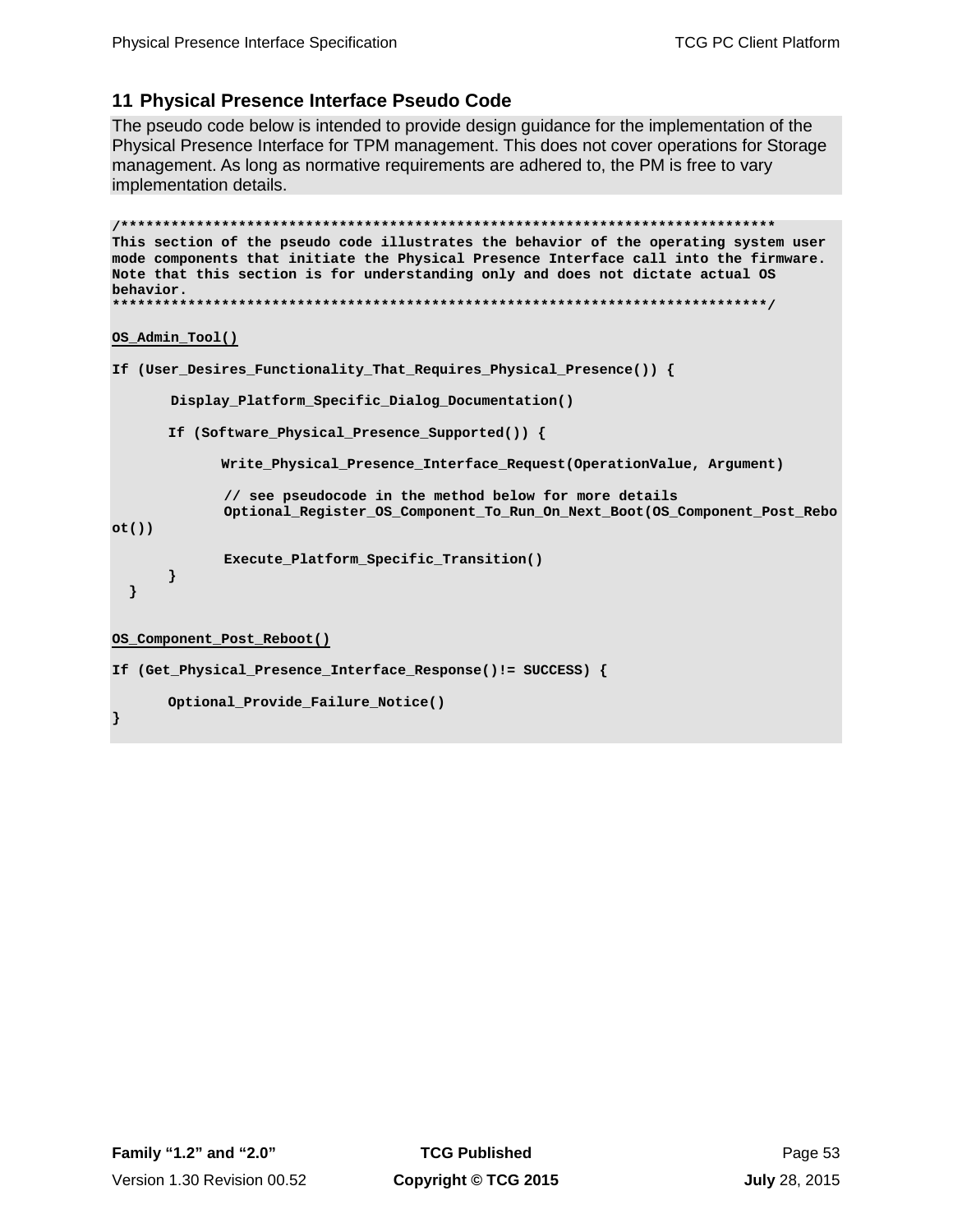# 11 Physical Presence Interface Pseudo Code

The pseudo code below is intended to provide design guidance for the implementation of the Physical Presence Interface for TPM management. This does not cover operations for Storage management. As long as normative requirements are adhered to, the PM is free to vary implementation details.

```
/*****************************************************************************
This section of the pseudo code illustrates the behavior of the operating system user
mode components that initiate the Physical Presence Interface call into the firmware.
Note that this section is for understanding only and does not dictate actual OS
behavior.
*****************************************************************************/

OS_Admin_Tool()

If (User_Desires_Functionality_That_Requires_Physical_Presence()) {

        Display_Platform_Specific_Dialog_Documentation()

        If (Software_Physical_Presence_Supported()) {

                Write_Physical_Presence_Interface_Request(OperationValue, Argument)

                // see pseudocode in the method below for more details
                Optional_Register_OS_Component_To_Run_On_Next_Boot(OS_Component_Post_Reboot())

                Execute_Platform_Specific_Transition()
        }
  }


OS_Component_Post_Reboot()

If (Get_Physical_Presence_Interface_Response()!= SUCCESS) {

        Optional_Provide_Failure_Notice()
}
```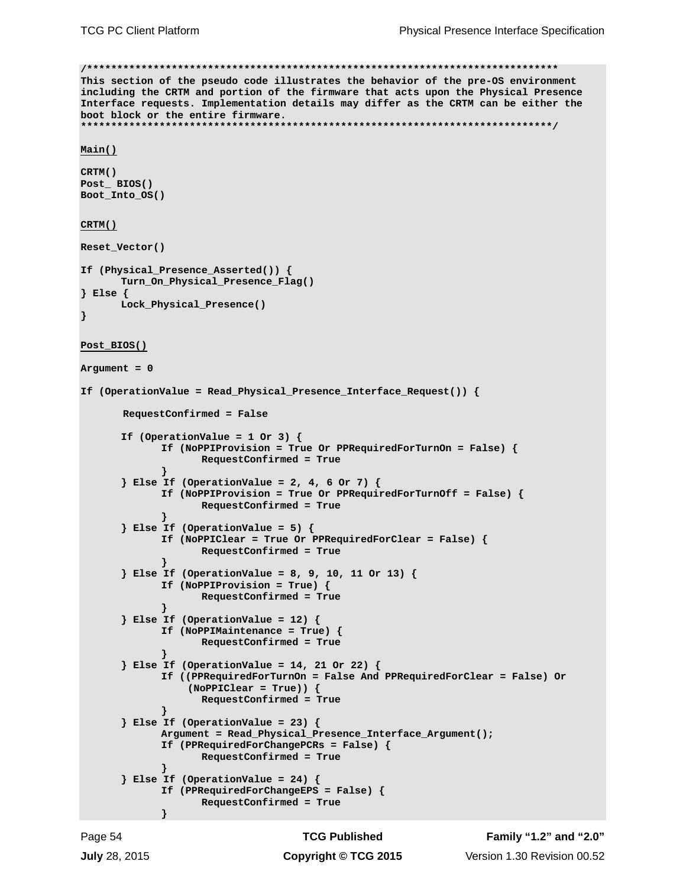```
/******************************************************************************
This section of the pseudo code illustrates the behavior of the pre-OS environment
including the CRTM and portion of the firmware that acts upon the Physical Presence
Interface requests. Implementation details may differ as the CRTM can be either the
boot block or the entire firmware.
******************************************************************************/

Main()

CRTM()
Post_ BIOS()
Boot_Into_OS()


CRTM()

Reset_Vector()

If (Physical_Presence_Asserted()) {
       Turn_On_Physical_Presence_Flag()
} Else {
       Lock_Physical_Presence()
}


Post_BIOS()

Argument = 0

If (OperationValue = Read_Physical_Presence_Interface_Request()) {

        RequestConfirmed = False

       If (OperationValue = 1 Or 3) {
              If (NoPPIProvision = True Or PPRequiredForTurnOn = False) {
                     RequestConfirmed = True
              }
       } Else If (OperationValue = 2, 4, 6 Or 7) {
              If (NoPPIProvision = True Or PPRequiredForTurnOff = False) {
                     RequestConfirmed = True
              }
       } Else If (OperationValue = 5) {
              If (NoPPIClear = True Or PPRequiredForClear = False) {
                     RequestConfirmed = True
              }
       } Else If (OperationValue = 8, 9, 10, 11 Or 13) {
              If (NoPPIProvision = True) {
                     RequestConfirmed = True
              }
       } Else If (OperationValue = 12) {
              If (NoPPIMaintenance = True) {
                     RequestConfirmed = True
              }
       } Else If (OperationValue = 14, 21 Or 22) {
              If ((PPRequiredForTurnOn = False And PPRequiredForClear = False) Or
                   (NoPPIClear = True)) {
                     RequestConfirmed = True
              }
       } Else If (OperationValue = 23) {
              Argument = Read_Physical_Presence_Interface_Argument();
              If (PPRequiredForChangePCRs = False) {
                     RequestConfirmed = True
              }
       } Else If (OperationValue = 24) {
              If (PPRequiredForChangeEPS = False) {
                     RequestConfirmed = True
              }
```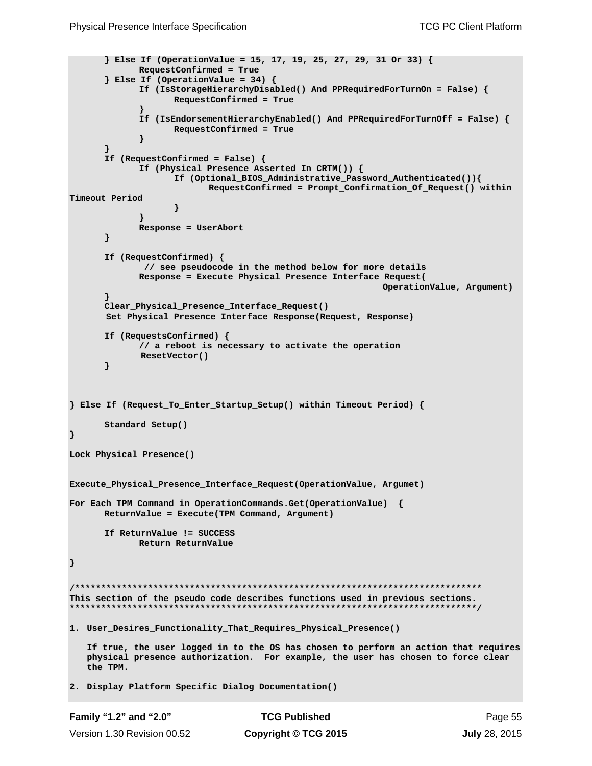```
	} Else If (OperationValue = 15, 17, 19, 25, 27, 29, 31 Or 33) {
		RequestConfirmed = True
	} Else If (OperationValue = 34) {
		If (IsStorageHierarchyDisabled() And PPRequiredForTurnOn = False) {
			RequestConfirmed = True
		}
		If (IsEndorsementHierarchyEnabled() And PPRequiredForTurnOff = False) {
			RequestConfirmed = True
		}
	}
	If (RequestConfirmed = False) {
		If (Physical_Presence_Asserted_In_CRTM()) {
			If (Optional_BIOS_Administrative_Password_Authenticated()){
				RequestConfirmed = Prompt_Confirmation_Of_Request() within
Timeout Period
			}
		}
		Response = UserAbort
	}

	If (RequestConfirmed) {
		 // see pseudocode in the method below for more details
		Response = Execute_Physical_Presence_Interface_Request(
									OperationValue, Argument)
	}
	Clear_Physical_Presence_Interface_Request()
	 Set_Physical_Presence_Interface_Response(Request, Response)

	If (RequestsConfirmed) {
		// a reboot is necessary to activate the operation
		 ResetVector()
	}



} Else If (Request_To_Enter_Startup_Setup() within Timeout Period) {

	Standard_Setup()
}

Lock_Physical_Presence()


Execute_Physical_Presence_Interface_Request(OperationValue, Argumet)

For Each TPM_Command in OperationCommands.Get(OperationValue)  {
	ReturnValue = Execute(TPM_Command, Argument)

	If ReturnValue != SUCCESS
		Return ReturnValue

}

/*******************************************************************************
This section of the pseudo code describes functions used in previous sections.
*******************************************************************************/

1. User_Desires_Functionality_That_Requires_Physical_Presence()

   If true, the user logged in to the OS has chosen to perform an action that requires
   physical presence authorization.  For example, the user has chosen to force clear
   the TPM.

2. Display_Platform_Specific_Dialog_Documentation()
```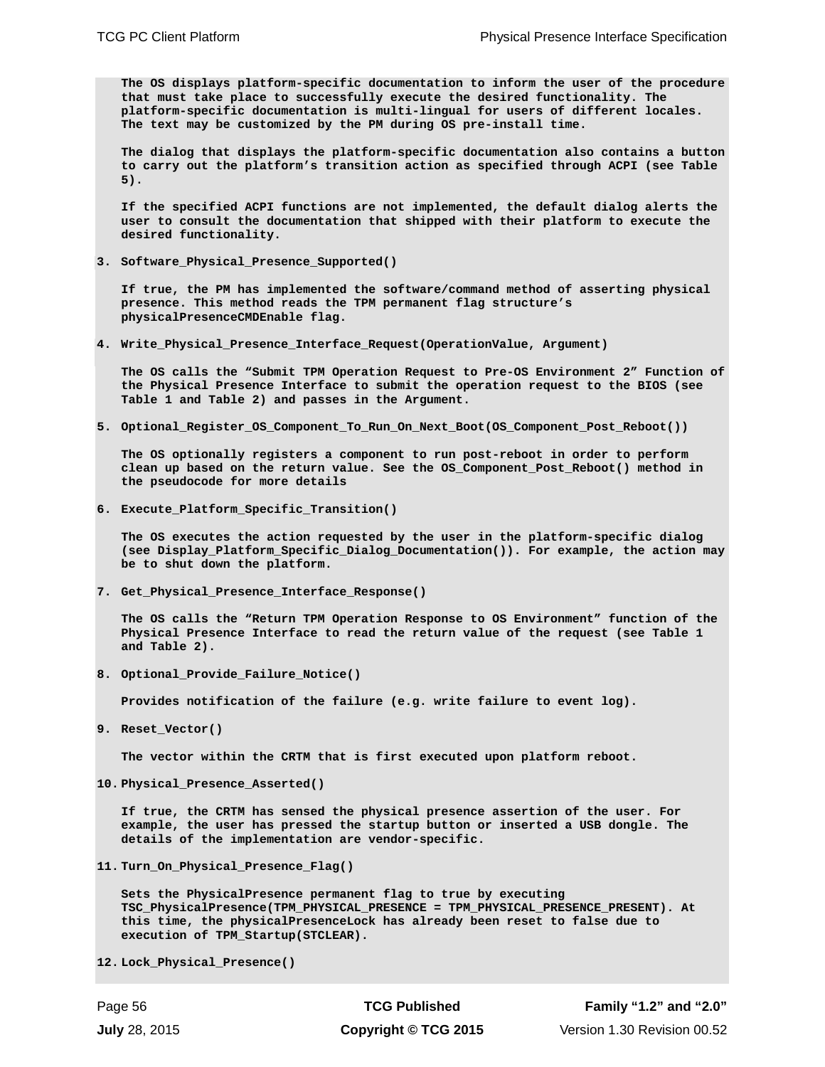The OS displays platform-specific documentation to inform the user of the procedure that must take place to successfully execute the desired functionality. The platform-specific documentation is multi-lingual for users of different locales. The text may be customized by the PM during OS pre-install time.

The dialog that displays the platform-specific documentation also contains a button to carry out the platform's transition action as specified through ACPI (see Table 5).

If the specified ACPI functions are not implemented, the default dialog alerts the user to consult the documentation that shipped with their platform to execute the desired functionality.

3. **Software_Physical_Presence_Supported()**

   If true, the PM has implemented the software/command method of asserting physical presence. This method reads the TPM permanent flag structure's physicalPresenceCMDEnable flag.

4. **Write_Physical_Presence_Interface_Request(OperationValue, Argument)**

   The OS calls the "Submit TPM Operation Request to Pre-OS Environment 2" Function of the Physical Presence Interface to submit the operation request to the BIOS (see Table 1 and Table 2) and passes in the Argument.

5. **Optional_Register_OS_Component_To_Run_On_Next_Boot(OS_Component_Post_Reboot())**

   The OS optionally registers a component to run post-reboot in order to perform clean up based on the return value. See the OS_Component_Post_Reboot() method in the pseudocode for more details

6. **Execute_Platform_Specific_Transition()**

   The OS executes the action requested by the user in the platform-specific dialog (see Display_Platform_Specific_Dialog_Documentation()). For example, the action may be to shut down the platform.

7. **Get_Physical_Presence_Interface_Response()**

   The OS calls the "Return TPM Operation Response to OS Environment" function of the Physical Presence Interface to read the return value of the request (see Table 1 and Table 2).

8. **Optional_Provide_Failure_Notice()**

   Provides notification of the failure (e.g. write failure to event log).

9. **Reset_Vector()**

   The vector within the CRTM that is first executed upon platform reboot.

10. **Physical_Presence_Asserted()**

    If true, the CRTM has sensed the physical presence assertion of the user. For example, the user has pressed the startup button or inserted a USB dongle. The details of the implementation are vendor-specific.

11. **Turn_On_Physical_Presence_Flag()**

    Sets the PhysicalPresence permanent flag to true by executing TSC_PhysicalPresence(TPM_PHYSICAL_PRESENCE = TPM_PHYSICAL_PRESENCE_PRESENT). At this time, the physicalPresenceLock has already been reset to false due to execution of TPM_Startup(STCLEAR).

12. **Lock_Physical_Presence()**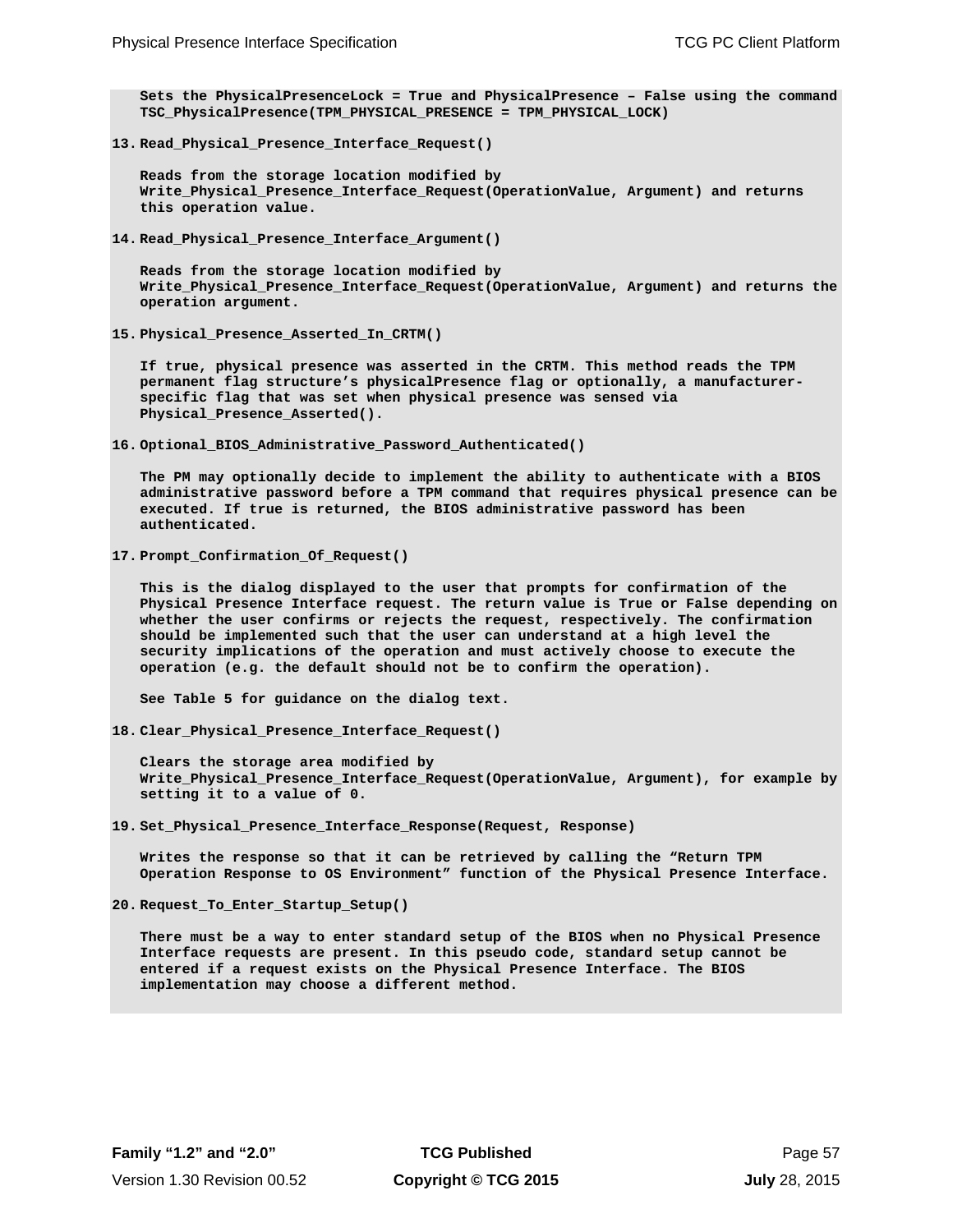Sets the PhysicalPresenceLock = True and PhysicalPresence – False using the command TSC_PhysicalPresence(TPM_PHYSICAL_PRESENCE = TPM_PHYSICAL_LOCK)

13. **Read_Physical_Presence_Interface_Request()**

    Reads from the storage location modified by Write_Physical_Presence_Interface_Request(OperationValue, Argument) and returns this operation value.

14. **Read_Physical_Presence_Interface_Argument()**

    Reads from the storage location modified by Write_Physical_Presence_Interface_Request(OperationValue, Argument) and returns the operation argument.

15. **Physical_Presence_Asserted_In_CRTM()**

    If true, physical presence was asserted in the CRTM. This method reads the TPM permanent flag structure's physicalPresence flag or optionally, a manufacturer-specific flag that was set when physical presence was sensed via Physical_Presence_Asserted().

16. **Optional_BIOS_Administrative_Password_Authenticated()**

    The PM may optionally decide to implement the ability to authenticate with a BIOS administrative password before a TPM command that requires physical presence can be executed. If true is returned, the BIOS administrative password has been authenticated.

17. **Prompt_Confirmation_Of_Request()**

    This is the dialog displayed to the user that prompts for confirmation of the Physical Presence Interface request. The return value is True or False depending on whether the user confirms or rejects the request, respectively. The confirmation should be implemented such that the user can understand at a high level the security implications of the operation and must actively choose to execute the operation (e.g. the default should not be to confirm the operation).

    See Table 5 for guidance on the dialog text.

18. **Clear_Physical_Presence_Interface_Request()**

    Clears the storage area modified by Write_Physical_Presence_Interface_Request(OperationValue, Argument), for example by setting it to a value of 0.

19. **Set_Physical_Presence_Interface_Response(Request, Response)**

    Writes the response so that it can be retrieved by calling the "Return TPM Operation Response to OS Environment" function of the Physical Presence Interface.

20. **Request_To_Enter_Startup_Setup()**

    There must be a way to enter standard setup of the BIOS when no Physical Presence Interface requests are present. In this pseudo code, standard setup cannot be entered if a request exists on the Physical Presence Interface. The BIOS implementation may choose a different method.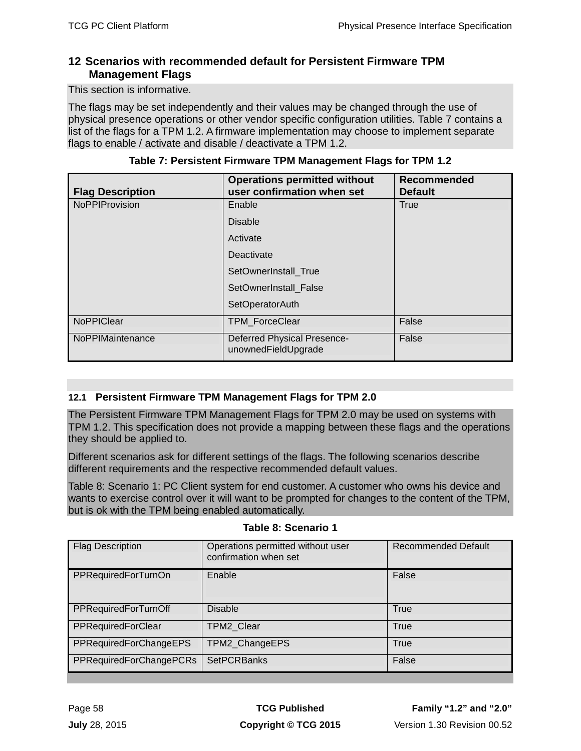# 12 Scenarios with recommended default for Persistent Firmware TPM Management Flags

This section is informative.

The flags may be set independently and their values may be changed through the use of physical presence operations or other vendor specific configuration utilities. Table 7 contains a list of the flags for a TPM 1.2. A firmware implementation may choose to implement separate flags to enable / activate and disable / deactivate a TPM 1.2.

**Table 7: Persistent Firmware TPM Management Flags for TPM 1.2**

| Flag Description | Operations permitted without user confirmation when set | Recommended Default |
|---|---|---|
| NoPPIProvision | Enable<br>Disable<br>Activate<br>Deactivate<br>SetOwnerInstall_True<br>SetOwnerInstall_False<br>SetOperatorAuth | True |
| NoPPIClear | TPM_ForceClear | False |
| NoPPIMaintenance | Deferred Physical Presence-unownedFieldUpgrade | False |

## 12.1 Persistent Firmware TPM Management Flags for TPM 2.0

The Persistent Firmware TPM Management Flags for TPM 2.0 may be used on systems with TPM 1.2. This specification does not provide a mapping between these flags and the operations they should be applied to.

Different scenarios ask for different settings of the flags. The following scenarios describe different requirements and the respective recommended default values.

Table 8: Scenario 1: PC Client system for end customer. A customer who owns his device and wants to exercise control over it will want to be prompted for changes to the content of the TPM, but is ok with the TPM being enabled automatically.

**Table 8: Scenario 1**

| Flag Description | Operations permitted without user confirmation when set | Recommended Default |
|---|---|---|
| PPRequiredForTurnOn | Enable | False |
| PPRequiredForTurnOff | Disable | True |
| PPRequiredForClear | TPM2_Clear | True |
| PPRequiredForChangeEPS | TPM2_ChangeEPS | True |
| PPRequiredForChangePCRs | SetPCRBanks | False |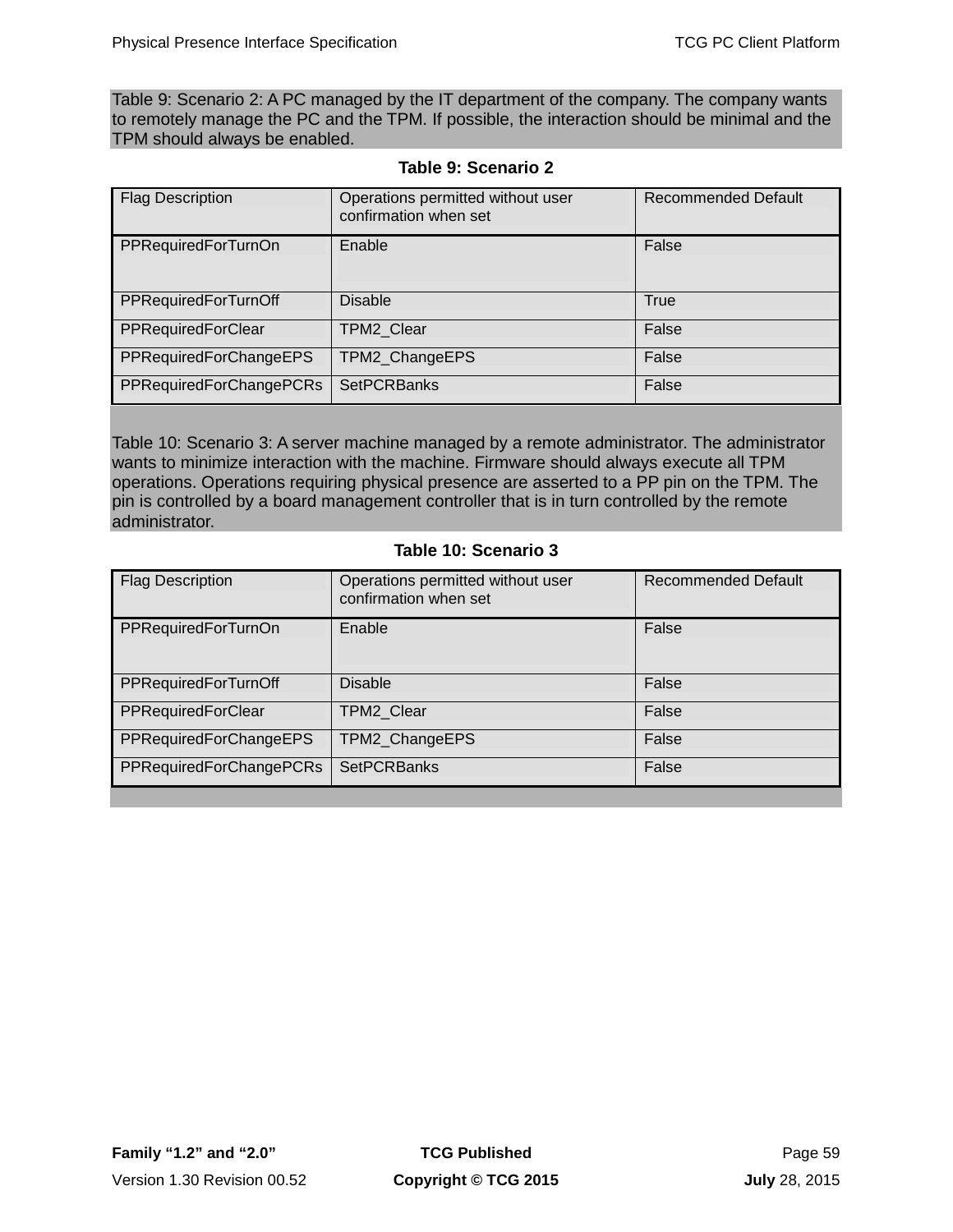Table 9: Scenario 2: A PC managed by the IT department of the company. The company wants to remotely manage the PC and the TPM. If possible, the interaction should be minimal and the TPM should always be enabled.

**Table 9: Scenario 2**

| Flag Description | Operations permitted without user confirmation when set | Recommended Default |
| --- | --- | --- |
| PPRequiredForTurnOn | Enable | False |
| PPRequiredForTurnOff | Disable | True |
| PPRequiredForClear | TPM2_Clear | False |
| PPRequiredForChangeEPS | TPM2_ChangeEPS | False |
| PPRequiredForChangePCRs | SetPCRBanks | False |

Table 10: Scenario 3: A server machine managed by a remote administrator. The administrator wants to minimize interaction with the machine. Firmware should always execute all TPM operations. Operations requiring physical presence are asserted to a PP pin on the TPM. The pin is controlled by a board management controller that is in turn controlled by the remote administrator.

**Table 10: Scenario 3**

| Flag Description | Operations permitted without user confirmation when set | Recommended Default |
| --- | --- | --- |
| PPRequiredForTurnOn | Enable | False |
| PPRequiredForTurnOff | Disable | False |
| PPRequiredForClear | TPM2_Clear | False |
| PPRequiredForChangeEPS | TPM2_ChangeEPS | False |
| PPRequiredForChangePCRs | SetPCRBanks | False |